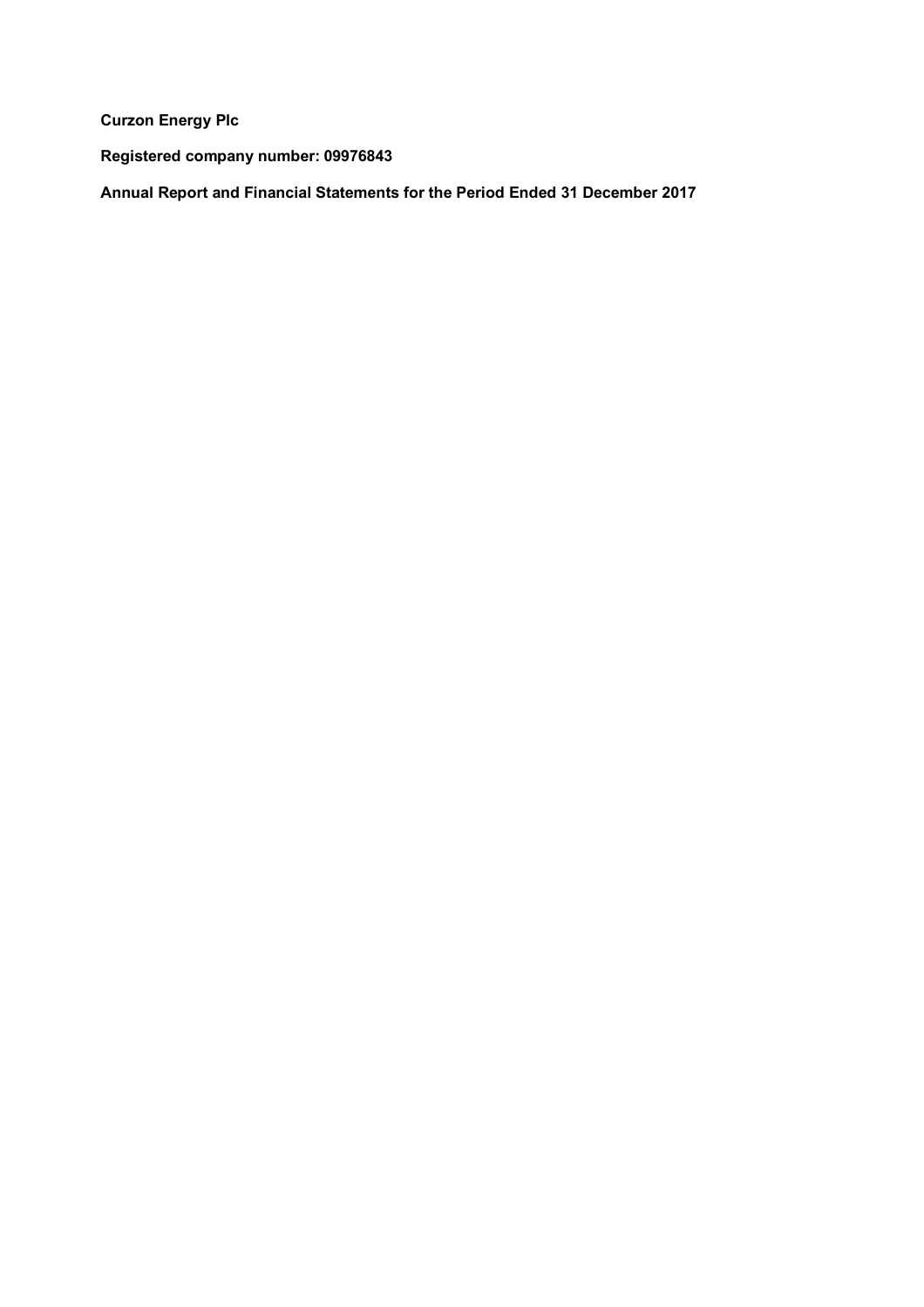**Curzon Energy Plc**

**Registered company number: 09976843**

**Annual Report and Financial Statements for the Period Ended 31 December 2017**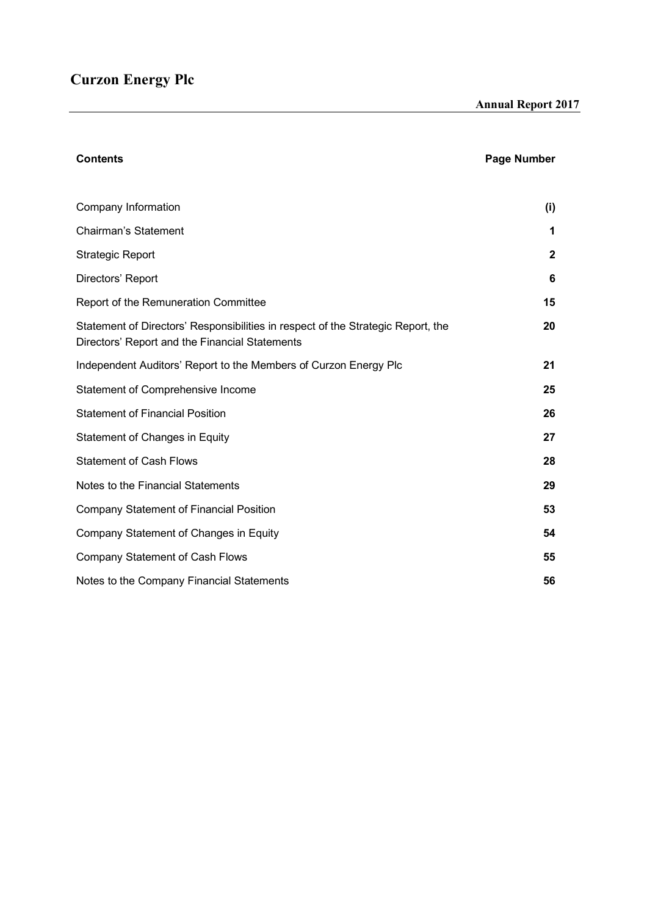# Curzon Energy Plc

**Annual Report 2017**

| **Contents** | **Page Number** |
|---|---|
| Company Information | **(i)** |
| Chairman's Statement | **1** |
| Strategic Report | **2** |
| Directors' Report | **6** |
| Report of the Remuneration Committee | **15** |
| Statement of Directors' Responsibilities in respect of the Strategic Report, the Directors' Report and the Financial Statements | **20** |
| Independent Auditors' Report to the Members of Curzon Energy Plc | **21** |
| Statement of Comprehensive Income | **25** |
| Statement of Financial Position | **26** |
| Statement of Changes in Equity | **27** |
| Statement of Cash Flows | **28** |
| Notes to the Financial Statements | **29** |
| Company Statement of Financial Position | **53** |
| Company Statement of Changes in Equity | **54** |
| Company Statement of Cash Flows | **55** |
| Notes to the Company Financial Statements | **56** |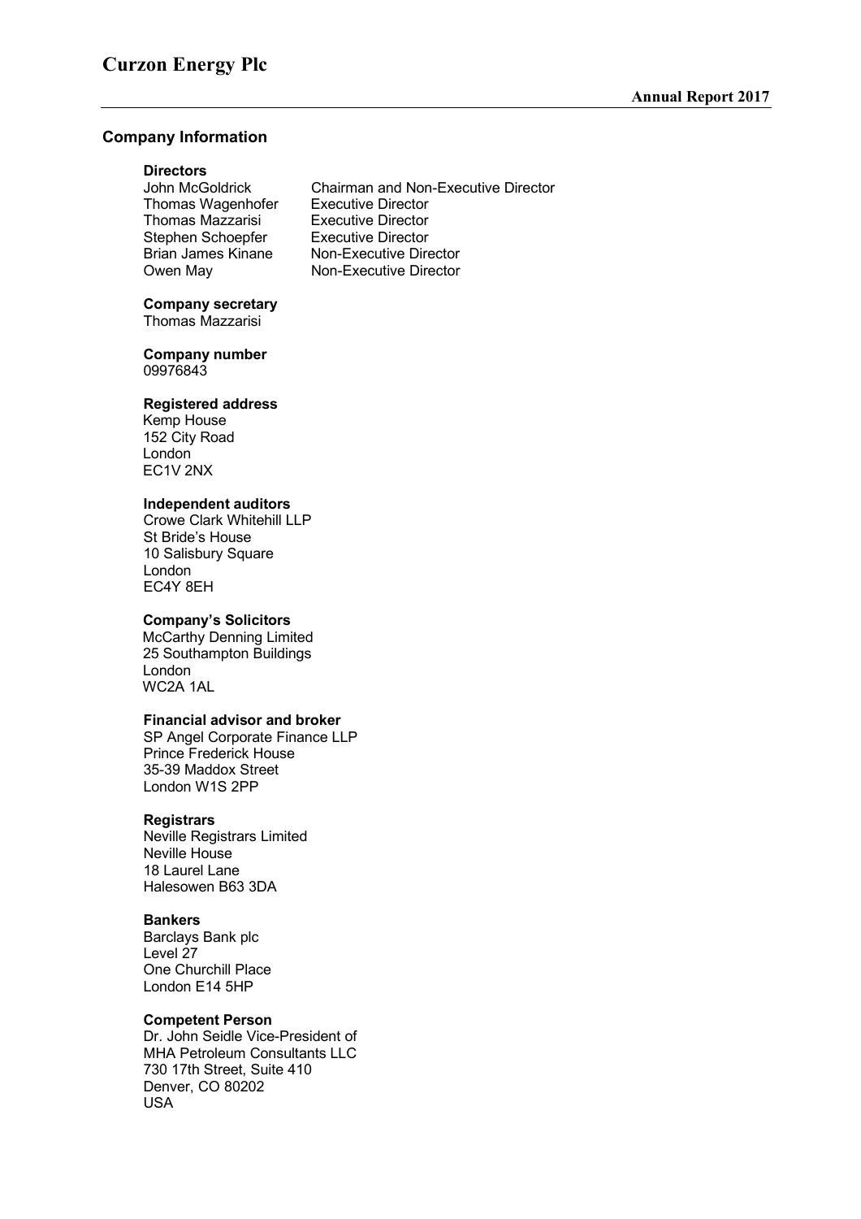## Company Information

**Directors**

| | |
|---|---|
| John McGoldrick | Chairman and Non-Executive Director |
| Thomas Wagenhofer | Executive Director |
| Thomas Mazzarisi | Executive Director |
| Stephen Schoepfer | Executive Director |
| Brian James Kinane | Non-Executive Director |
| Owen May | Non-Executive Director |

**Company secretary**
Thomas Mazzarisi

**Company number**
09976843

**Registered address**
Kemp House
152 City Road
London
EC1V 2NX

**Independent auditors**
Crowe Clark Whitehill LLP
St Bride's House
10 Salisbury Square
London
EC4Y 8EH

**Company's Solicitors**
McCarthy Denning Limited
25 Southampton Buildings
London
WC2A 1AL

**Financial advisor and broker**
SP Angel Corporate Finance LLP
Prince Frederick House
35-39 Maddox Street
London W1S 2PP

**Registrars**
Neville Registrars Limited
Neville House
18 Laurel Lane
Halesowen B63 3DA

**Bankers**
Barclays Bank plc
Level 27
One Churchill Place
London E14 5HP

**Competent Person**
Dr. John Seidle Vice-President of
MHA Petroleum Consultants LLC
730 17th Street, Suite 410
Denver, CO 80202
USA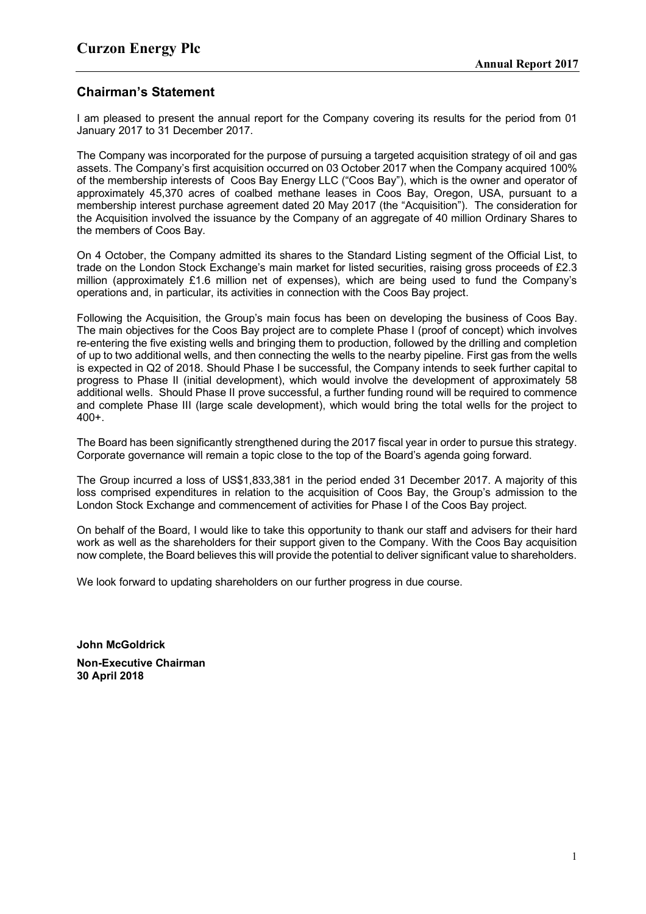## Chairman's Statement

I am pleased to present the annual report for the Company covering its results for the period from 01 January 2017 to 31 December 2017.

The Company was incorporated for the purpose of pursuing a targeted acquisition strategy of oil and gas assets. The Company's first acquisition occurred on 03 October 2017 when the Company acquired 100% of the membership interests of Coos Bay Energy LLC ("Coos Bay"), which is the owner and operator of approximately 45,370 acres of coalbed methane leases in Coos Bay, Oregon, USA, pursuant to a membership interest purchase agreement dated 20 May 2017 (the "Acquisition"). The consideration for the Acquisition involved the issuance by the Company of an aggregate of 40 million Ordinary Shares to the members of Coos Bay.

On 4 October, the Company admitted its shares to the Standard Listing segment of the Official List, to trade on the London Stock Exchange's main market for listed securities, raising gross proceeds of £2.3 million (approximately £1.6 million net of expenses), which are being used to fund the Company's operations and, in particular, its activities in connection with the Coos Bay project.

Following the Acquisition, the Group's main focus has been on developing the business of Coos Bay. The main objectives for the Coos Bay project are to complete Phase I (proof of concept) which involves re-entering the five existing wells and bringing them to production, followed by the drilling and completion of up to two additional wells, and then connecting the wells to the nearby pipeline. First gas from the wells is expected in Q2 of 2018. Should Phase I be successful, the Company intends to seek further capital to progress to Phase II (initial development), which would involve the development of approximately 58 additional wells. Should Phase II prove successful, a further funding round will be required to commence and complete Phase III (large scale development), which would bring the total wells for the project to 400+.

The Board has been significantly strengthened during the 2017 fiscal year in order to pursue this strategy. Corporate governance will remain a topic close to the top of the Board's agenda going forward.

The Group incurred a loss of US$1,833,381 in the period ended 31 December 2017. A majority of this loss comprised expenditures in relation to the acquisition of Coos Bay, the Group's admission to the London Stock Exchange and commencement of activities for Phase I of the Coos Bay project.

On behalf of the Board, I would like to take this opportunity to thank our staff and advisers for their hard work as well as the shareholders for their support given to the Company. With the Coos Bay acquisition now complete, the Board believes this will provide the potential to deliver significant value to shareholders.

We look forward to updating shareholders on our further progress in due course.

**John McGoldrick**

**Non-Executive Chairman**
**30 April 2018**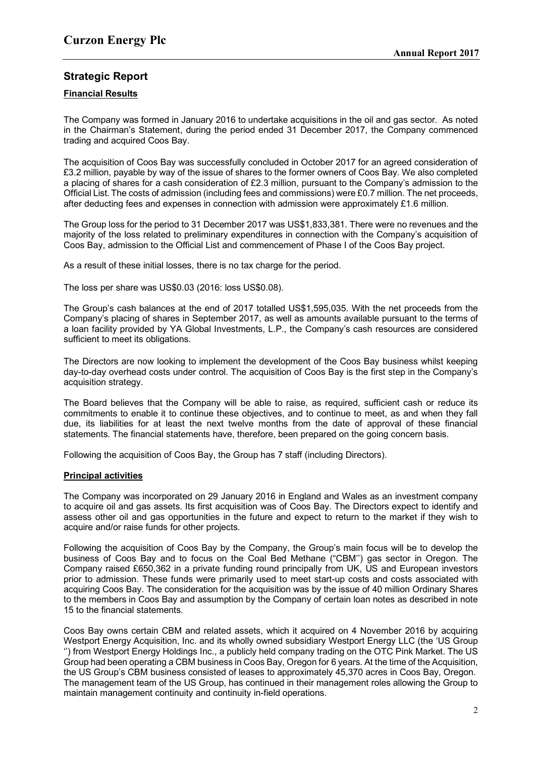## Strategic Report

### Financial Results

The Company was formed in January 2016 to undertake acquisitions in the oil and gas sector. As noted in the Chairman's Statement, during the period ended 31 December 2017, the Company commenced trading and acquired Coos Bay.

The acquisition of Coos Bay was successfully concluded in October 2017 for an agreed consideration of £3.2 million, payable by way of the issue of shares to the former owners of Coos Bay. We also completed a placing of shares for a cash consideration of £2.3 million, pursuant to the Company's admission to the Official List. The costs of admission (including fees and commissions) were £0.7 million. The net proceeds, after deducting fees and expenses in connection with admission were approximately £1.6 million.

The Group loss for the period to 31 December 2017 was US$1,833,381. There were no revenues and the majority of the loss related to preliminary expenditures in connection with the Company's acquisition of Coos Bay, admission to the Official List and commencement of Phase I of the Coos Bay project.

As a result of these initial losses, there is no tax charge for the period.

The loss per share was US$0.03 (2016: loss US$0.08).

The Group's cash balances at the end of 2017 totalled US$1,595,035. With the net proceeds from the Company's placing of shares in September 2017, as well as amounts available pursuant to the terms of a loan facility provided by YA Global Investments, L.P., the Company's cash resources are considered sufficient to meet its obligations.

The Directors are now looking to implement the development of the Coos Bay business whilst keeping day-to-day overhead costs under control. The acquisition of Coos Bay is the first step in the Company's acquisition strategy.

The Board believes that the Company will be able to raise, as required, sufficient cash or reduce its commitments to enable it to continue these objectives, and to continue to meet, as and when they fall due, its liabilities for at least the next twelve months from the date of approval of these financial statements. The financial statements have, therefore, been prepared on the going concern basis.

Following the acquisition of Coos Bay, the Group has 7 staff (including Directors).

### Principal activities

The Company was incorporated on 29 January 2016 in England and Wales as an investment company to acquire oil and gas assets. Its first acquisition was of Coos Bay. The Directors expect to identify and assess other oil and gas opportunities in the future and expect to return to the market if they wish to acquire and/or raise funds for other projects.

Following the acquisition of Coos Bay by the Company, the Group's main focus will be to develop the business of Coos Bay and to focus on the Coal Bed Methane ("CBM'') gas sector in Oregon. The Company raised £650,362 in a private funding round principally from UK, US and European investors prior to admission. These funds were primarily used to meet start-up costs and costs associated with acquiring Coos Bay. The consideration for the acquisition was by the issue of 40 million Ordinary Shares to the members in Coos Bay and assumption by the Company of certain loan notes as described in note 15 to the financial statements.

Coos Bay owns certain CBM and related assets, which it acquired on 4 November 2016 by acquiring Westport Energy Acquisition, Inc. and its wholly owned subsidiary Westport Energy LLC (the 'US Group '') from Westport Energy Holdings Inc., a publicly held company trading on the OTC Pink Market. The US Group had been operating a CBM business in Coos Bay, Oregon for 6 years. At the time of the Acquisition, the US Group's CBM business consisted of leases to approximately 45,370 acres in Coos Bay, Oregon. The management team of the US Group, has continued in their management roles allowing the Group to maintain management continuity and continuity in-field operations.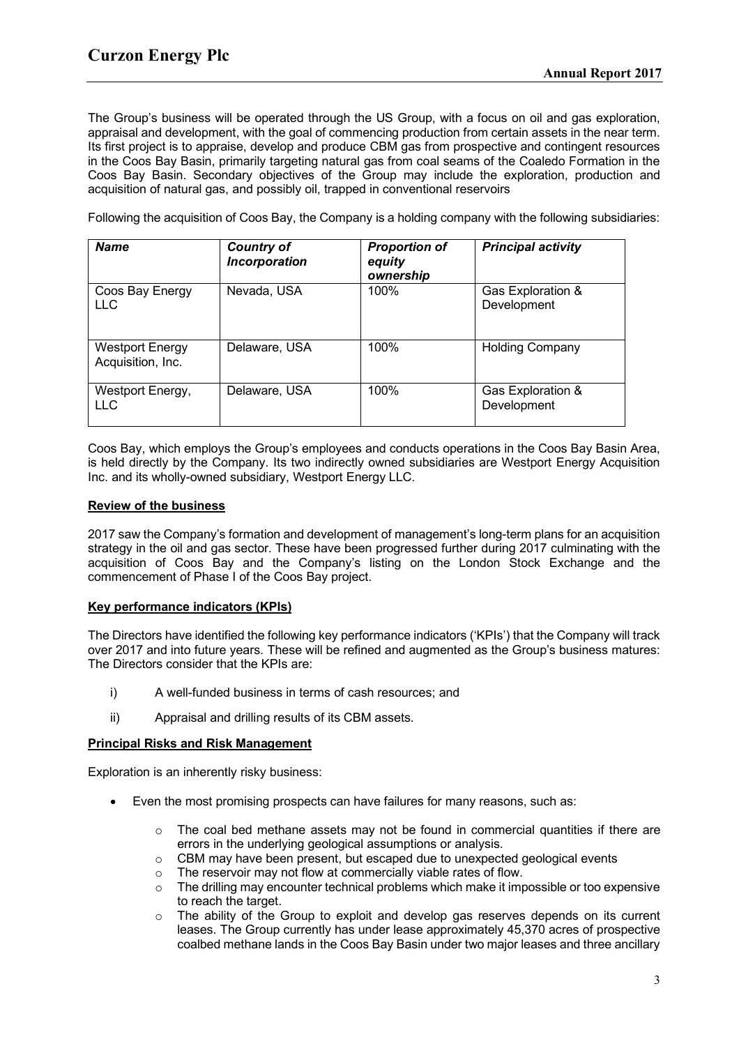The Group's business will be operated through the US Group, with a focus on oil and gas exploration, appraisal and development, with the goal of commencing production from certain assets in the near term. Its first project is to appraise, develop and produce CBM gas from prospective and contingent resources in the Coos Bay Basin, primarily targeting natural gas from coal seams of the Coaledo Formation in the Coos Bay Basin. Secondary objectives of the Group may include the exploration, production and acquisition of natural gas, and possibly oil, trapped in conventional reservoirs

Following the acquisition of Coos Bay, the Company is a holding company with the following subsidiaries:

| ***Name*** | ***Country of Incorporation*** | ***Proportion of equity ownership*** | ***Principal activity*** |
|---|---|---|---|
| Coos Bay Energy LLC | Nevada, USA | 100% | Gas Exploration & Development |
| Westport Energy Acquisition, Inc. | Delaware, USA | 100% | Holding Company |
| Westport Energy, LLC | Delaware, USA | 100% | Gas Exploration & Development |

Coos Bay, which employs the Group's employees and conducts operations in the Coos Bay Basin Area, is held directly by the Company. Its two indirectly owned subsidiaries are Westport Energy Acquisition Inc. and its wholly-owned subsidiary, Westport Energy LLC.

**Review of the business**

2017 saw the Company's formation and development of management's long-term plans for an acquisition strategy in the oil and gas sector. These have been progressed further during 2017 culminating with the acquisition of Coos Bay and the Company's listing on the London Stock Exchange and the commencement of Phase I of the Coos Bay project.

**Key performance indicators (KPIs)**

The Directors have identified the following key performance indicators ('KPIs') that the Company will track over 2017 and into future years. These will be refined and augmented as the Group's business matures: The Directors consider that the KPIs are:

i) A well-funded business in terms of cash resources; and

ii) Appraisal and drilling results of its CBM assets.

**Principal Risks and Risk Management**

Exploration is an inherently risky business:

- Even the most promising prospects can have failures for many reasons, such as:
    - The coal bed methane assets may not be found in commercial quantities if there are errors in the underlying geological assumptions or analysis.
    - CBM may have been present, but escaped due to unexpected geological events
    - The reservoir may not flow at commercially viable rates of flow.
    - The drilling may encounter technical problems which make it impossible or too expensive to reach the target.
    - The ability of the Group to exploit and develop gas reserves depends on its current leases. The Group currently has under lease approximately 45,370 acres of prospective coalbed methane lands in the Coos Bay Basin under two major leases and three ancillary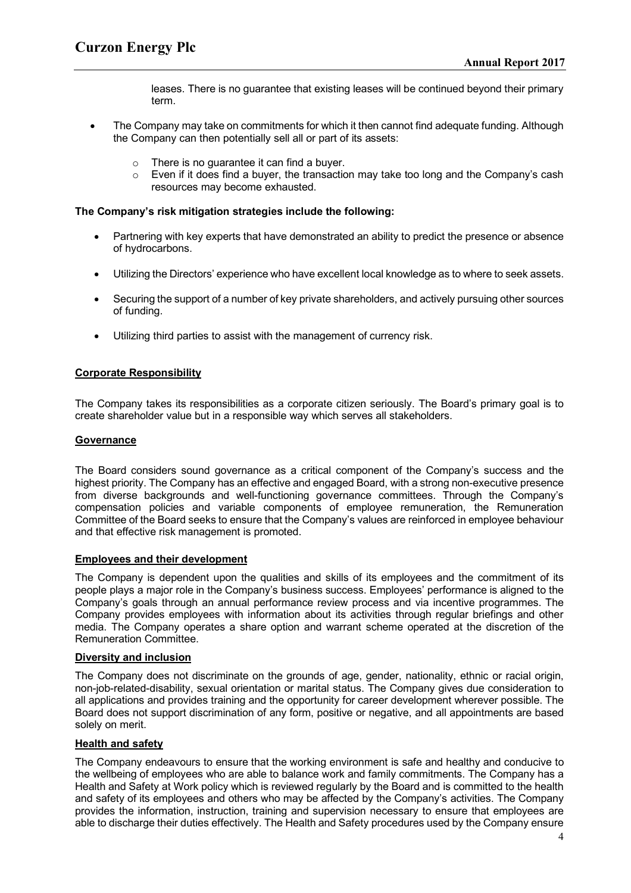leases. There is no guarantee that existing leases will be continued beyond their primary term.

- The Company may take on commitments for which it then cannot find adequate funding. Although the Company can then potentially sell all or part of its assets:
    - There is no guarantee it can find a buyer.
    - Even if it does find a buyer, the transaction may take too long and the Company's cash resources may become exhausted.

**The Company's risk mitigation strategies include the following:**

- Partnering with key experts that have demonstrated an ability to predict the presence or absence of hydrocarbons.
- Utilizing the Directors' experience who have excellent local knowledge as to where to seek assets.
- Securing the support of a number of key private shareholders, and actively pursuing other sources of funding.
- Utilizing third parties to assist with the management of currency risk.

## Corporate Responsibility

The Company takes its responsibilities as a corporate citizen seriously. The Board's primary goal is to create shareholder value but in a responsible way which serves all stakeholders.

## Governance

The Board considers sound governance as a critical component of the Company's success and the highest priority. The Company has an effective and engaged Board, with a strong non-executive presence from diverse backgrounds and well-functioning governance committees. Through the Company's compensation policies and variable components of employee remuneration, the Remuneration Committee of the Board seeks to ensure that the Company's values are reinforced in employee behaviour and that effective risk management is promoted.

## Employees and their development

The Company is dependent upon the qualities and skills of its employees and the commitment of its people plays a major role in the Company's business success. Employees' performance is aligned to the Company's goals through an annual performance review process and via incentive programmes. The Company provides employees with information about its activities through regular briefings and other media. The Company operates a share option and warrant scheme operated at the discretion of the Remuneration Committee.

## Diversity and inclusion

The Company does not discriminate on the grounds of age, gender, nationality, ethnic or racial origin, non-job-related-disability, sexual orientation or marital status. The Company gives due consideration to all applications and provides training and the opportunity for career development wherever possible. The Board does not support discrimination of any form, positive or negative, and all appointments are based solely on merit.

## Health and safety

The Company endeavours to ensure that the working environment is safe and healthy and conducive to the wellbeing of employees who are able to balance work and family commitments. The Company has a Health and Safety at Work policy which is reviewed regularly by the Board and is committed to the health and safety of its employees and others who may be affected by the Company's activities. The Company provides the information, instruction, training and supervision necessary to ensure that employees are able to discharge their duties effectively. The Health and Safety procedures used by the Company ensure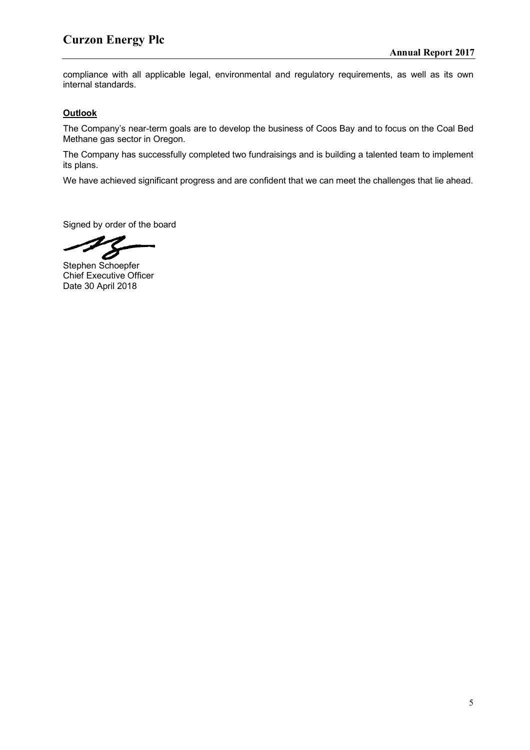compliance with all applicable legal, environmental and regulatory requirements, as well as its own internal standards.

**Outlook**

The Company's near-term goals are to develop the business of Coos Bay and to focus on the Coal Bed Methane gas sector in Oregon.

The Company has successfully completed two fundraisings and is building a talented team to implement its plans.

We have achieved significant progress and are confident that we can meet the challenges that lie ahead.

Signed by order of the board

Stephen Schoepfer
Chief Executive Officer
Date 30 April 2018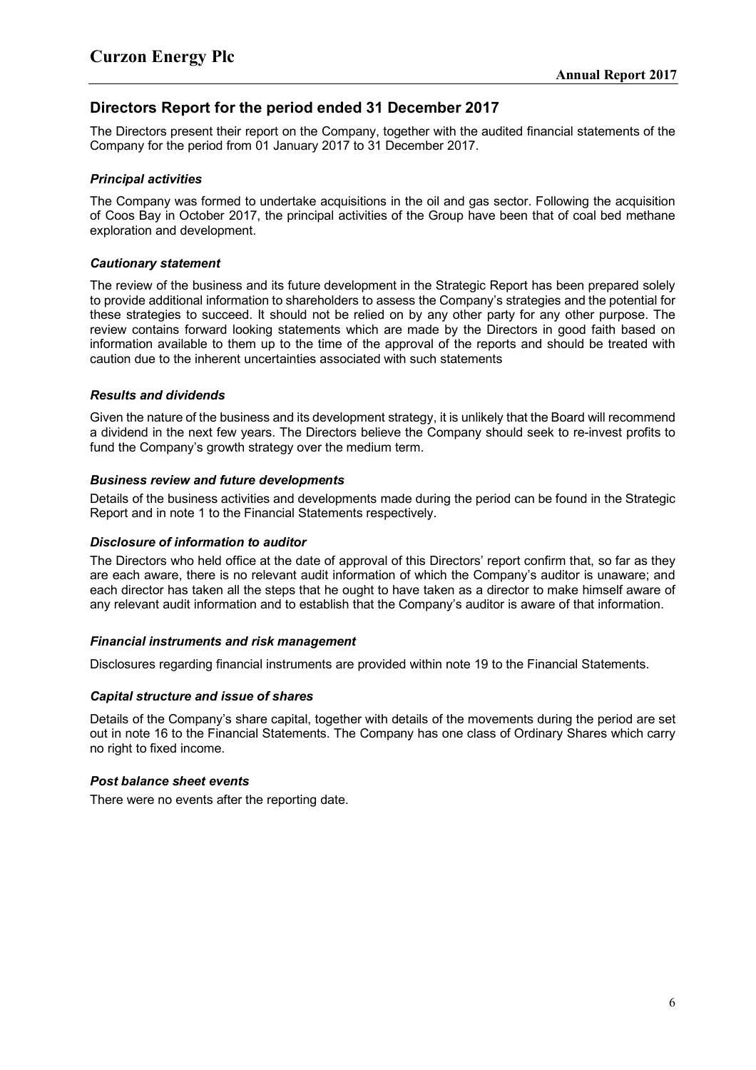## Directors Report for the period ended 31 December 2017

The Directors present their report on the Company, together with the audited financial statements of the Company for the period from 01 January 2017 to 31 December 2017.

### *Principal activities*

The Company was formed to undertake acquisitions in the oil and gas sector. Following the acquisition of Coos Bay in October 2017, the principal activities of the Group have been that of coal bed methane exploration and development.

### *Cautionary statement*

The review of the business and its future development in the Strategic Report has been prepared solely to provide additional information to shareholders to assess the Company's strategies and the potential for these strategies to succeed. It should not be relied on by any other party for any other purpose. The review contains forward looking statements which are made by the Directors in good faith based on information available to them up to the time of the approval of the reports and should be treated with caution due to the inherent uncertainties associated with such statements

### *Results and dividends*

Given the nature of the business and its development strategy, it is unlikely that the Board will recommend a dividend in the next few years. The Directors believe the Company should seek to re-invest profits to fund the Company's growth strategy over the medium term.

### *Business review and future developments*

Details of the business activities and developments made during the period can be found in the Strategic Report and in note 1 to the Financial Statements respectively.

### *Disclosure of information to auditor*

The Directors who held office at the date of approval of this Directors' report confirm that, so far as they are each aware, there is no relevant audit information of which the Company's auditor is unaware; and each director has taken all the steps that he ought to have taken as a director to make himself aware of any relevant audit information and to establish that the Company's auditor is aware of that information.

### *Financial instruments and risk management*

Disclosures regarding financial instruments are provided within note 19 to the Financial Statements.

### *Capital structure and issue of shares*

Details of the Company's share capital, together with details of the movements during the period are set out in note 16 to the Financial Statements. The Company has one class of Ordinary Shares which carry no right to fixed income.

### *Post balance sheet events*

There were no events after the reporting date.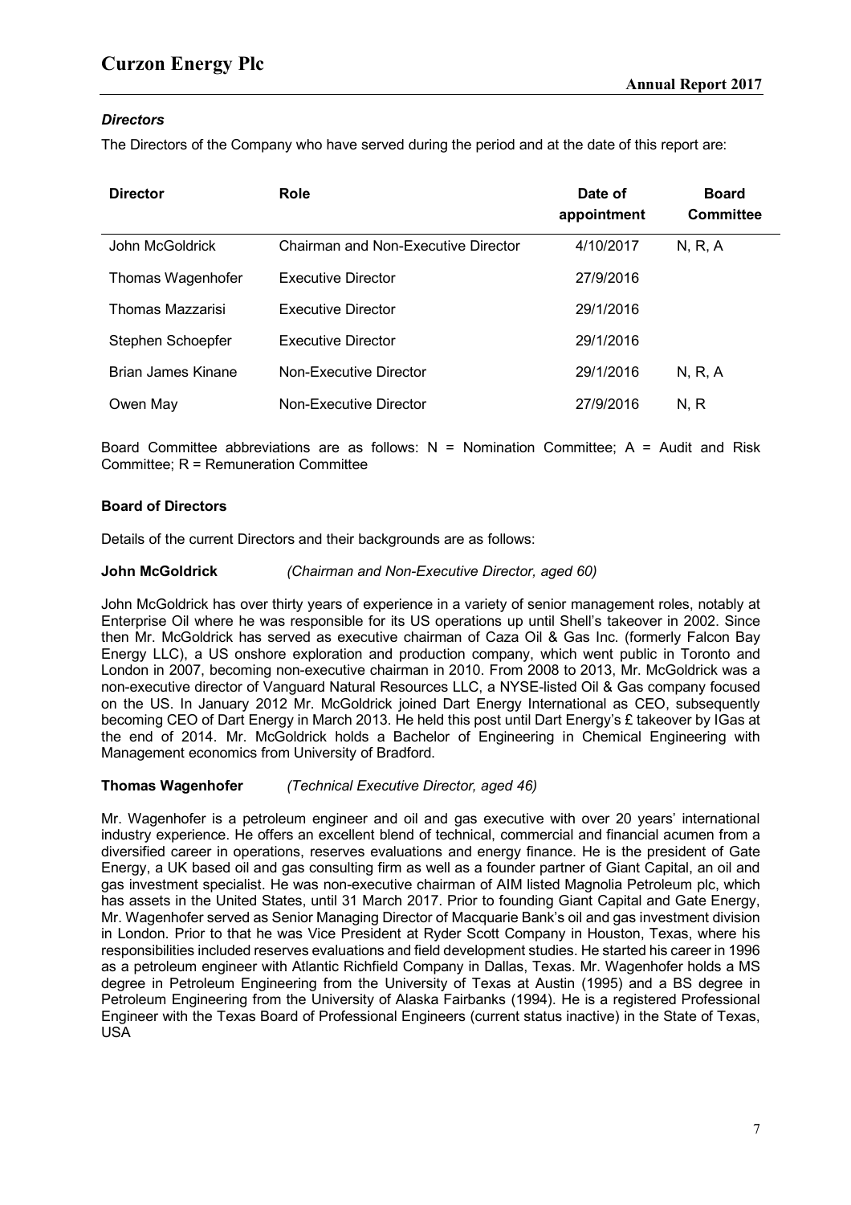### *Directors*

The Directors of the Company who have served during the period and at the date of this report are:

| Director | Role | Date of appointment | Board Committee |
|---|---|---|---|
| John McGoldrick | Chairman and Non-Executive Director | 4/10/2017 | N, R, A |
| Thomas Wagenhofer | Executive Director | 27/9/2016 | |
| Thomas Mazzarisi | Executive Director | 29/1/2016 | |
| Stephen Schoepfer | Executive Director | 29/1/2016 | |
| Brian James Kinane | Non-Executive Director | 29/1/2016 | N, R, A |
| Owen May | Non-Executive Director | 27/9/2016 | N, R |

Board Committee abbreviations are as follows: N = Nomination Committee; A = Audit and Risk Committee; R = Remuneration Committee

### Board of Directors

Details of the current Directors and their backgrounds are as follows:

**John McGoldrick** *(Chairman and Non-Executive Director, aged 60)*

John McGoldrick has over thirty years of experience in a variety of senior management roles, notably at Enterprise Oil where he was responsible for its US operations up until Shell's takeover in 2002. Since then Mr. McGoldrick has served as executive chairman of Caza Oil & Gas Inc. (formerly Falcon Bay Energy LLC), a US onshore exploration and production company, which went public in Toronto and London in 2007, becoming non-executive chairman in 2010. From 2008 to 2013, Mr. McGoldrick was a non-executive director of Vanguard Natural Resources LLC, a NYSE-listed Oil & Gas company focused on the US. In January 2012 Mr. McGoldrick joined Dart Energy International as CEO, subsequently becoming CEO of Dart Energy in March 2013. He held this post until Dart Energy's £ takeover by IGas at the end of 2014. Mr. McGoldrick holds a Bachelor of Engineering in Chemical Engineering with Management economics from University of Bradford.

**Thomas Wagenhofer** *(Technical Executive Director, aged 46)*

Mr. Wagenhofer is a petroleum engineer and oil and gas executive with over 20 years' international industry experience. He offers an excellent blend of technical, commercial and financial acumen from a diversified career in operations, reserves evaluations and energy finance. He is the president of Gate Energy, a UK based oil and gas consulting firm as well as a founder partner of Giant Capital, an oil and gas investment specialist. He was non-executive chairman of AIM listed Magnolia Petroleum plc, which has assets in the United States, until 31 March 2017. Prior to founding Giant Capital and Gate Energy, Mr. Wagenhofer served as Senior Managing Director of Macquarie Bank's oil and gas investment division in London. Prior to that he was Vice President at Ryder Scott Company in Houston, Texas, where his responsibilities included reserves evaluations and field development studies. He started his career in 1996 as a petroleum engineer with Atlantic Richfield Company in Dallas, Texas. Mr. Wagenhofer holds a MS degree in Petroleum Engineering from the University of Texas at Austin (1995) and a BS degree in Petroleum Engineering from the University of Alaska Fairbanks (1994). He is a registered Professional Engineer with the Texas Board of Professional Engineers (current status inactive) in the State of Texas, USA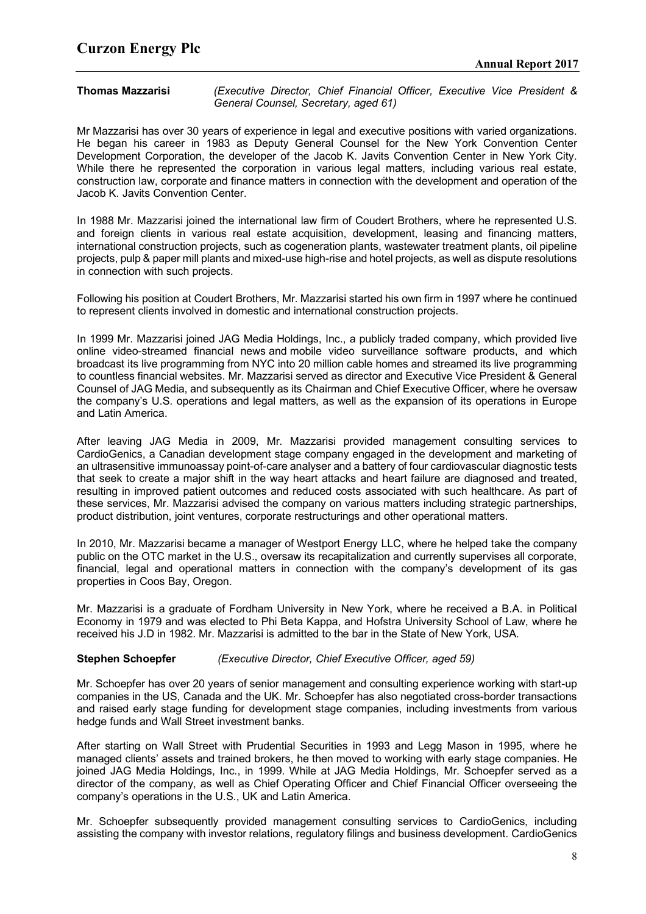**Thomas Mazzarisi** *(Executive Director, Chief Financial Officer, Executive Vice President & General Counsel, Secretary, aged 61)*

Mr Mazzarisi has over 30 years of experience in legal and executive positions with varied organizations. He began his career in 1983 as Deputy General Counsel for the New York Convention Center Development Corporation, the developer of the Jacob K. Javits Convention Center in New York City. While there he represented the corporation in various legal matters, including various real estate, construction law, corporate and finance matters in connection with the development and operation of the Jacob K. Javits Convention Center.

In 1988 Mr. Mazzarisi joined the international law firm of Coudert Brothers, where he represented U.S. and foreign clients in various real estate acquisition, development, leasing and financing matters, international construction projects, such as cogeneration plants, wastewater treatment plants, oil pipeline projects, pulp & paper mill plants and mixed-use high-rise and hotel projects, as well as dispute resolutions in connection with such projects.

Following his position at Coudert Brothers, Mr. Mazzarisi started his own firm in 1997 where he continued to represent clients involved in domestic and international construction projects.

In 1999 Mr. Mazzarisi joined JAG Media Holdings, Inc., a publicly traded company, which provided live online video-streamed financial news and mobile video surveillance software products, and which broadcast its live programming from NYC into 20 million cable homes and streamed its live programming to countless financial websites. Mr. Mazzarisi served as director and Executive Vice President & General Counsel of JAG Media, and subsequently as its Chairman and Chief Executive Officer, where he oversaw the company's U.S. operations and legal matters, as well as the expansion of its operations in Europe and Latin America.

After leaving JAG Media in 2009, Mr. Mazzarisi provided management consulting services to CardioGenics, a Canadian development stage company engaged in the development and marketing of an ultrasensitive immunoassay point-of-care analyser and a battery of four cardiovascular diagnostic tests that seek to create a major shift in the way heart attacks and heart failure are diagnosed and treated, resulting in improved patient outcomes and reduced costs associated with such healthcare. As part of these services, Mr. Mazzarisi advised the company on various matters including strategic partnerships, product distribution, joint ventures, corporate restructurings and other operational matters.

In 2010, Mr. Mazzarisi became a manager of Westport Energy LLC, where he helped take the company public on the OTC market in the U.S., oversaw its recapitalization and currently supervises all corporate, financial, legal and operational matters in connection with the company's development of its gas properties in Coos Bay, Oregon.

Mr. Mazzarisi is a graduate of Fordham University in New York, where he received a B.A. in Political Economy in 1979 and was elected to Phi Beta Kappa, and Hofstra University School of Law, where he received his J.D in 1982. Mr. Mazzarisi is admitted to the bar in the State of New York, USA.

**Stephen Schoepfer** *(Executive Director, Chief Executive Officer, aged 59)*

Mr. Schoepfer has over 20 years of senior management and consulting experience working with start-up companies in the US, Canada and the UK. Mr. Schoepfer has also negotiated cross-border transactions and raised early stage funding for development stage companies, including investments from various hedge funds and Wall Street investment banks.

After starting on Wall Street with Prudential Securities in 1993 and Legg Mason in 1995, where he managed clients' assets and trained brokers, he then moved to working with early stage companies. He joined JAG Media Holdings, Inc., in 1999. While at JAG Media Holdings, Mr. Schoepfer served as a director of the company, as well as Chief Operating Officer and Chief Financial Officer overseeing the company's operations in the U.S., UK and Latin America.

Mr. Schoepfer subsequently provided management consulting services to CardioGenics, including assisting the company with investor relations, regulatory filings and business development. CardioGenics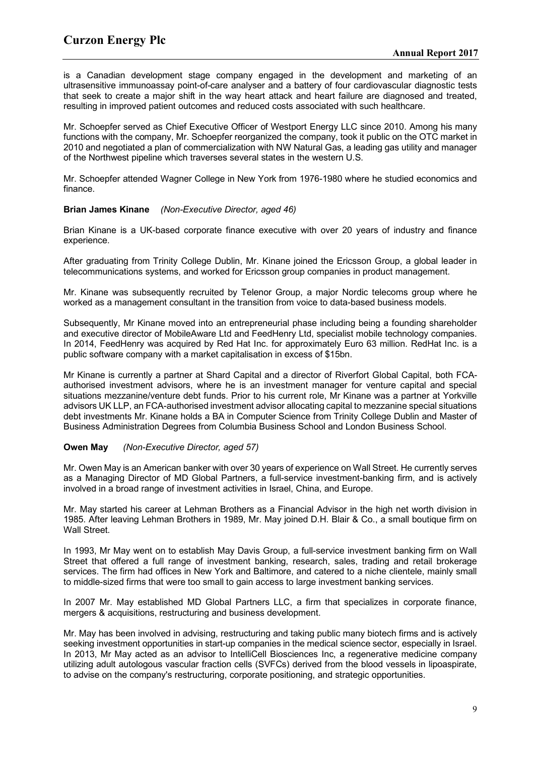is a Canadian development stage company engaged in the development and marketing of an ultrasensitive immunoassay point-of-care analyser and a battery of four cardiovascular diagnostic tests that seek to create a major shift in the way heart attack and heart failure are diagnosed and treated, resulting in improved patient outcomes and reduced costs associated with such healthcare.

Mr. Schoepfer served as Chief Executive Officer of Westport Energy LLC since 2010. Among his many functions with the company, Mr. Schoepfer reorganized the company, took it public on the OTC market in 2010 and negotiated a plan of commercialization with NW Natural Gas, a leading gas utility and manager of the Northwest pipeline which traverses several states in the western U.S.

Mr. Schoepfer attended Wagner College in New York from 1976-1980 where he studied economics and finance.

**Brian James Kinane** *(Non-Executive Director, aged 46)*

Brian Kinane is a UK-based corporate finance executive with over 20 years of industry and finance experience.

After graduating from Trinity College Dublin, Mr. Kinane joined the Ericsson Group, a global leader in telecommunications systems, and worked for Ericsson group companies in product management.

Mr. Kinane was subsequently recruited by Telenor Group, a major Nordic telecoms group where he worked as a management consultant in the transition from voice to data-based business models.

Subsequently, Mr Kinane moved into an entrepreneurial phase including being a founding shareholder and executive director of MobileAware Ltd and FeedHenry Ltd, specialist mobile technology companies. In 2014, FeedHenry was acquired by Red Hat Inc. for approximately Euro 63 million. RedHat Inc. is a public software company with a market capitalisation in excess of $15bn.

Mr Kinane is currently a partner at Shard Capital and a director of Riverfort Global Capital, both FCA-authorised investment advisors, where he is an investment manager for venture capital and special situations mezzanine/venture debt funds. Prior to his current role, Mr Kinane was a partner at Yorkville advisors UK LLP, an FCA-authorised investment advisor allocating capital to mezzanine special situations debt investments Mr. Kinane holds a BA in Computer Science from Trinity College Dublin and Master of Business Administration Degrees from Columbia Business School and London Business School.

**Owen May** *(Non-Executive Director, aged 57)*

Mr. Owen May is an American banker with over 30 years of experience on Wall Street. He currently serves as a Managing Director of MD Global Partners, a full-service investment-banking firm, and is actively involved in a broad range of investment activities in Israel, China, and Europe.

Mr. May started his career at Lehman Brothers as a Financial Advisor in the high net worth division in 1985. After leaving Lehman Brothers in 1989, Mr. May joined D.H. Blair & Co., a small boutique firm on Wall Street.

In 1993, Mr May went on to establish May Davis Group, a full-service investment banking firm on Wall Street that offered a full range of investment banking, research, sales, trading and retail brokerage services. The firm had offices in New York and Baltimore, and catered to a niche clientele, mainly small to middle-sized firms that were too small to gain access to large investment banking services.

In 2007 Mr. May established MD Global Partners LLC, a firm that specializes in corporate finance, mergers & acquisitions, restructuring and business development.

Mr. May has been involved in advising, restructuring and taking public many biotech firms and is actively seeking investment opportunities in start-up companies in the medical science sector, especially in Israel. In 2013, Mr May acted as an advisor to IntelliCell Biosciences Inc, a regenerative medicine company utilizing adult autologous vascular fraction cells (SVFCs) derived from the blood vessels in lipoaspirate, to advise on the company's restructuring, corporate positioning, and strategic opportunities.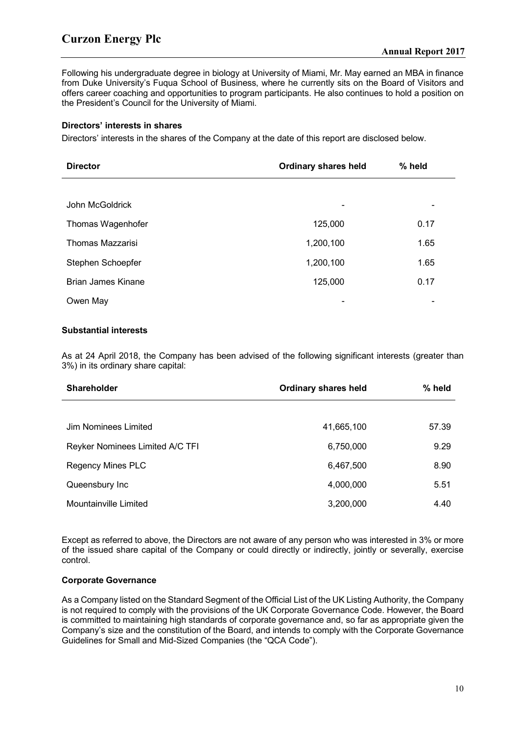Following his undergraduate degree in biology at University of Miami, Mr. May earned an MBA in finance from Duke University's Fuqua School of Business, where he currently sits on the Board of Visitors and offers career coaching and opportunities to program participants. He also continues to hold a position on the President's Council for the University of Miami.

### Directors' interests in shares

Directors' interests in the shares of the Company at the date of this report are disclosed below.

| Director | Ordinary shares held | % held |
|---|---|---|
| John McGoldrick | - | - |
| Thomas Wagenhofer | 125,000 | 0.17 |
| Thomas Mazzarisi | 1,200,100 | 1.65 |
| Stephen Schoepfer | 1,200,100 | 1.65 |
| Brian James Kinane | 125,000 | 0.17 |
| Owen May | - | - |

### Substantial interests

As at 24 April 2018, the Company has been advised of the following significant interests (greater than 3%) in its ordinary share capital:

| Shareholder | Ordinary shares held | % held |
|---|---|---|
| Jim Nominees Limited | 41,665,100 | 57.39 |
| Reyker Nominees Limited A/C TFI | 6,750,000 | 9.29 |
| Regency Mines PLC | 6,467,500 | 8.90 |
| Queensbury Inc | 4,000,000 | 5.51 |
| Mountainville Limited | 3,200,000 | 4.40 |

Except as referred to above, the Directors are not aware of any person who was interested in 3% or more of the issued share capital of the Company or could directly or indirectly, jointly or severally, exercise control.

### Corporate Governance

As a Company listed on the Standard Segment of the Official List of the UK Listing Authority, the Company is not required to comply with the provisions of the UK Corporate Governance Code. However, the Board is committed to maintaining high standards of corporate governance and, so far as appropriate given the Company's size and the constitution of the Board, and intends to comply with the Corporate Governance Guidelines for Small and Mid-Sized Companies (the "QCA Code").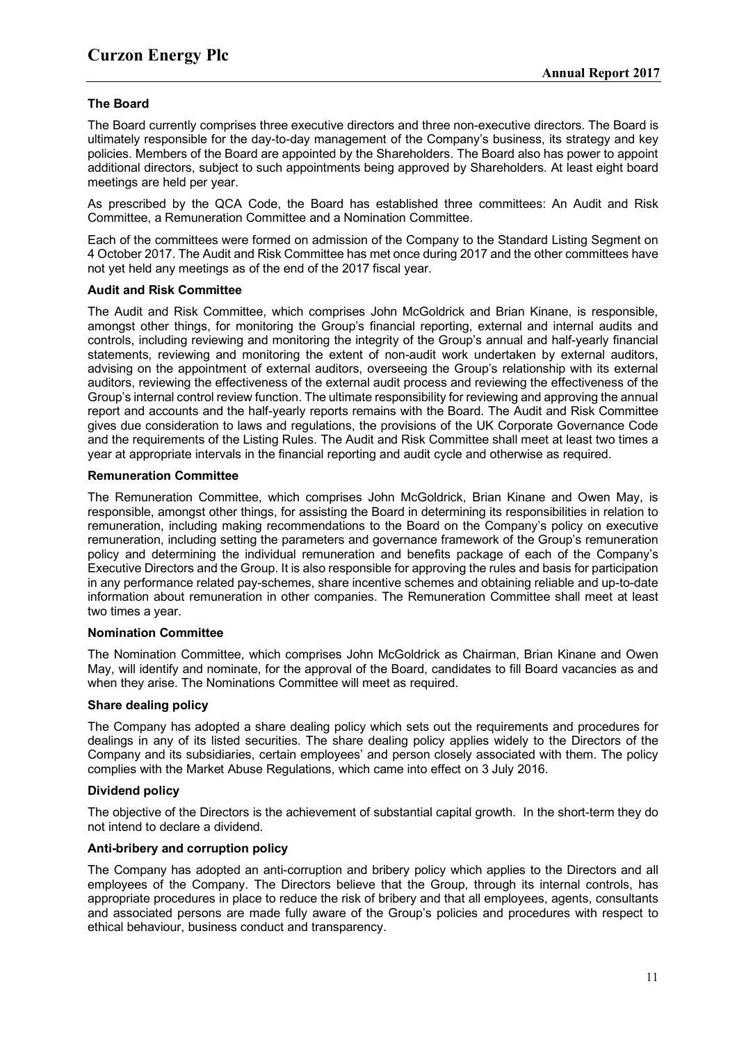## The Board

The Board currently comprises three executive directors and three non-executive directors. The Board is ultimately responsible for the day-to-day management of the Company's business, its strategy and key policies. Members of the Board are appointed by the Shareholders. The Board also has power to appoint additional directors, subject to such appointments being approved by Shareholders. At least eight board meetings are held per year.

As prescribed by the QCA Code, the Board has established three committees: An Audit and Risk Committee, a Remuneration Committee and a Nomination Committee.

Each of the committees were formed on admission of the Company to the Standard Listing Segment on 4 October 2017. The Audit and Risk Committee has met once during 2017 and the other committees have not yet held any meetings as of the end of the 2017 fiscal year.

### Audit and Risk Committee

The Audit and Risk Committee, which comprises John McGoldrick and Brian Kinane, is responsible, amongst other things, for monitoring the Group's financial reporting, external and internal audits and controls, including reviewing and monitoring the integrity of the Group's annual and half-yearly financial statements, reviewing and monitoring the extent of non-audit work undertaken by external auditors, advising on the appointment of external auditors, overseeing the Group's relationship with its external auditors, reviewing the effectiveness of the external audit process and reviewing the effectiveness of the Group's internal control review function. The ultimate responsibility for reviewing and approving the annual report and accounts and the half-yearly reports remains with the Board. The Audit and Risk Committee gives due consideration to laws and regulations, the provisions of the UK Corporate Governance Code and the requirements of the Listing Rules. The Audit and Risk Committee shall meet at least two times a year at appropriate intervals in the financial reporting and audit cycle and otherwise as required.

### Remuneration Committee

The Remuneration Committee, which comprises John McGoldrick, Brian Kinane and Owen May, is responsible, amongst other things, for assisting the Board in determining its responsibilities in relation to remuneration, including making recommendations to the Board on the Company's policy on executive remuneration, including setting the parameters and governance framework of the Group's remuneration policy and determining the individual remuneration and benefits package of each of the Company's Executive Directors and the Group. It is also responsible for approving the rules and basis for participation in any performance related pay-schemes, share incentive schemes and obtaining reliable and up-to-date information about remuneration in other companies. The Remuneration Committee shall meet at least two times a year.

### Nomination Committee

The Nomination Committee, which comprises John McGoldrick as Chairman, Brian Kinane and Owen May, will identify and nominate, for the approval of the Board, candidates to fill Board vacancies as and when they arise. The Nominations Committee will meet as required.

### Share dealing policy

The Company has adopted a share dealing policy which sets out the requirements and procedures for dealings in any of its listed securities. The share dealing policy applies widely to the Directors of the Company and its subsidiaries, certain employees' and person closely associated with them. The policy complies with the Market Abuse Regulations, which came into effect on 3 July 2016.

### Dividend policy

The objective of the Directors is the achievement of substantial capital growth. In the short-term they do not intend to declare a dividend.

### Anti-bribery and corruption policy

The Company has adopted an anti-corruption and bribery policy which applies to the Directors and all employees of the Company. The Directors believe that the Group, through its internal controls, has appropriate procedures in place to reduce the risk of bribery and that all employees, agents, consultants and associated persons are made fully aware of the Group's policies and procedures with respect to ethical behaviour, business conduct and transparency.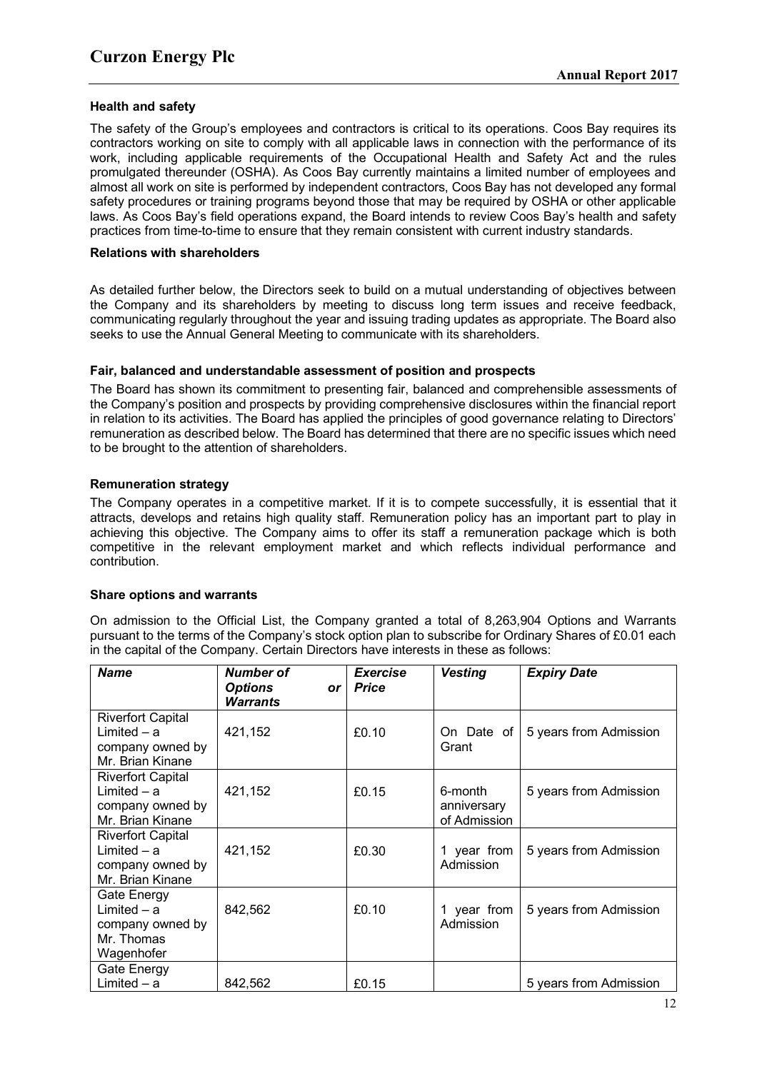### Health and safety

The safety of the Group's employees and contractors is critical to its operations. Coos Bay requires its contractors working on site to comply with all applicable laws in connection with the performance of its work, including applicable requirements of the Occupational Health and Safety Act and the rules promulgated thereunder (OSHA). As Coos Bay currently maintains a limited number of employees and almost all work on site is performed by independent contractors, Coos Bay has not developed any formal safety procedures or training programs beyond those that may be required by OSHA or other applicable laws. As Coos Bay's field operations expand, the Board intends to review Coos Bay's health and safety practices from time-to-time to ensure that they remain consistent with current industry standards.

### Relations with shareholders

As detailed further below, the Directors seek to build on a mutual understanding of objectives between the Company and its shareholders by meeting to discuss long term issues and receive feedback, communicating regularly throughout the year and issuing trading updates as appropriate. The Board also seeks to use the Annual General Meeting to communicate with its shareholders.

### Fair, balanced and understandable assessment of position and prospects

The Board has shown its commitment to presenting fair, balanced and comprehensible assessments of the Company's position and prospects by providing comprehensive disclosures within the financial report in relation to its activities. The Board has applied the principles of good governance relating to Directors' remuneration as described below. The Board has determined that there are no specific issues which need to be brought to the attention of shareholders.

### Remuneration strategy

The Company operates in a competitive market. If it is to compete successfully, it is essential that it attracts, develops and retains high quality staff. Remuneration policy has an important part to play in achieving this objective. The Company aims to offer its staff a remuneration package which is both competitive in the relevant employment market and which reflects individual performance and contribution.

### Share options and warrants

On admission to the Official List, the Company granted a total of 8,263,904 Options and Warrants pursuant to the terms of the Company's stock option plan to subscribe for Ordinary Shares of £0.01 each in the capital of the Company. Certain Directors have interests in these as follows:

| *Name* | *Number of Options or Warrants* | *Exercise Price* | *Vesting* | *Expiry Date* |
|---|---|---|---|---|
| Riverfort Capital Limited – a company owned by Mr. Brian Kinane | 421,152 | £0.10 | On Date of Grant | 5 years from Admission |
| Riverfort Capital Limited – a company owned by Mr. Brian Kinane | 421,152 | £0.15 | 6-month anniversary of Admission | 5 years from Admission |
| Riverfort Capital Limited – a company owned by Mr. Brian Kinane | 421,152 | £0.30 | 1 year from Admission | 5 years from Admission |
| Gate Energy Limited – a company owned by Mr. Thomas Wagenhofer | 842,562 | £0.10 | 1 year from Admission | 5 years from Admission |
| Gate Energy Limited – a | 842,562 | £0.15 | | 5 years from Admission |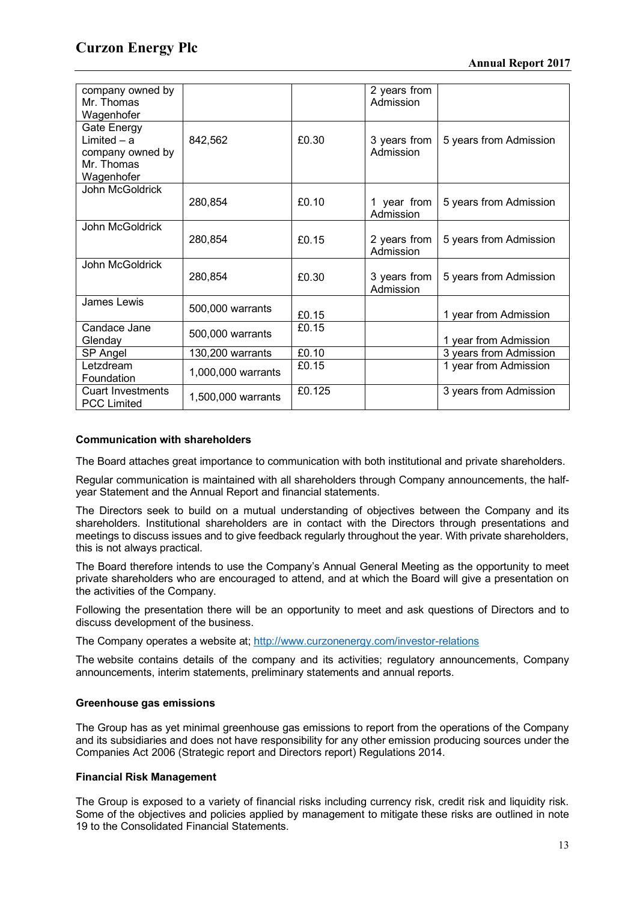| company owned by Mr. Thomas Wagenhofer | | | 2 years from Admission | |
|---|---|---|---|---|
| Gate Energy Limited – a company owned by Mr. Thomas Wagenhofer | 842,562 | £0.30 | 3 years from Admission | 5 years from Admission |
| John McGoldrick | 280,854 | £0.10 | 1 year from Admission | 5 years from Admission |
| John McGoldrick | 280,854 | £0.15 | 2 years from Admission | 5 years from Admission |
| John McGoldrick | 280,854 | £0.30 | 3 years from Admission | 5 years from Admission |
| James Lewis | 500,000 warrants | £0.15 | | 1 year from Admission |
| Candace Jane Glenday | 500,000 warrants | £0.15 | | 1 year from Admission |
| SP Angel | 130,200 warrants | £0.10 | | 3 years from Admission |
| Letzdream Foundation | 1,000,000 warrants | £0.15 | | 1 year from Admission |
| Cuart Investments PCC Limited | 1,500,000 warrants | £0.125 | | 3 years from Admission |

**Communication with shareholders**

The Board attaches great importance to communication with both institutional and private shareholders.

Regular communication is maintained with all shareholders through Company announcements, the half-year Statement and the Annual Report and financial statements.

The Directors seek to build on a mutual understanding of objectives between the Company and its shareholders. Institutional shareholders are in contact with the Directors through presentations and meetings to discuss issues and to give feedback regularly throughout the year. With private shareholders, this is not always practical.

The Board therefore intends to use the Company's Annual General Meeting as the opportunity to meet private shareholders who are encouraged to attend, and at which the Board will give a presentation on the activities of the Company.

Following the presentation there will be an opportunity to meet and ask questions of Directors and to discuss development of the business.

The Company operates a website at; http://www.curzonenergy.com/investor-relations

The website contains details of the company and its activities; regulatory announcements, Company announcements, interim statements, preliminary statements and annual reports.

**Greenhouse gas emissions**

The Group has as yet minimal greenhouse gas emissions to report from the operations of the Company and its subsidiaries and does not have responsibility for any other emission producing sources under the Companies Act 2006 (Strategic report and Directors report) Regulations 2014.

**Financial Risk Management**

The Group is exposed to a variety of financial risks including currency risk, credit risk and liquidity risk. Some of the objectives and policies applied by management to mitigate these risks are outlined in note 19 to the Consolidated Financial Statements.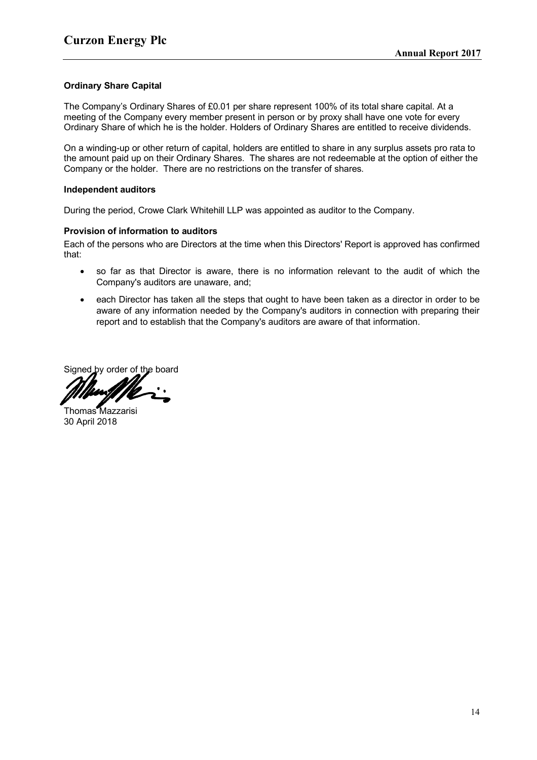### Ordinary Share Capital

The Company's Ordinary Shares of £0.01 per share represent 100% of its total share capital. At a meeting of the Company every member present in person or by proxy shall have one vote for every Ordinary Share of which he is the holder. Holders of Ordinary Shares are entitled to receive dividends.

On a winding-up or other return of capital, holders are entitled to share in any surplus assets pro rata to the amount paid up on their Ordinary Shares. The shares are not redeemable at the option of either the Company or the holder. There are no restrictions on the transfer of shares.

### Independent auditors

During the period, Crowe Clark Whitehill LLP was appointed as auditor to the Company.

### Provision of information to auditors

Each of the persons who are Directors at the time when this Directors' Report is approved has confirmed that:

- so far as that Director is aware, there is no information relevant to the audit of which the Company's auditors are unaware, and;
- each Director has taken all the steps that ought to have been taken as a director in order to be aware of any information needed by the Company's auditors in connection with preparing their report and to establish that the Company's auditors are aware of that information.

Signed by order of the board

Thomas Mazzarisi
30 April 2018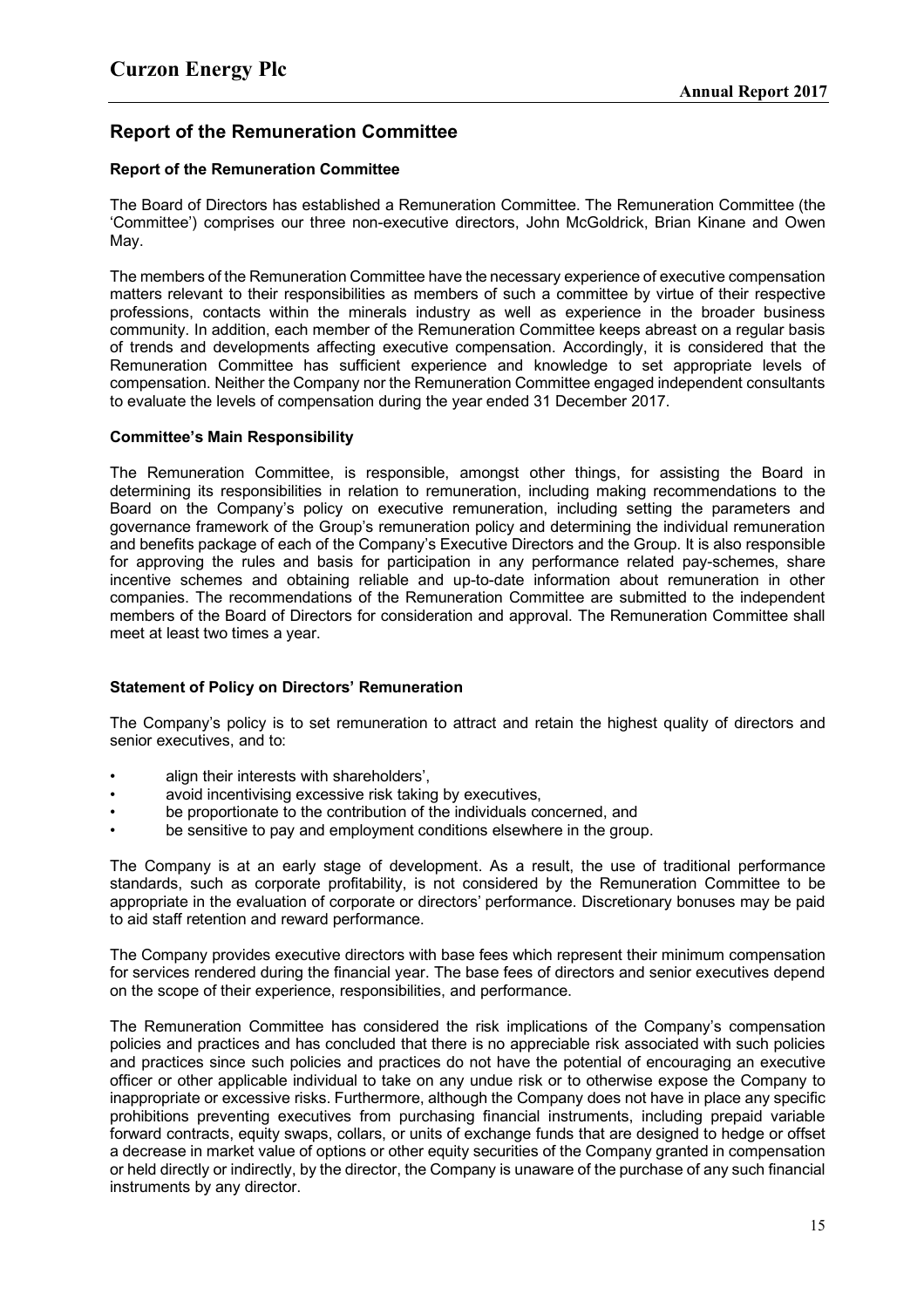## Report of the Remuneration Committee

**Report of the Remuneration Committee**

The Board of Directors has established a Remuneration Committee. The Remuneration Committee (the 'Committee') comprises our three non-executive directors, John McGoldrick, Brian Kinane and Owen May.

The members of the Remuneration Committee have the necessary experience of executive compensation matters relevant to their responsibilities as members of such a committee by virtue of their respective professions, contacts within the minerals industry as well as experience in the broader business community. In addition, each member of the Remuneration Committee keeps abreast on a regular basis of trends and developments affecting executive compensation. Accordingly, it is considered that the Remuneration Committee has sufficient experience and knowledge to set appropriate levels of compensation. Neither the Company nor the Remuneration Committee engaged independent consultants to evaluate the levels of compensation during the year ended 31 December 2017.

**Committee's Main Responsibility**

The Remuneration Committee, is responsible, amongst other things, for assisting the Board in determining its responsibilities in relation to remuneration, including making recommendations to the Board on the Company's policy on executive remuneration, including setting the parameters and governance framework of the Group's remuneration policy and determining the individual remuneration and benefits package of each of the Company's Executive Directors and the Group. It is also responsible for approving the rules and basis for participation in any performance related pay-schemes, share incentive schemes and obtaining reliable and up-to-date information about remuneration in other companies. The recommendations of the Remuneration Committee are submitted to the independent members of the Board of Directors for consideration and approval. The Remuneration Committee shall meet at least two times a year.

**Statement of Policy on Directors' Remuneration**

The Company's policy is to set remuneration to attract and retain the highest quality of directors and senior executives, and to:

- align their interests with shareholders',
- avoid incentivising excessive risk taking by executives,
- be proportionate to the contribution of the individuals concerned, and
- be sensitive to pay and employment conditions elsewhere in the group.

The Company is at an early stage of development. As a result, the use of traditional performance standards, such as corporate profitability, is not considered by the Remuneration Committee to be appropriate in the evaluation of corporate or directors' performance. Discretionary bonuses may be paid to aid staff retention and reward performance.

The Company provides executive directors with base fees which represent their minimum compensation for services rendered during the financial year. The base fees of directors and senior executives depend on the scope of their experience, responsibilities, and performance.

The Remuneration Committee has considered the risk implications of the Company's compensation policies and practices and has concluded that there is no appreciable risk associated with such policies and practices since such policies and practices do not have the potential of encouraging an executive officer or other applicable individual to take on any undue risk or to otherwise expose the Company to inappropriate or excessive risks. Furthermore, although the Company does not have in place any specific prohibitions preventing executives from purchasing financial instruments, including prepaid variable forward contracts, equity swaps, collars, or units of exchange funds that are designed to hedge or offset a decrease in market value of options or other equity securities of the Company granted in compensation or held directly or indirectly, by the director, the Company is unaware of the purchase of any such financial instruments by any director.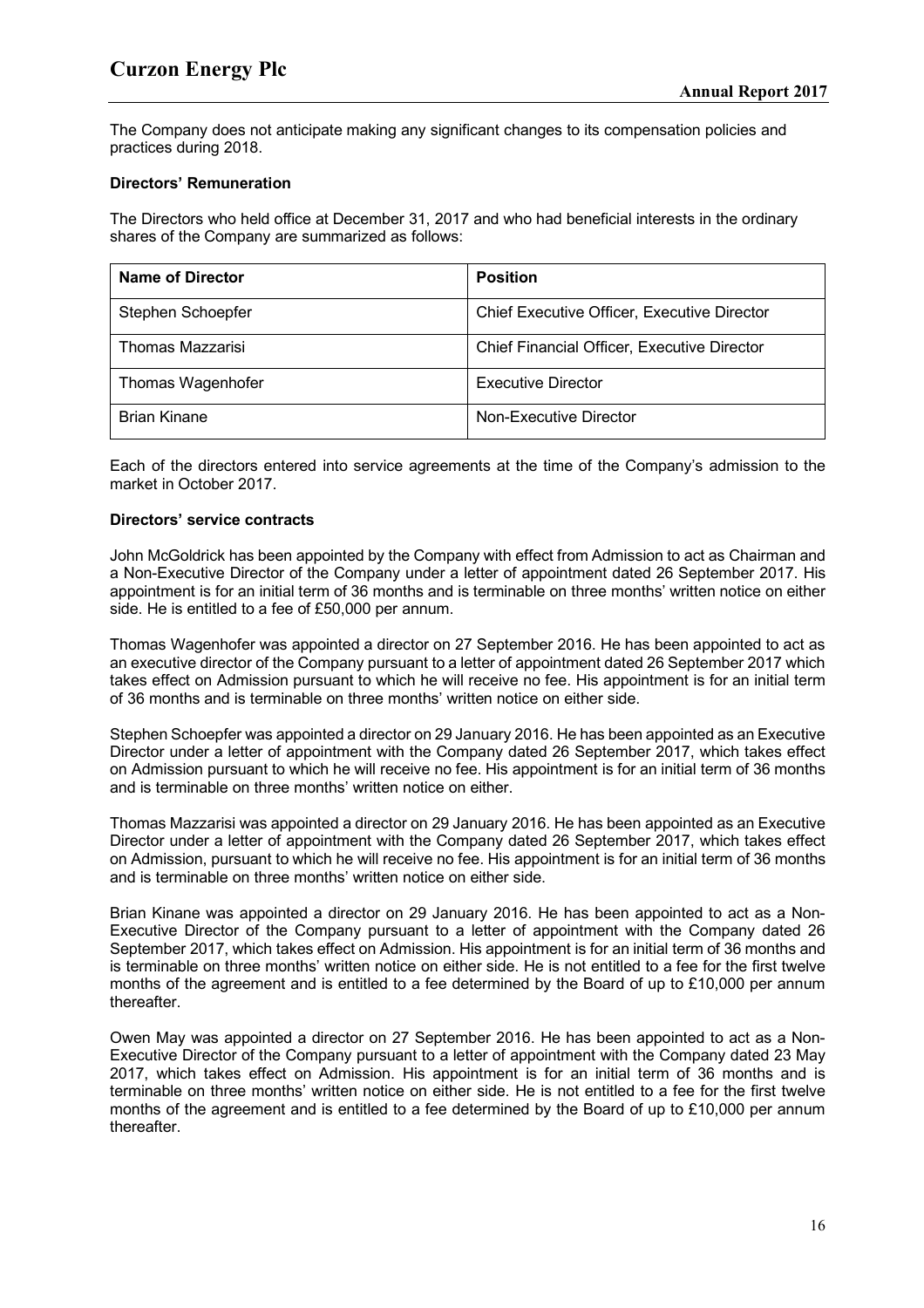The Company does not anticipate making any significant changes to its compensation policies and practices during 2018.

**Directors' Remuneration**

The Directors who held office at December 31, 2017 and who had beneficial interests in the ordinary shares of the Company are summarized as follows:

| Name of Director | Position |
| --- | --- |
| Stephen Schoepfer | Chief Executive Officer, Executive Director |
| Thomas Mazzarisi | Chief Financial Officer, Executive Director |
| Thomas Wagenhofer | Executive Director |
| Brian Kinane | Non-Executive Director |

Each of the directors entered into service agreements at the time of the Company's admission to the market in October 2017.

**Directors' service contracts**

John McGoldrick has been appointed by the Company with effect from Admission to act as Chairman and a Non-Executive Director of the Company under a letter of appointment dated 26 September 2017. His appointment is for an initial term of 36 months and is terminable on three months' written notice on either side. He is entitled to a fee of £50,000 per annum.

Thomas Wagenhofer was appointed a director on 27 September 2016. He has been appointed to act as an executive director of the Company pursuant to a letter of appointment dated 26 September 2017 which takes effect on Admission pursuant to which he will receive no fee. His appointment is for an initial term of 36 months and is terminable on three months' written notice on either side.

Stephen Schoepfer was appointed a director on 29 January 2016. He has been appointed as an Executive Director under a letter of appointment with the Company dated 26 September 2017, which takes effect on Admission pursuant to which he will receive no fee. His appointment is for an initial term of 36 months and is terminable on three months' written notice on either.

Thomas Mazzarisi was appointed a director on 29 January 2016. He has been appointed as an Executive Director under a letter of appointment with the Company dated 26 September 2017, which takes effect on Admission, pursuant to which he will receive no fee. His appointment is for an initial term of 36 months and is terminable on three months' written notice on either side.

Brian Kinane was appointed a director on 29 January 2016. He has been appointed to act as a Non-Executive Director of the Company pursuant to a letter of appointment with the Company dated 26 September 2017, which takes effect on Admission. His appointment is for an initial term of 36 months and is terminable on three months' written notice on either side. He is not entitled to a fee for the first twelve months of the agreement and is entitled to a fee determined by the Board of up to £10,000 per annum thereafter.

Owen May was appointed a director on 27 September 2016. He has been appointed to act as a Non-Executive Director of the Company pursuant to a letter of appointment with the Company dated 23 May 2017, which takes effect on Admission. His appointment is for an initial term of 36 months and is terminable on three months' written notice on either side. He is not entitled to a fee for the first twelve months of the agreement and is entitled to a fee determined by the Board of up to £10,000 per annum thereafter.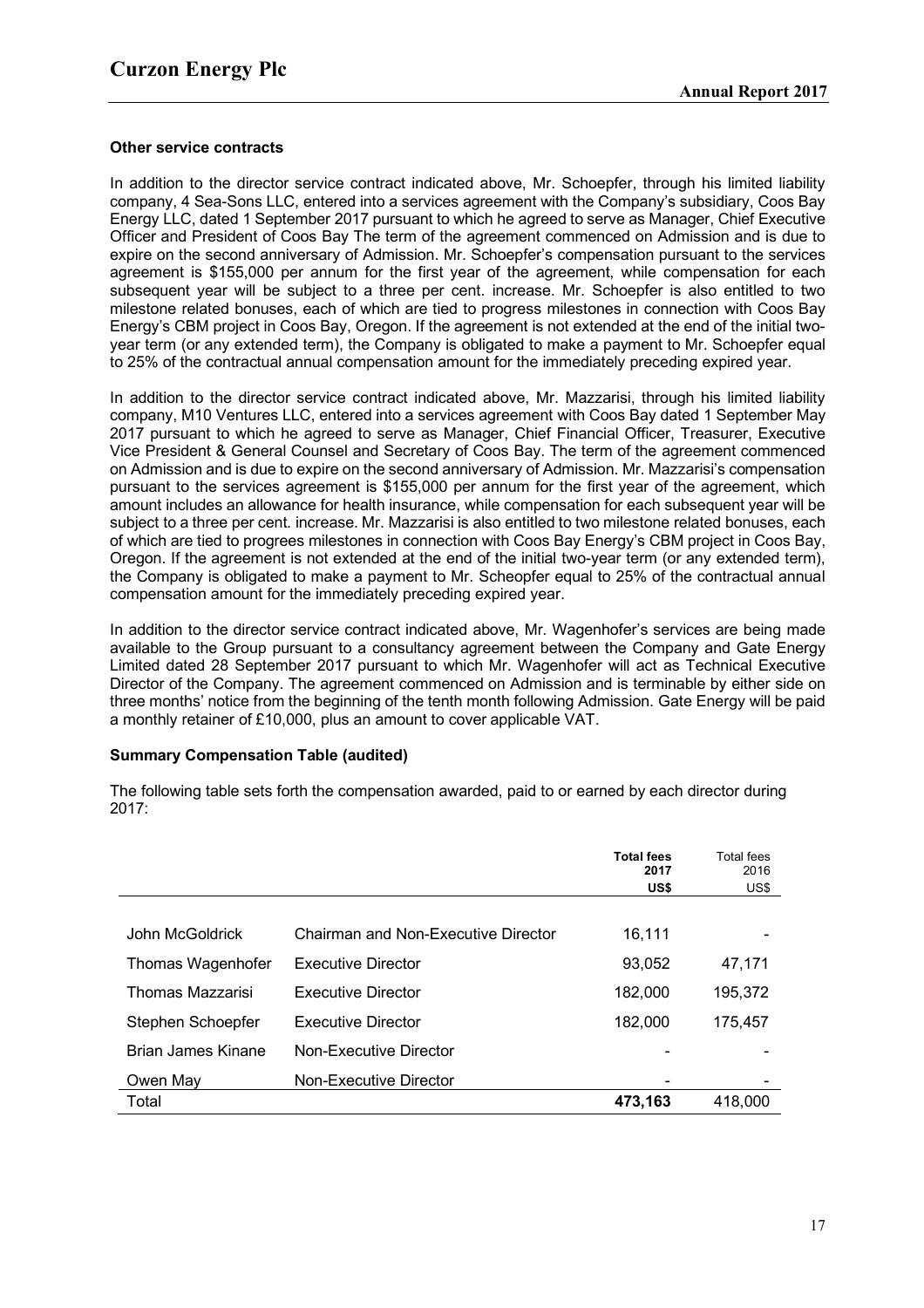### Other service contracts

In addition to the director service contract indicated above, Mr. Schoepfer, through his limited liability company, 4 Sea-Sons LLC, entered into a services agreement with the Company's subsidiary, Coos Bay Energy LLC, dated 1 September 2017 pursuant to which he agreed to serve as Manager, Chief Executive Officer and President of Coos Bay The term of the agreement commenced on Admission and is due to expire on the second anniversary of Admission. Mr. Schoepfer's compensation pursuant to the services agreement is $155,000 per annum for the first year of the agreement, while compensation for each subsequent year will be subject to a three per cent. increase. Mr. Schoepfer is also entitled to two milestone related bonuses, each of which are tied to progress milestones in connection with Coos Bay Energy's CBM project in Coos Bay, Oregon. If the agreement is not extended at the end of the initial two-year term (or any extended term), the Company is obligated to make a payment to Mr. Schoepfer equal to 25% of the contractual annual compensation amount for the immediately preceding expired year.

In addition to the director service contract indicated above, Mr. Mazzarisi, through his limited liability company, M10 Ventures LLC, entered into a services agreement with Coos Bay dated 1 September May 2017 pursuant to which he agreed to serve as Manager, Chief Financial Officer, Treasurer, Executive Vice President & General Counsel and Secretary of Coos Bay. The term of the agreement commenced on Admission and is due to expire on the second anniversary of Admission. Mr. Mazzarisi's compensation pursuant to the services agreement is $155,000 per annum for the first year of the agreement, which amount includes an allowance for health insurance, while compensation for each subsequent year will be subject to a three per cent. increase. Mr. Mazzarisi is also entitled to two milestone related bonuses, each of which are tied to progrees milestones in connection with Coos Bay Energy's CBM project in Coos Bay, Oregon. If the agreement is not extended at the end of the initial two-year term (or any extended term), the Company is obligated to make a payment to Mr. Scheopfer equal to 25% of the contractual annual compensation amount for the immediately preceding expired year.

In addition to the director service contract indicated above, Mr. Wagenhofer's services are being made available to the Group pursuant to a consultancy agreement between the Company and Gate Energy Limited dated 28 September 2017 pursuant to which Mr. Wagenhofer will act as Technical Executive Director of the Company. The agreement commenced on Admission and is terminable by either side on three months' notice from the beginning of the tenth month following Admission. Gate Energy will be paid a monthly retainer of £10,000, plus an amount to cover applicable VAT.

### Summary Compensation Table (audited)

The following table sets forth the compensation awarded, paid to or earned by each director during 2017:

| | | **Total fees 2017 US$** | Total fees 2016 US$ |
|---|---|---|---|
| John McGoldrick | Chairman and Non-Executive Director | 16,111 | - |
| Thomas Wagenhofer | Executive Director | 93,052 | 47,171 |
| Thomas Mazzarisi | Executive Director | 182,000 | 195,372 |
| Stephen Schoepfer | Executive Director | 182,000 | 175,457 |
| Brian James Kinane | Non-Executive Director | - | - |
| Owen May | Non-Executive Director | - | - |
| Total | | **473,163** | 418,000 |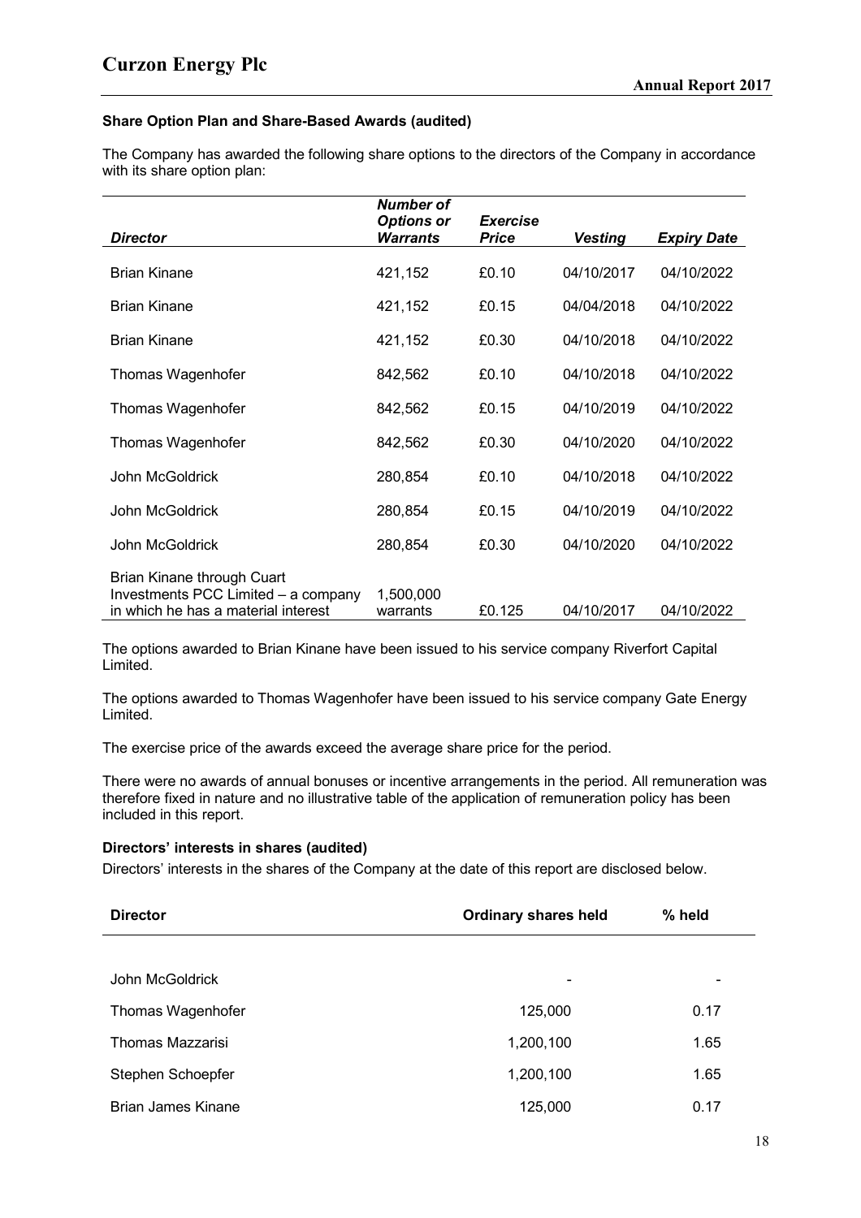### Share Option Plan and Share-Based Awards (audited)

The Company has awarded the following share options to the directors of the Company in accordance with its share option plan:

| *Director* | *Number of Options or Warrants* | *Exercise Price* | *Vesting* | *Expiry Date* |
|---|---|---|---|---|
| Brian Kinane | 421,152 | £0.10 | 04/10/2017 | 04/10/2022 |
| Brian Kinane | 421,152 | £0.15 | 04/04/2018 | 04/10/2022 |
| Brian Kinane | 421,152 | £0.30 | 04/10/2018 | 04/10/2022 |
| Thomas Wagenhofer | 842,562 | £0.10 | 04/10/2018 | 04/10/2022 |
| Thomas Wagenhofer | 842,562 | £0.15 | 04/10/2019 | 04/10/2022 |
| Thomas Wagenhofer | 842,562 | £0.30 | 04/10/2020 | 04/10/2022 |
| John McGoldrick | 280,854 | £0.10 | 04/10/2018 | 04/10/2022 |
| John McGoldrick | 280,854 | £0.15 | 04/10/2019 | 04/10/2022 |
| John McGoldrick | 280,854 | £0.30 | 04/10/2020 | 04/10/2022 |
| Brian Kinane through Cuart Investments PCC Limited – a company in which he has a material interest | 1,500,000 warrants | £0.125 | 04/10/2017 | 04/10/2022 |

The options awarded to Brian Kinane have been issued to his service company Riverfort Capital Limited.

The options awarded to Thomas Wagenhofer have been issued to his service company Gate Energy Limited.

The exercise price of the awards exceed the average share price for the period.

There were no awards of annual bonuses or incentive arrangements in the period. All remuneration was therefore fixed in nature and no illustrative table of the application of remuneration policy has been included in this report.

### Directors' interests in shares (audited)

Directors' interests in the shares of the Company at the date of this report are disclosed below.

| Director | Ordinary shares held | % held |
|---|---|---|
| John McGoldrick | - | - |
| Thomas Wagenhofer | 125,000 | 0.17 |
| Thomas Mazzarisi | 1,200,100 | 1.65 |
| Stephen Schoepfer | 1,200,100 | 1.65 |
| Brian James Kinane | 125,000 | 0.17 |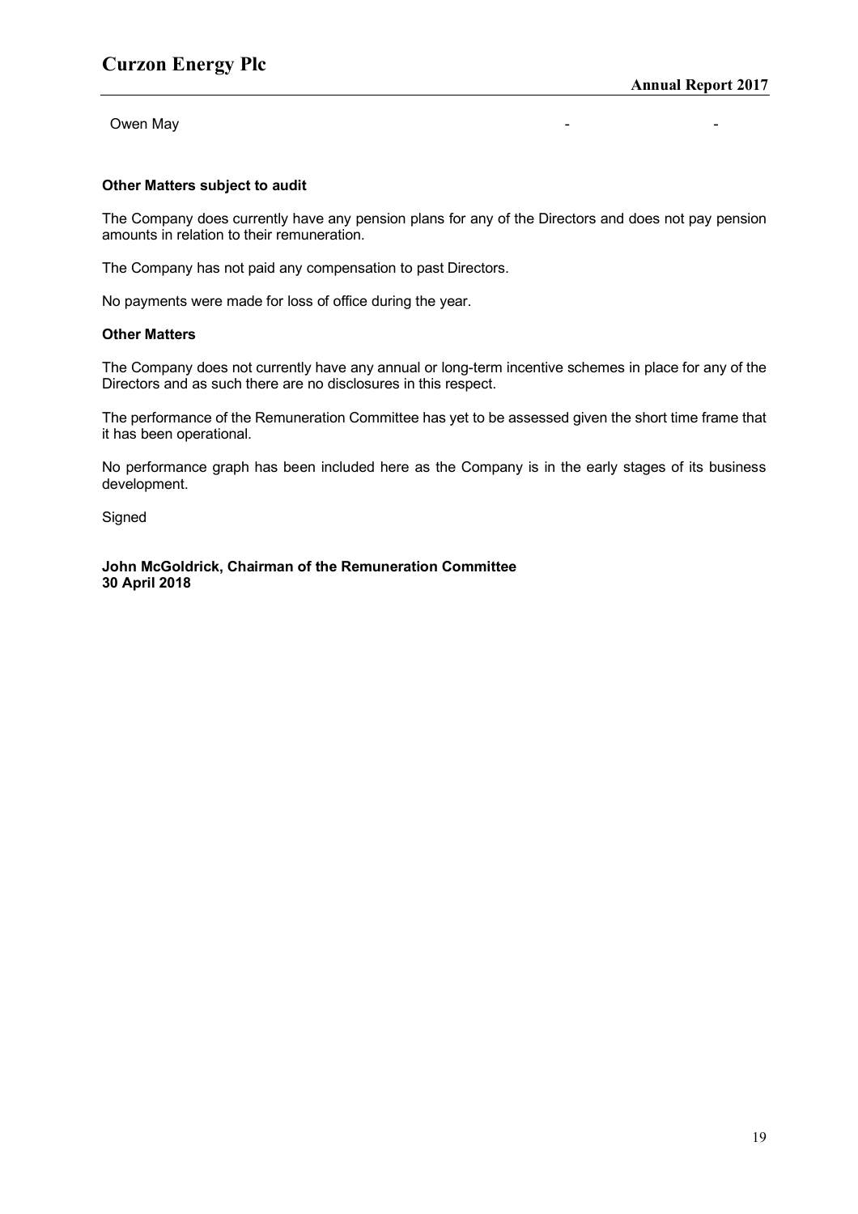| Owen May | - | - |
|---|---|---|

**Other Matters subject to audit**

The Company does currently have any pension plans for any of the Directors and does not pay pension amounts in relation to their remuneration.

The Company has not paid any compensation to past Directors.

No payments were made for loss of office during the year.

**Other Matters**

The Company does not currently have any annual or long-term incentive schemes in place for any of the Directors and as such there are no disclosures in this respect.

The performance of the Remuneration Committee has yet to be assessed given the short time frame that it has been operational.

No performance graph has been included here as the Company is in the early stages of its business development.

Signed

**John McGoldrick, Chairman of the Remuneration Committee**
**30 April 2018**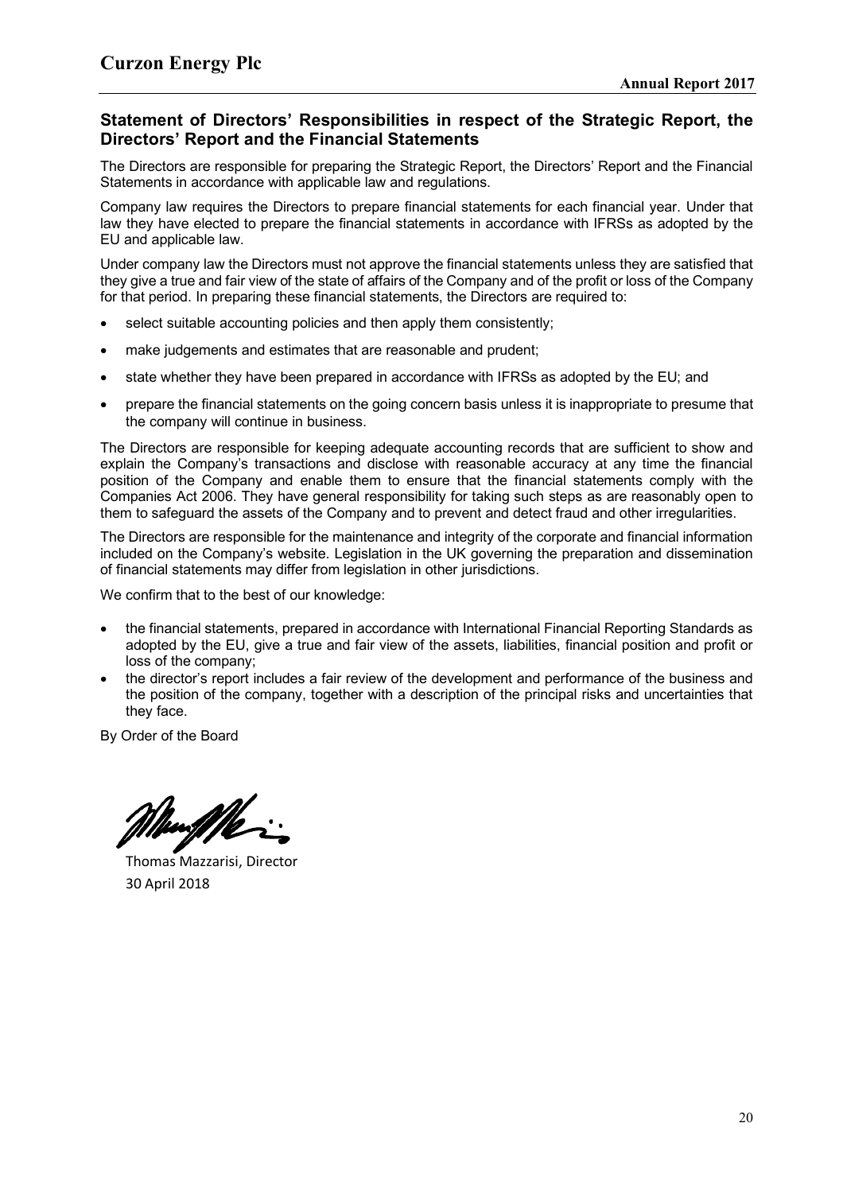## Statement of Directors' Responsibilities in respect of the Strategic Report, the Directors' Report and the Financial Statements

The Directors are responsible for preparing the Strategic Report, the Directors' Report and the Financial Statements in accordance with applicable law and regulations.

Company law requires the Directors to prepare financial statements for each financial year. Under that law they have elected to prepare the financial statements in accordance with IFRSs as adopted by the EU and applicable law.

Under company law the Directors must not approve the financial statements unless they are satisfied that they give a true and fair view of the state of affairs of the Company and of the profit or loss of the Company for that period. In preparing these financial statements, the Directors are required to:

- select suitable accounting policies and then apply them consistently;
- make judgements and estimates that are reasonable and prudent;
- state whether they have been prepared in accordance with IFRSs as adopted by the EU; and
- prepare the financial statements on the going concern basis unless it is inappropriate to presume that the company will continue in business.

The Directors are responsible for keeping adequate accounting records that are sufficient to show and explain the Company's transactions and disclose with reasonable accuracy at any time the financial position of the Company and enable them to ensure that the financial statements comply with the Companies Act 2006. They have general responsibility for taking such steps as are reasonably open to them to safeguard the assets of the Company and to prevent and detect fraud and other irregularities.

The Directors are responsible for the maintenance and integrity of the corporate and financial information included on the Company's website. Legislation in the UK governing the preparation and dissemination of financial statements may differ from legislation in other jurisdictions.

We confirm that to the best of our knowledge:

- the financial statements, prepared in accordance with International Financial Reporting Standards as adopted by the EU, give a true and fair view of the assets, liabilities, financial position and profit or loss of the company;
- the director's report includes a fair review of the development and performance of the business and the position of the company, together with a description of the principal risks and uncertainties that they face.

By Order of the Board

Thomas Mazzarisi, Director
30 April 2018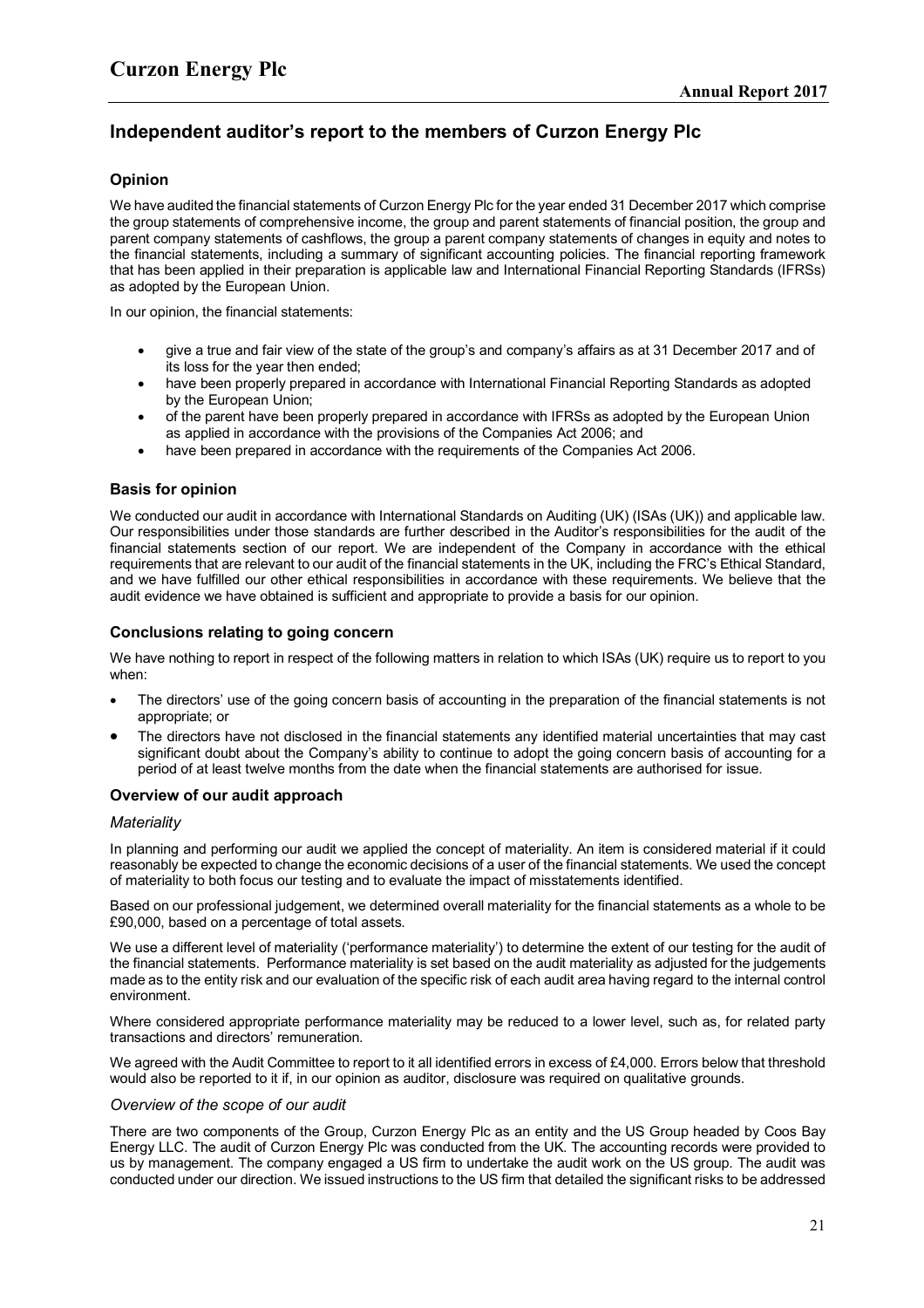## Independent auditor's report to the members of Curzon Energy Plc

### Opinion

We have audited the financial statements of Curzon Energy Plc for the year ended 31 December 2017 which comprise the group statements of comprehensive income, the group and parent statements of financial position, the group and parent company statements of cashflows, the group a parent company statements of changes in equity and notes to the financial statements, including a summary of significant accounting policies. The financial reporting framework that has been applied in their preparation is applicable law and International Financial Reporting Standards (IFRSs) as adopted by the European Union.

In our opinion, the financial statements:

- give a true and fair view of the state of the group's and company's affairs as at 31 December 2017 and of its loss for the year then ended;
- have been properly prepared in accordance with International Financial Reporting Standards as adopted by the European Union;
- of the parent have been properly prepared in accordance with IFRSs as adopted by the European Union as applied in accordance with the provisions of the Companies Act 2006; and
- have been prepared in accordance with the requirements of the Companies Act 2006.

### Basis for opinion

We conducted our audit in accordance with International Standards on Auditing (UK) (ISAs (UK)) and applicable law. Our responsibilities under those standards are further described in the Auditor's responsibilities for the audit of the financial statements section of our report. We are independent of the Company in accordance with the ethical requirements that are relevant to our audit of the financial statements in the UK, including the FRC's Ethical Standard, and we have fulfilled our other ethical responsibilities in accordance with these requirements. We believe that the audit evidence we have obtained is sufficient and appropriate to provide a basis for our opinion.

### Conclusions relating to going concern

We have nothing to report in respect of the following matters in relation to which ISAs (UK) require us to report to you when:

- The directors' use of the going concern basis of accounting in the preparation of the financial statements is not appropriate; or
- The directors have not disclosed in the financial statements any identified material uncertainties that may cast significant doubt about the Company's ability to continue to adopt the going concern basis of accounting for a period of at least twelve months from the date when the financial statements are authorised for issue.

### Overview of our audit approach

*Materiality*

In planning and performing our audit we applied the concept of materiality. An item is considered material if it could reasonably be expected to change the economic decisions of a user of the financial statements. We used the concept of materiality to both focus our testing and to evaluate the impact of misstatements identified.

Based on our professional judgement, we determined overall materiality for the financial statements as a whole to be £90,000, based on a percentage of total assets.

We use a different level of materiality ('performance materiality') to determine the extent of our testing for the audit of the financial statements. Performance materiality is set based on the audit materiality as adjusted for the judgements made as to the entity risk and our evaluation of the specific risk of each audit area having regard to the internal control environment.

Where considered appropriate performance materiality may be reduced to a lower level, such as, for related party transactions and directors' remuneration.

We agreed with the Audit Committee to report to it all identified errors in excess of £4,000. Errors below that threshold would also be reported to it if, in our opinion as auditor, disclosure was required on qualitative grounds.

*Overview of the scope of our audit*

There are two components of the Group, Curzon Energy Plc as an entity and the US Group headed by Coos Bay Energy LLC. The audit of Curzon Energy Plc was conducted from the UK. The accounting records were provided to us by management. The company engaged a US firm to undertake the audit work on the US group. The audit was conducted under our direction. We issued instructions to the US firm that detailed the significant risks to be addressed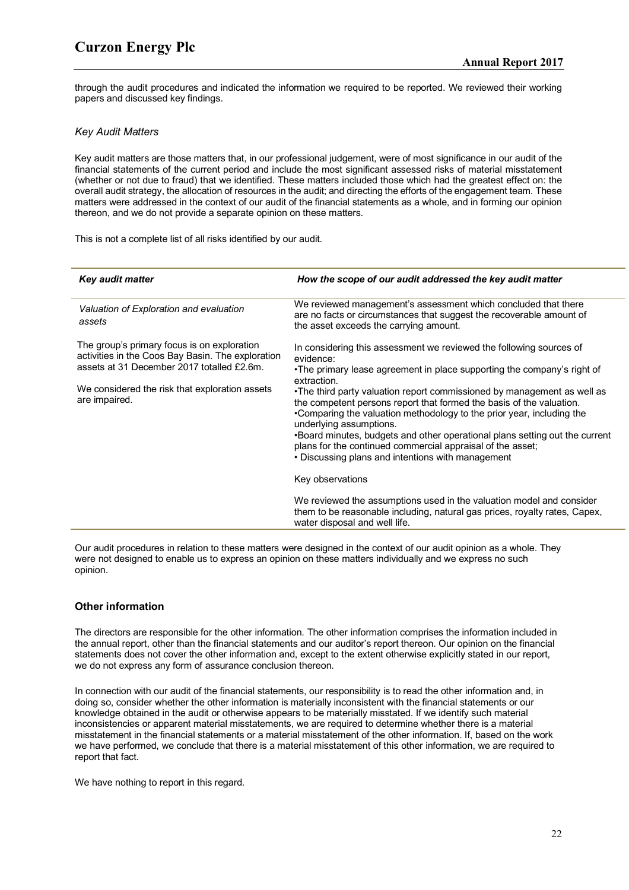through the audit procedures and indicated the information we required to be reported. We reviewed their working papers and discussed key findings.

### *Key Audit Matters*

Key audit matters are those matters that, in our professional judgement, were of most significance in our audit of the financial statements of the current period and include the most significant assessed risks of material misstatement (whether or not due to fraud) that we identified. These matters included those which had the greatest effect on: the overall audit strategy, the allocation of resources in the audit; and directing the efforts of the engagement team. These matters were addressed in the context of our audit of the financial statements as a whole, and in forming our opinion thereon, and we do not provide a separate opinion on these matters.

This is not a complete list of all risks identified by our audit.

| *Key audit matter* | *How the scope of our audit addressed the key audit matter* |
|---|---|
| *Valuation of Exploration and evaluation assets*<br><br>The group's primary focus is on exploration activities in the Coos Bay Basin. The exploration assets at 31 December 2017 totalled £2.6m.<br><br>We considered the risk that exploration assets are impaired. | We reviewed management's assessment which concluded that there are no facts or circumstances that suggest the recoverable amount of the asset exceeds the carrying amount.<br><br>In considering this assessment we reviewed the following sources of evidence:<br>•The primary lease agreement in place supporting the company's right of extraction.<br>•The third party valuation report commissioned by management as well as the competent persons report that formed the basis of the valuation.<br>•Comparing the valuation methodology to the prior year, including the underlying assumptions.<br>•Board minutes, budgets and other operational plans setting out the current plans for the continued commercial appraisal of the asset;<br>• Discussing plans and intentions with management<br><br>Key observations<br><br>We reviewed the assumptions used in the valuation model and consider them to be reasonable including, natural gas prices, royalty rates, Capex, water disposal and well life. |

Our audit procedures in relation to these matters were designed in the context of our audit opinion as a whole. They were not designed to enable us to express an opinion on these matters individually and we express no such opinion.

## Other information

The directors are responsible for the other information. The other information comprises the information included in the annual report, other than the financial statements and our auditor's report thereon. Our opinion on the financial statements does not cover the other information and, except to the extent otherwise explicitly stated in our report, we do not express any form of assurance conclusion thereon.

In connection with our audit of the financial statements, our responsibility is to read the other information and, in doing so, consider whether the other information is materially inconsistent with the financial statements or our knowledge obtained in the audit or otherwise appears to be materially misstated. If we identify such material inconsistencies or apparent material misstatements, we are required to determine whether there is a material misstatement in the financial statements or a material misstatement of the other information. If, based on the work we have performed, we conclude that there is a material misstatement of this other information, we are required to report that fact.

We have nothing to report in this regard.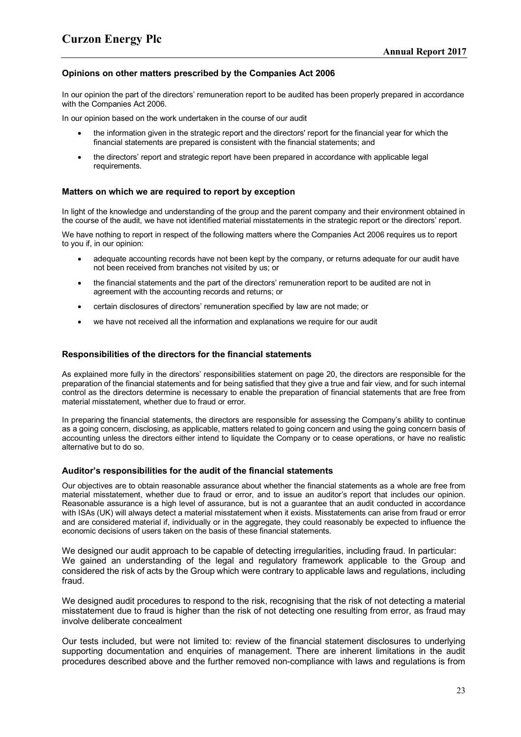### Opinions on other matters prescribed by the Companies Act 2006

In our opinion the part of the directors' remuneration report to be audited has been properly prepared in accordance with the Companies Act 2006.

In our opinion based on the work undertaken in the course of our audit

- the information given in the strategic report and the directors' report for the financial year for which the financial statements are prepared is consistent with the financial statements; and
- the directors' report and strategic report have been prepared in accordance with applicable legal requirements.

### Matters on which we are required to report by exception

In light of the knowledge and understanding of the group and the parent company and their environment obtained in the course of the audit, we have not identified material misstatements in the strategic report or the directors' report.

We have nothing to report in respect of the following matters where the Companies Act 2006 requires us to report to you if, in our opinion:

- adequate accounting records have not been kept by the company, or returns adequate for our audit have not been received from branches not visited by us; or
- the financial statements and the part of the directors' remuneration report to be audited are not in agreement with the accounting records and returns; or
- certain disclosures of directors' remuneration specified by law are not made; or
- we have not received all the information and explanations we require for our audit

### Responsibilities of the directors for the financial statements

As explained more fully in the directors' responsibilities statement on page 20, the directors are responsible for the preparation of the financial statements and for being satisfied that they give a true and fair view, and for such internal control as the directors determine is necessary to enable the preparation of financial statements that are free from material misstatement, whether due to fraud or error.

In preparing the financial statements, the directors are responsible for assessing the Company's ability to continue as a going concern, disclosing, as applicable, matters related to going concern and using the going concern basis of accounting unless the directors either intend to liquidate the Company or to cease operations, or have no realistic alternative but to do so.

### Auditor's responsibilities for the audit of the financial statements

Our objectives are to obtain reasonable assurance about whether the financial statements as a whole are free from material misstatement, whether due to fraud or error, and to issue an auditor's report that includes our opinion. Reasonable assurance is a high level of assurance, but is not a guarantee that an audit conducted in accordance with ISAs (UK) will always detect a material misstatement when it exists. Misstatements can arise from fraud or error and are considered material if, individually or in the aggregate, they could reasonably be expected to influence the economic decisions of users taken on the basis of these financial statements.

We designed our audit approach to be capable of detecting irregularities, including fraud. In particular: We gained an understanding of the legal and regulatory framework applicable to the Group and considered the risk of acts by the Group which were contrary to applicable laws and regulations, including fraud.

We designed audit procedures to respond to the risk, recognising that the risk of not detecting a material misstatement due to fraud is higher than the risk of not detecting one resulting from error, as fraud may involve deliberate concealment

Our tests included, but were not limited to: review of the financial statement disclosures to underlying supporting documentation and enquiries of management. There are inherent limitations in the audit procedures described above and the further removed non-compliance with laws and regulations is from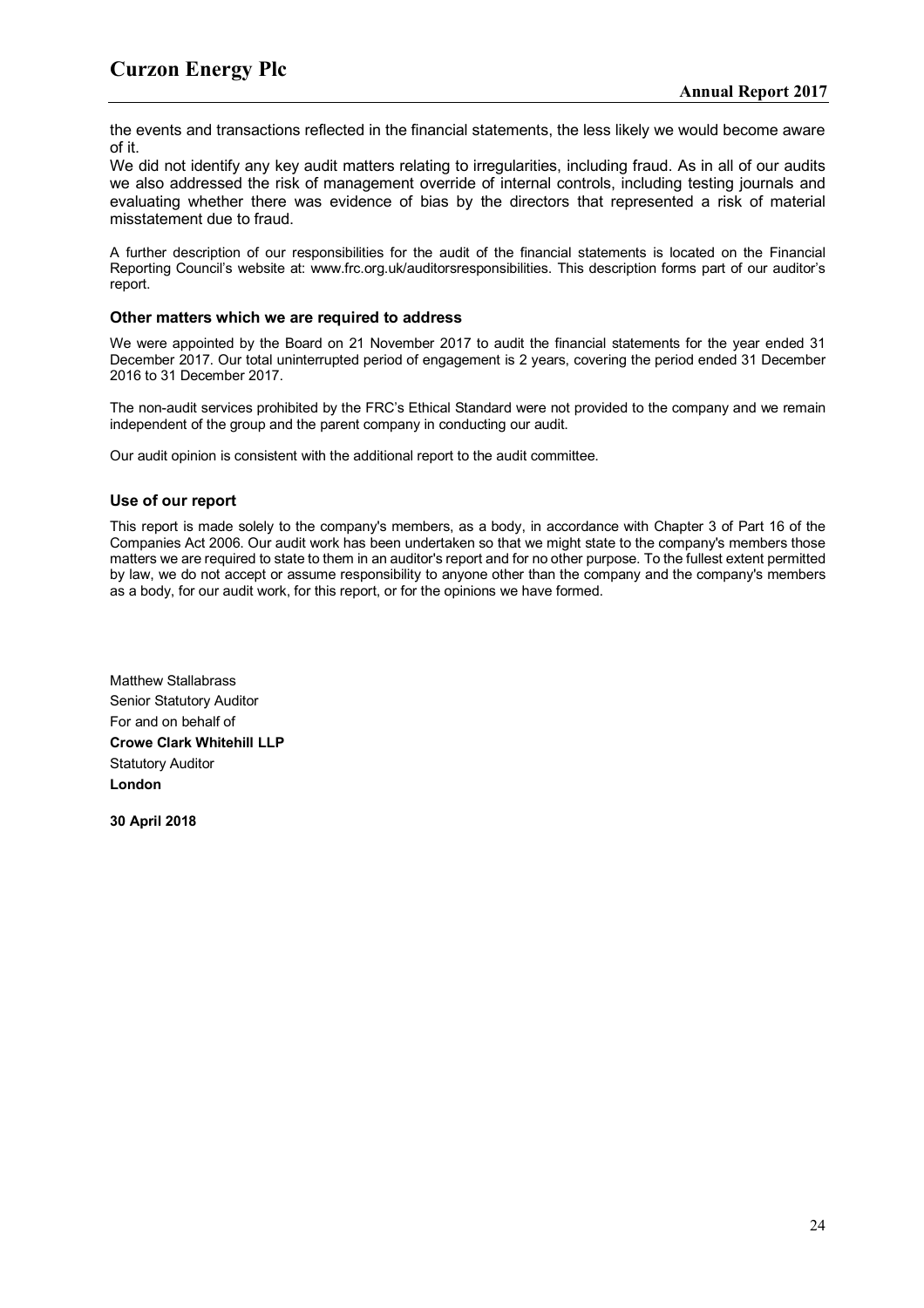the events and transactions reflected in the financial statements, the less likely we would become aware of it.

We did not identify any key audit matters relating to irregularities, including fraud. As in all of our audits we also addressed the risk of management override of internal controls, including testing journals and evaluating whether there was evidence of bias by the directors that represented a risk of material misstatement due to fraud.

A further description of our responsibilities for the audit of the financial statements is located on the Financial Reporting Council's website at: www.frc.org.uk/auditorsresponsibilities. This description forms part of our auditor's report.

### Other matters which we are required to address

We were appointed by the Board on 21 November 2017 to audit the financial statements for the year ended 31 December 2017. Our total uninterrupted period of engagement is 2 years, covering the period ended 31 December 2016 to 31 December 2017.

The non-audit services prohibited by the FRC's Ethical Standard were not provided to the company and we remain independent of the group and the parent company in conducting our audit.

Our audit opinion is consistent with the additional report to the audit committee.

### Use of our report

This report is made solely to the company's members, as a body, in accordance with Chapter 3 of Part 16 of the Companies Act 2006. Our audit work has been undertaken so that we might state to the company's members those matters we are required to state to them in an auditor's report and for no other purpose. To the fullest extent permitted by law, we do not accept or assume responsibility to anyone other than the company and the company's members as a body, for our audit work, for this report, or for the opinions we have formed.

Matthew Stallabrass
Senior Statutory Auditor
For and on behalf of
**Crowe Clark Whitehill LLP**
Statutory Auditor
**London**

**30 April 2018**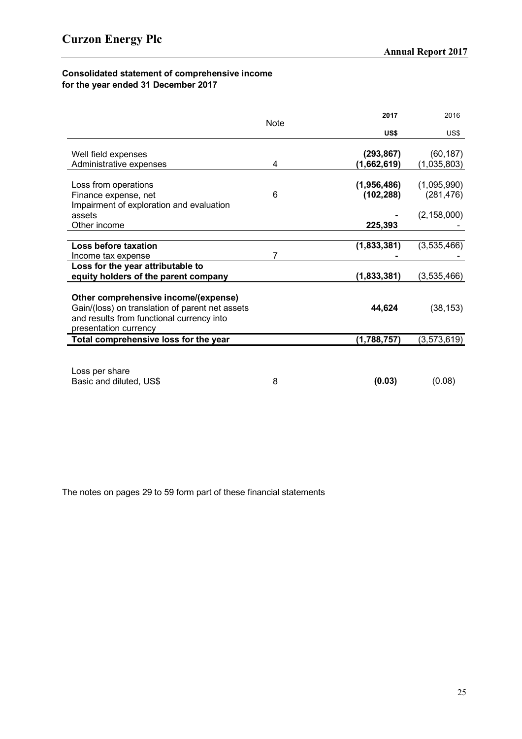**Consolidated statement of comprehensive income**
**for the year ended 31 December 2017**

| | Note | 2017 | 2016 |
|---|---|---|---|
| | | US$ | US$ |
| Well field expenses | | **(293,867)** | (60,187) |
| Administrative expenses | 4 | **(1,662,619)** | (1,035,803) |
| Loss from operations | | **(1,956,486)** | (1,095,990) |
| Finance expense, net | 6 | **(102,288)** | (281,476) |
| Impairment of exploration and evaluation assets | | **-** | (2,158,000) |
| Other income | | **225,393** | - |
| **Loss before taxation** | | **(1,833,381)** | (3,535,466) |
| Income tax expense | 7 | **-** | - |
| **Loss for the year attributable to equity holders of the parent company** | | **(1,833,381)** | (3,535,466) |
| **Other comprehensive income/(expense)** | | | |
| Gain/(loss) on translation of parent net assets and results from functional currency into presentation currency | | **44,624** | (38,153) |
| **Total comprehensive loss for the year** | | **(1,788,757)** | (3,573,619) |
| Loss per share | | | |
| Basic and diluted, US$ | 8 | **(0.03)** | (0.08) |

The notes on pages 29 to 59 form part of these financial statements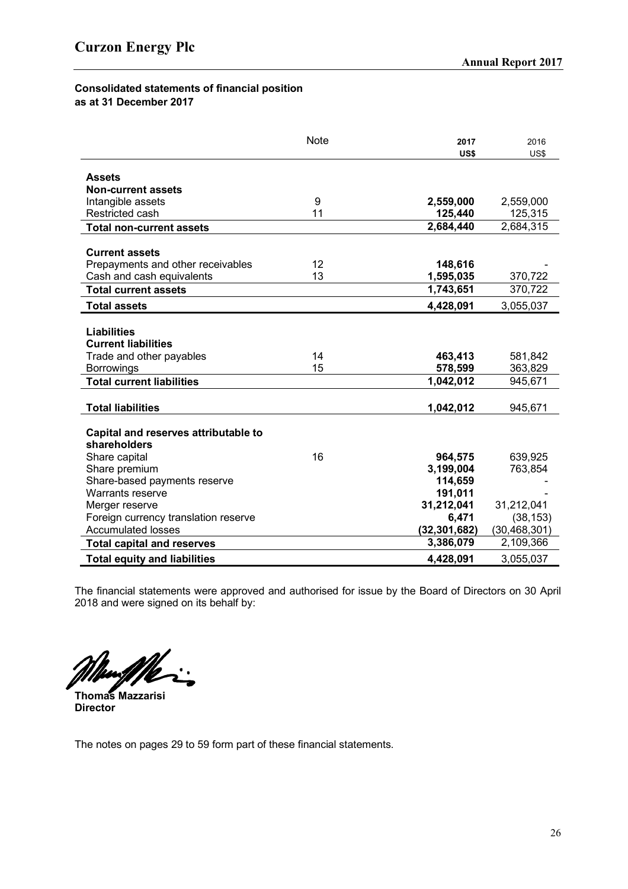**Consolidated statements of financial position**
**as at 31 December 2017**

| | Note | 2017 US$ | 2016 US$ |
|---|---|---|---|
| **Assets** | | | |
| **Non-current assets** | | | |
| Intangible assets | 9 | **2,559,000** | 2,559,000 |
| Restricted cash | 11 | **125,440** | 125,315 |
| **Total non-current assets** | | **2,684,440** | 2,684,315 |
| | | | |
| **Current assets** | | | |
| Prepayments and other receivables | 12 | **148,616** | - |
| Cash and cash equivalents | 13 | **1,595,035** | 370,722 |
| **Total current assets** | | **1,743,651** | 370,722 |
| **Total assets** | | **4,428,091** | 3,055,037 |
| | | | |
| **Liabilities** | | | |
| **Current liabilities** | | | |
| Trade and other payables | 14 | **463,413** | 581,842 |
| Borrowings | 15 | **578,599** | 363,829 |
| **Total current liabilities** | | **1,042,012** | 945,671 |
| | | | |
| **Total liabilities** | | **1,042,012** | 945,671 |
| | | | |
| **Capital and reserves attributable to shareholders** | | | |
| Share capital | 16 | **964,575** | 639,925 |
| Share premium | | **3,199,004** | 763,854 |
| Share-based payments reserve | | **114,659** | - |
| Warrants reserve | | **191,011** | - |
| Merger reserve | | **31,212,041** | 31,212,041 |
| Foreign currency translation reserve | | **6,471** | (38,153) |
| Accumulated losses | | **(32,301,682)** | (30,468,301) |
| **Total capital and reserves** | | **3,386,079** | 2,109,366 |
| **Total equity and liabilities** | | **4,428,091** | 3,055,037 |

The financial statements were approved and authorised for issue by the Board of Directors on 30 April 2018 and were signed on its behalf by:

**Thomas Mazzarisi**
**Director**

The notes on pages 29 to 59 form part of these financial statements.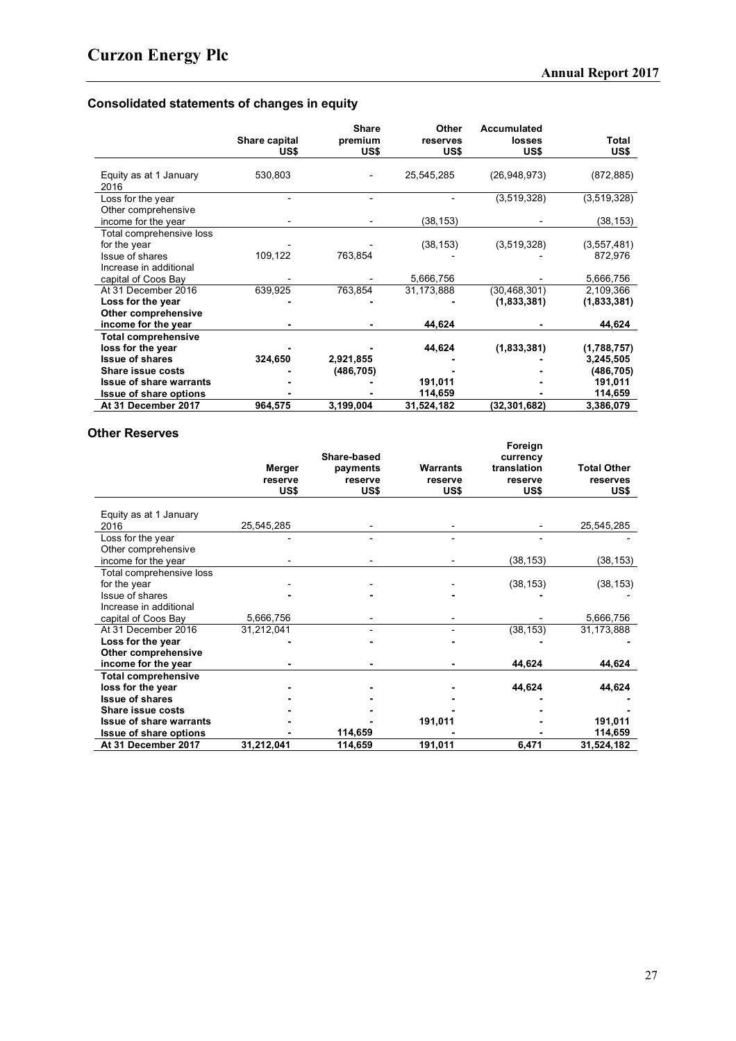## Consolidated statements of changes in equity

| | Share capital US$ | Share premium US$ | Other reserves US$ | Accumulated losses US$ | Total US$ |
|---|---|---|---|---|---|
| Equity as at 1 January 2016 | 530,803 | - | 25,545,285 | (26,948,973) | (872,885) |
| Loss for the year | - | - | - | (3,519,328) | (3,519,328) |
| Other comprehensive income for the year | - | - | (38,153) | - | (38,153) |
| Total comprehensive loss for the year | - | - | (38,153) | (3,519,328) | (3,557,481) |
| Issue of shares | 109,122 | 763,854 | - | - | 872,976 |
| Increase in additional capital of Coos Bay | - | - | 5,666,756 | - | 5,666,756 |
| At 31 December 2016 | 639,925 | 763,854 | 31,173,888 | (30,468,301) | 2,109,366 |
| **Loss for the year** | **-** | **-** | **-** | **(1,833,381)** | **(1,833,381)** |
| **Other comprehensive income for the year** | **-** | **-** | **44,624** | **-** | **44,624** |
| **Total comprehensive loss for the year** | **-** | **-** | **44,624** | **(1,833,381)** | **(1,788,757)** |
| **Issue of shares** | **324,650** | **2,921,855** | **-** | **-** | **3,245,505** |
| **Share issue costs** | **-** | **(486,705)** | **-** | **-** | **(486,705)** |
| **Issue of share warrants** | **-** | **-** | **191,011** | **-** | **191,011** |
| **Issue of share options** | **-** | **-** | **114,659** | **-** | **114,659** |
| **At 31 December 2017** | **964,575** | **3,199,004** | **31,524,182** | **(32,301,682)** | **3,386,079** |

## Other Reserves

| | Merger reserve US$ | Share-based payments reserve US$ | Warrants reserve US$ | Foreign currency translation reserve US$ | Total Other reserves US$ |
|---|---|---|---|---|---|
| Equity as at 1 January 2016 | 25,545,285 | - | - | - | 25,545,285 |
| Loss for the year | - | - | - | - | - |
| Other comprehensive income for the year | - | - | - | (38,153) | (38,153) |
| Total comprehensive loss for the year | - | - | - | (38,153) | (38,153) |
| Issue of shares | - | - | - | - | - |
| Increase in additional capital of Coos Bay | 5,666,756 | - | - | - | 5,666,756 |
| At 31 December 2016 | 31,212,041 | - | - | (38,153) | 31,173,888 |
| **Loss for the year** | **-** | **-** | **-** | **-** | **-** |
| **Other comprehensive income for the year** | **-** | **-** | **-** | **44,624** | **44,624** |
| **Total comprehensive loss for the year** | **-** | **-** | **-** | **44,624** | **44,624** |
| **Issue of shares** | **-** | **-** | **-** | **-** | **-** |
| **Share issue costs** | **-** | **-** | **-** | **-** | **-** |
| **Issue of share warrants** | **-** | **-** | **191,011** | **-** | **191,011** |
| **Issue of share options** | **-** | **114,659** | **-** | **-** | **114,659** |
| **At 31 December 2017** | **31,212,041** | **114,659** | **191,011** | **6,471** | **31,524,182** |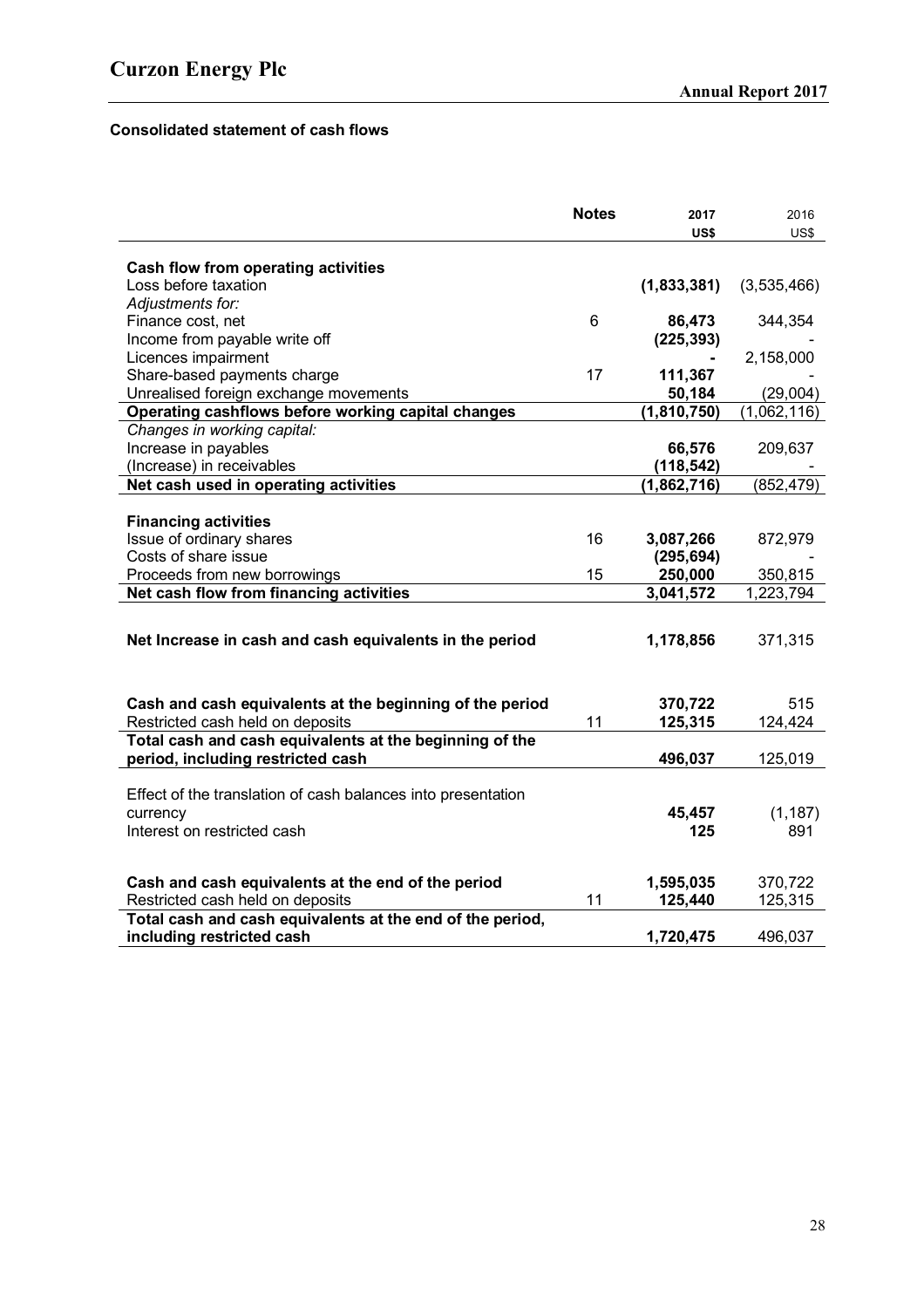# Curzon Energy Plc

**Consolidated statement of cash flows**

| | Notes | 2017 US$ | 2016 US$ |
|---|---|---|---|
| **Cash flow from operating activities** | | | |
| Loss before taxation | | **(1,833,381)** | (3,535,466) |
| *Adjustments for:* | | | |
| Finance cost, net | 6 | **86,473** | 344,354 |
| Income from payable write off | | **(225,393)** | - |
| Licences impairment | | **-** | 2,158,000 |
| Share-based payments charge | 17 | **111,367** | - |
| Unrealised foreign exchange movements | | **50,184** | (29,004) |
| **Operating cashflows before working capital changes** | | **(1,810,750)** | (1,062,116) |
| *Changes in working capital:* | | | |
| Increase in payables | | **66,576** | 209,637 |
| (Increase) in receivables | | **(118,542)** | - |
| **Net cash used in operating activities** | | **(1,862,716)** | (852,479) |
| | | | |
| **Financing activities** | | | |
| Issue of ordinary shares | 16 | **3,087,266** | 872,979 |
| Costs of share issue | | **(295,694)** | - |
| Proceeds from new borrowings | 15 | **250,000** | 350,815 |
| **Net cash flow from financing activities** | | **3,041,572** | 1,223,794 |
| | | | |
| **Net Increase in cash and cash equivalents in the period** | | **1,178,856** | 371,315 |
| | | | |
| **Cash and cash equivalents at the beginning of the period** | | **370,722** | 515 |
| Restricted cash held on deposits | 11 | **125,315** | 124,424 |
| **Total cash and cash equivalents at the beginning of the period, including restricted cash** | | **496,037** | 125,019 |
| | | | |
| Effect of the translation of cash balances into presentation currency | | **45,457** | (1,187) |
| Interest on restricted cash | | **125** | 891 |
| | | | |
| **Cash and cash equivalents at the end of the period** | | **1,595,035** | 370,722 |
| Restricted cash held on deposits | 11 | **125,440** | 125,315 |
| **Total cash and cash equivalents at the end of the period, including restricted cash** | | **1,720,475** | 496,037 |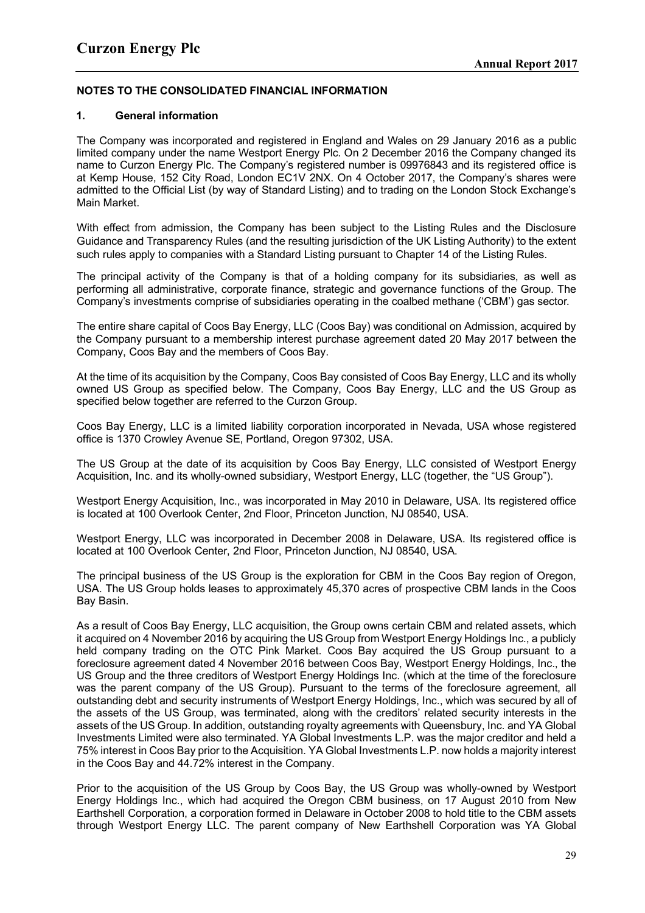## NOTES TO THE CONSOLIDATED FINANCIAL INFORMATION

### 1. General information

The Company was incorporated and registered in England and Wales on 29 January 2016 as a public limited company under the name Westport Energy Plc. On 2 December 2016 the Company changed its name to Curzon Energy Plc. The Company's registered number is 09976843 and its registered office is at Kemp House, 152 City Road, London EC1V 2NX. On 4 October 2017, the Company's shares were admitted to the Official List (by way of Standard Listing) and to trading on the London Stock Exchange's Main Market.

With effect from admission, the Company has been subject to the Listing Rules and the Disclosure Guidance and Transparency Rules (and the resulting jurisdiction of the UK Listing Authority) to the extent such rules apply to companies with a Standard Listing pursuant to Chapter 14 of the Listing Rules.

The principal activity of the Company is that of a holding company for its subsidiaries, as well as performing all administrative, corporate finance, strategic and governance functions of the Group. The Company's investments comprise of subsidiaries operating in the coalbed methane ('CBM') gas sector.

The entire share capital of Coos Bay Energy, LLC (Coos Bay) was conditional on Admission, acquired by the Company pursuant to a membership interest purchase agreement dated 20 May 2017 between the Company, Coos Bay and the members of Coos Bay.

At the time of its acquisition by the Company, Coos Bay consisted of Coos Bay Energy, LLC and its wholly owned US Group as specified below. The Company, Coos Bay Energy, LLC and the US Group as specified below together are referred to the Curzon Group.

Coos Bay Energy, LLC is a limited liability corporation incorporated in Nevada, USA whose registered office is 1370 Crowley Avenue SE, Portland, Oregon 97302, USA.

The US Group at the date of its acquisition by Coos Bay Energy, LLC consisted of Westport Energy Acquisition, Inc. and its wholly-owned subsidiary, Westport Energy, LLC (together, the "US Group").

Westport Energy Acquisition, Inc., was incorporated in May 2010 in Delaware, USA. Its registered office is located at 100 Overlook Center, 2nd Floor, Princeton Junction, NJ 08540, USA.

Westport Energy, LLC was incorporated in December 2008 in Delaware, USA. Its registered office is located at 100 Overlook Center, 2nd Floor, Princeton Junction, NJ 08540, USA.

The principal business of the US Group is the exploration for CBM in the Coos Bay region of Oregon, USA. The US Group holds leases to approximately 45,370 acres of prospective CBM lands in the Coos Bay Basin.

As a result of Coos Bay Energy, LLC acquisition, the Group owns certain CBM and related assets, which it acquired on 4 November 2016 by acquiring the US Group from Westport Energy Holdings Inc., a publicly held company trading on the OTC Pink Market. Coos Bay acquired the US Group pursuant to a foreclosure agreement dated 4 November 2016 between Coos Bay, Westport Energy Holdings, Inc., the US Group and the three creditors of Westport Energy Holdings Inc. (which at the time of the foreclosure was the parent company of the US Group). Pursuant to the terms of the foreclosure agreement, all outstanding debt and security instruments of Westport Energy Holdings, Inc., which was secured by all of the assets of the US Group, was terminated, along with the creditors' related security interests in the assets of the US Group. In addition, outstanding royalty agreements with Queensbury, Inc. and YA Global Investments Limited were also terminated. YA Global Investments L.P. was the major creditor and held a 75% interest in Coos Bay prior to the Acquisition. YA Global Investments L.P. now holds a majority interest in the Coos Bay and 44.72% interest in the Company.

Prior to the acquisition of the US Group by Coos Bay, the US Group was wholly-owned by Westport Energy Holdings Inc., which had acquired the Oregon CBM business, on 17 August 2010 from New Earthshell Corporation, a corporation formed in Delaware in October 2008 to hold title to the CBM assets through Westport Energy LLC. The parent company of New Earthshell Corporation was YA Global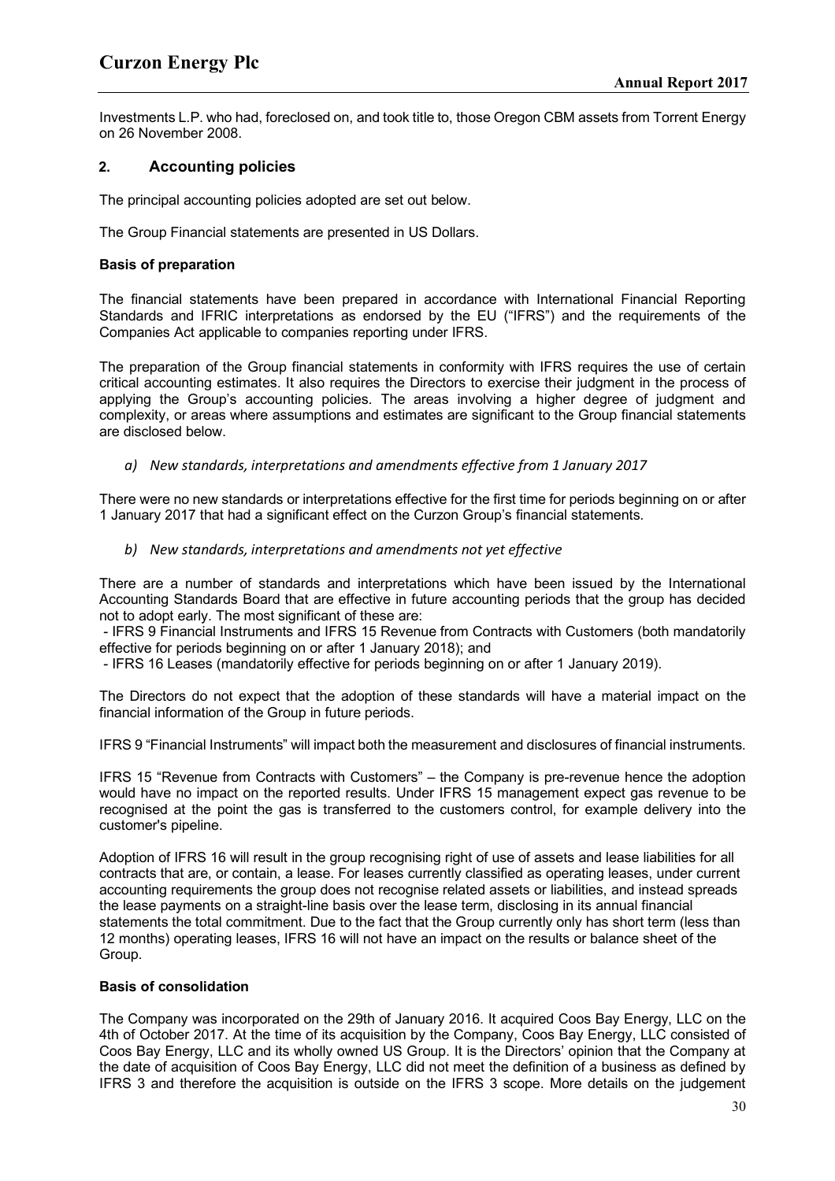Investments L.P. who had, foreclosed on, and took title to, those Oregon CBM assets from Torrent Energy on 26 November 2008.

## 2. Accounting policies

The principal accounting policies adopted are set out below.

The Group Financial statements are presented in US Dollars.

**Basis of preparation**

The financial statements have been prepared in accordance with International Financial Reporting Standards and IFRIC interpretations as endorsed by the EU ("IFRS") and the requirements of the Companies Act applicable to companies reporting under IFRS.

The preparation of the Group financial statements in conformity with IFRS requires the use of certain critical accounting estimates. It also requires the Directors to exercise their judgment in the process of applying the Group's accounting policies. The areas involving a higher degree of judgment and complexity, or areas where assumptions and estimates are significant to the Group financial statements are disclosed below.

*a) New standards, interpretations and amendments effective from 1 January 2017*

There were no new standards or interpretations effective for the first time for periods beginning on or after 1 January 2017 that had a significant effect on the Curzon Group's financial statements.

*b) New standards, interpretations and amendments not yet effective*

There are a number of standards and interpretations which have been issued by the International Accounting Standards Board that are effective in future accounting periods that the group has decided not to adopt early. The most significant of these are:

- IFRS 9 Financial Instruments and IFRS 15 Revenue from Contracts with Customers (both mandatorily effective for periods beginning on or after 1 January 2018); and
- IFRS 16 Leases (mandatorily effective for periods beginning on or after 1 January 2019).

The Directors do not expect that the adoption of these standards will have a material impact on the financial information of the Group in future periods.

IFRS 9 "Financial Instruments" will impact both the measurement and disclosures of financial instruments.

IFRS 15 "Revenue from Contracts with Customers" – the Company is pre-revenue hence the adoption would have no impact on the reported results. Under IFRS 15 management expect gas revenue to be recognised at the point the gas is transferred to the customers control, for example delivery into the customer's pipeline.

Adoption of IFRS 16 will result in the group recognising right of use of assets and lease liabilities for all contracts that are, or contain, a lease. For leases currently classified as operating leases, under current accounting requirements the group does not recognise related assets or liabilities, and instead spreads the lease payments on a straight-line basis over the lease term, disclosing in its annual financial statements the total commitment. Due to the fact that the Group currently only has short term (less than 12 months) operating leases, IFRS 16 will not have an impact on the results or balance sheet of the Group.

**Basis of consolidation**

The Company was incorporated on the 29th of January 2016. It acquired Coos Bay Energy, LLC on the 4th of October 2017. At the time of its acquisition by the Company, Coos Bay Energy, LLC consisted of Coos Bay Energy, LLC and its wholly owned US Group. It is the Directors' opinion that the Company at the date of acquisition of Coos Bay Energy, LLC did not meet the definition of a business as defined by IFRS 3 and therefore the acquisition is outside on the IFRS 3 scope. More details on the judgement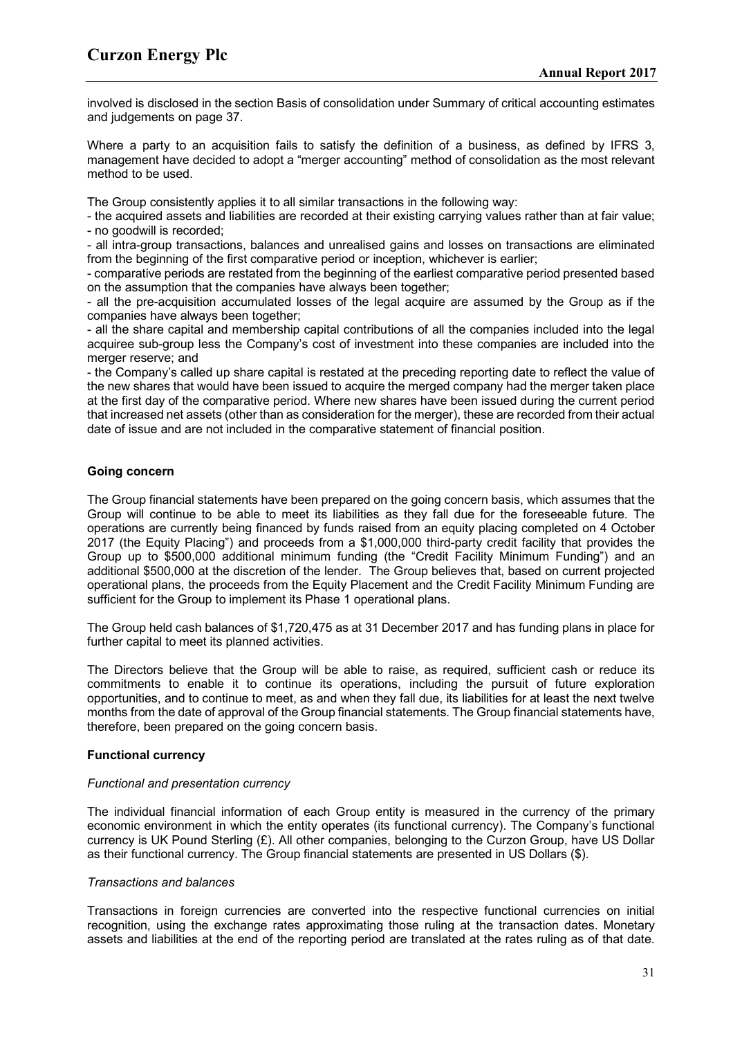involved is disclosed in the section Basis of consolidation under Summary of critical accounting estimates and judgements on page 37.

Where a party to an acquisition fails to satisfy the definition of a business, as defined by IFRS 3, management have decided to adopt a "merger accounting" method of consolidation as the most relevant method to be used.

The Group consistently applies it to all similar transactions in the following way:

- the acquired assets and liabilities are recorded at their existing carrying values rather than at fair value;
- no goodwill is recorded;
- all intra-group transactions, balances and unrealised gains and losses on transactions are eliminated from the beginning of the first comparative period or inception, whichever is earlier;
- comparative periods are restated from the beginning of the earliest comparative period presented based on the assumption that the companies have always been together;
- all the pre-acquisition accumulated losses of the legal acquire are assumed by the Group as if the companies have always been together;
- all the share capital and membership capital contributions of all the companies included into the legal acquiree sub-group less the Company's cost of investment into these companies are included into the merger reserve; and
- the Company's called up share capital is restated at the preceding reporting date to reflect the value of the new shares that would have been issued to acquire the merged company had the merger taken place at the first day of the comparative period. Where new shares have been issued during the current period that increased net assets (other than as consideration for the merger), these are recorded from their actual date of issue and are not included in the comparative statement of financial position.

**Going concern**

The Group financial statements have been prepared on the going concern basis, which assumes that the Group will continue to be able to meet its liabilities as they fall due for the foreseeable future. The operations are currently being financed by funds raised from an equity placing completed on 4 October 2017 (the Equity Placing") and proceeds from a $1,000,000 third-party credit facility that provides the Group up to $500,000 additional minimum funding (the "Credit Facility Minimum Funding") and an additional $500,000 at the discretion of the lender. The Group believes that, based on current projected operational plans, the proceeds from the Equity Placement and the Credit Facility Minimum Funding are sufficient for the Group to implement its Phase 1 operational plans.

The Group held cash balances of $1,720,475 as at 31 December 2017 and has funding plans in place for further capital to meet its planned activities.

The Directors believe that the Group will be able to raise, as required, sufficient cash or reduce its commitments to enable it to continue its operations, including the pursuit of future exploration opportunities, and to continue to meet, as and when they fall due, its liabilities for at least the next twelve months from the date of approval of the Group financial statements. The Group financial statements have, therefore, been prepared on the going concern basis.

**Functional currency**

*Functional and presentation currency*

The individual financial information of each Group entity is measured in the currency of the primary economic environment in which the entity operates (its functional currency). The Company's functional currency is UK Pound Sterling (£). All other companies, belonging to the Curzon Group, have US Dollar as their functional currency. The Group financial statements are presented in US Dollars ($).

*Transactions and balances*

Transactions in foreign currencies are converted into the respective functional currencies on initial recognition, using the exchange rates approximating those ruling at the transaction dates. Monetary assets and liabilities at the end of the reporting period are translated at the rates ruling as of that date.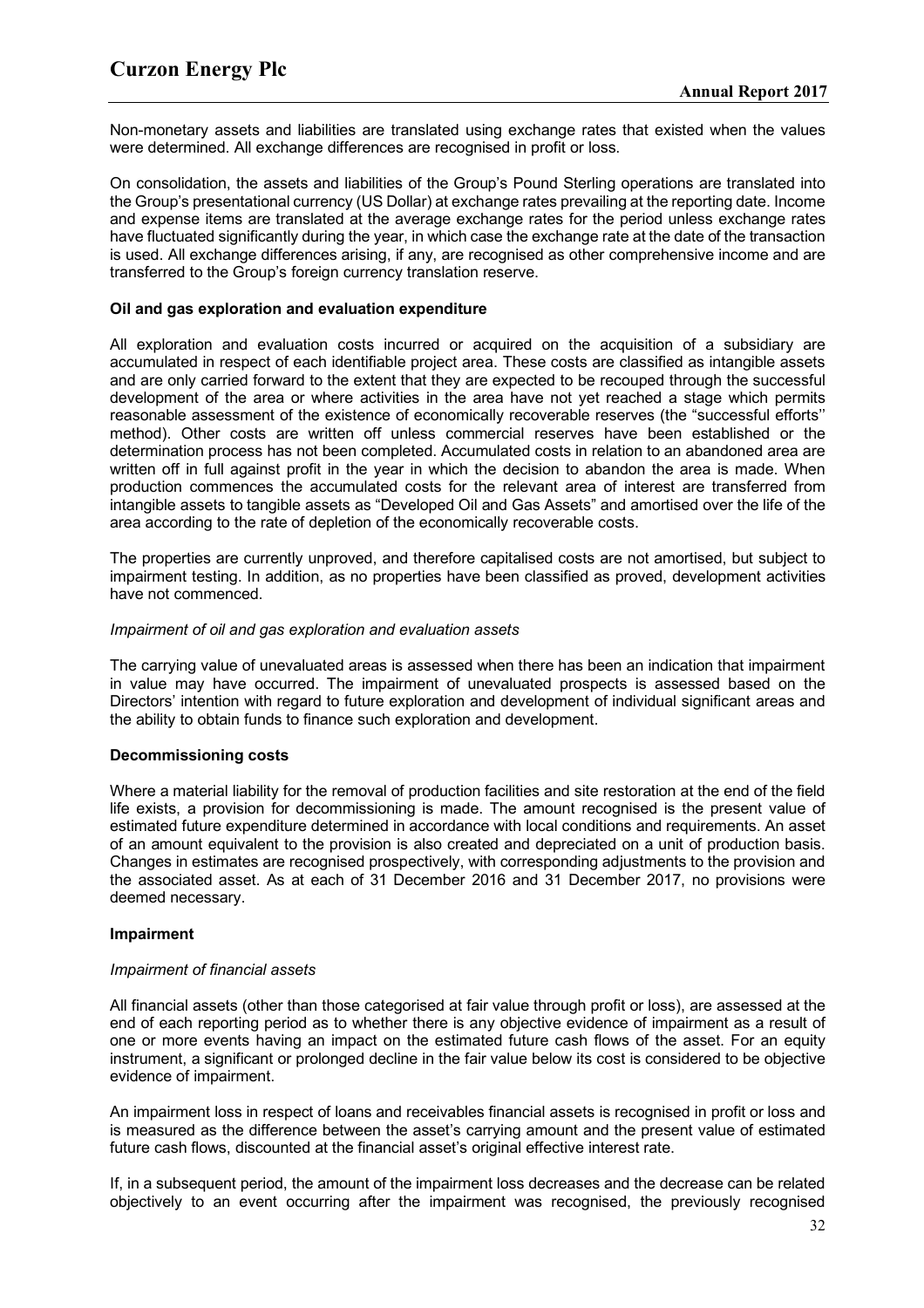Non-monetary assets and liabilities are translated using exchange rates that existed when the values were determined. All exchange differences are recognised in profit or loss.

On consolidation, the assets and liabilities of the Group's Pound Sterling operations are translated into the Group's presentational currency (US Dollar) at exchange rates prevailing at the reporting date. Income and expense items are translated at the average exchange rates for the period unless exchange rates have fluctuated significantly during the year, in which case the exchange rate at the date of the transaction is used. All exchange differences arising, if any, are recognised as other comprehensive income and are transferred to the Group's foreign currency translation reserve.

**Oil and gas exploration and evaluation expenditure**

All exploration and evaluation costs incurred or acquired on the acquisition of a subsidiary are accumulated in respect of each identifiable project area. These costs are classified as intangible assets and are only carried forward to the extent that they are expected to be recouped through the successful development of the area or where activities in the area have not yet reached a stage which permits reasonable assessment of the existence of economically recoverable reserves (the "successful efforts" method). Other costs are written off unless commercial reserves have been established or the determination process has not been completed. Accumulated costs in relation to an abandoned area are written off in full against profit in the year in which the decision to abandon the area is made. When production commences the accumulated costs for the relevant area of interest are transferred from intangible assets to tangible assets as "Developed Oil and Gas Assets" and amortised over the life of the area according to the rate of depletion of the economically recoverable costs.

The properties are currently unproved, and therefore capitalised costs are not amortised, but subject to impairment testing. In addition, as no properties have been classified as proved, development activities have not commenced.

*Impairment of oil and gas exploration and evaluation assets*

The carrying value of unevaluated areas is assessed when there has been an indication that impairment in value may have occurred. The impairment of unevaluated prospects is assessed based on the Directors' intention with regard to future exploration and development of individual significant areas and the ability to obtain funds to finance such exploration and development.

**Decommissioning costs**

Where a material liability for the removal of production facilities and site restoration at the end of the field life exists, a provision for decommissioning is made. The amount recognised is the present value of estimated future expenditure determined in accordance with local conditions and requirements. An asset of an amount equivalent to the provision is also created and depreciated on a unit of production basis. Changes in estimates are recognised prospectively, with corresponding adjustments to the provision and the associated asset. As at each of 31 December 2016 and 31 December 2017, no provisions were deemed necessary.

**Impairment**

*Impairment of financial assets*

All financial assets (other than those categorised at fair value through profit or loss), are assessed at the end of each reporting period as to whether there is any objective evidence of impairment as a result of one or more events having an impact on the estimated future cash flows of the asset. For an equity instrument, a significant or prolonged decline in the fair value below its cost is considered to be objective evidence of impairment.

An impairment loss in respect of loans and receivables financial assets is recognised in profit or loss and is measured as the difference between the asset's carrying amount and the present value of estimated future cash flows, discounted at the financial asset's original effective interest rate.

If, in a subsequent period, the amount of the impairment loss decreases and the decrease can be related objectively to an event occurring after the impairment was recognised, the previously recognised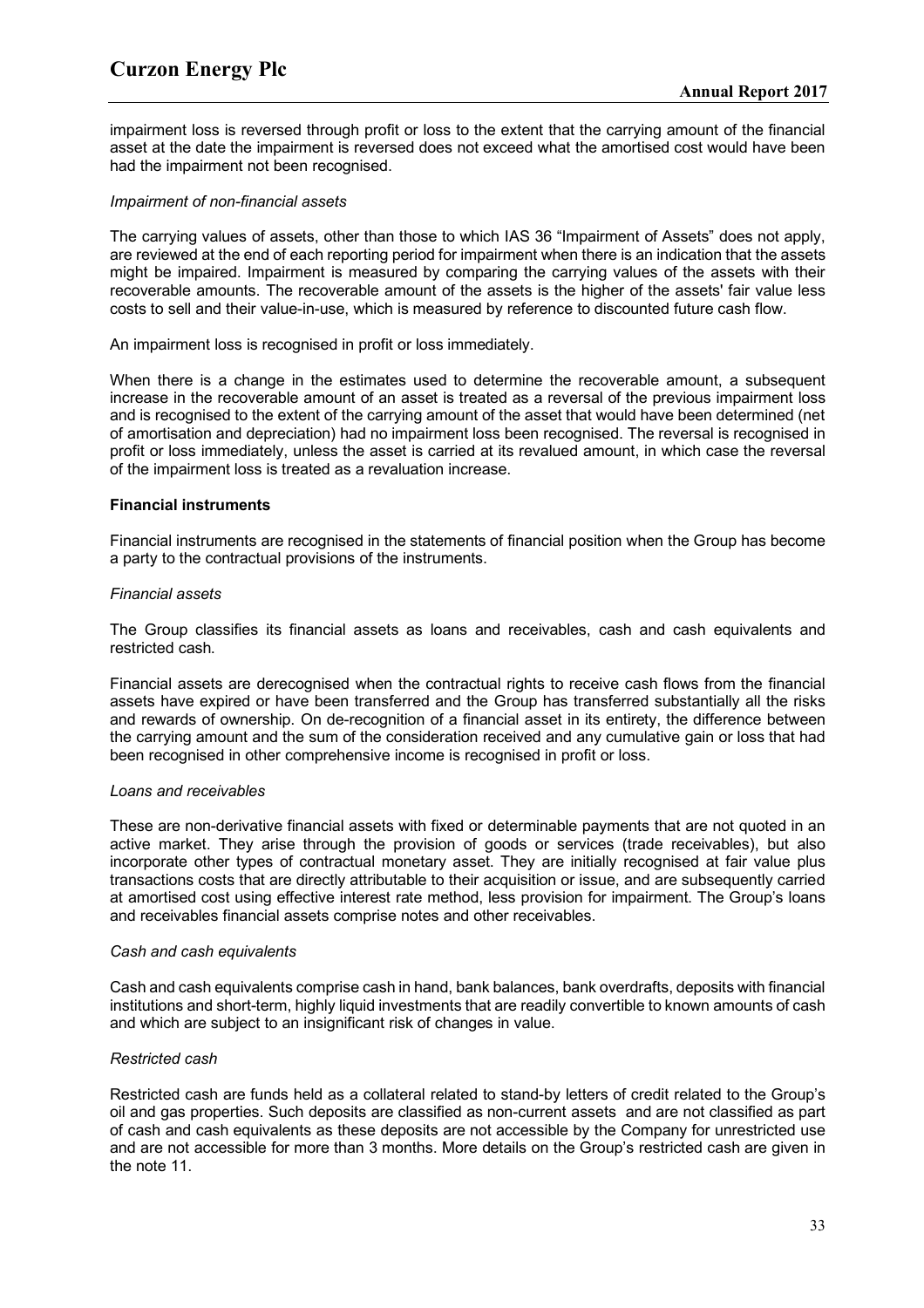impairment loss is reversed through profit or loss to the extent that the carrying amount of the financial asset at the date the impairment is reversed does not exceed what the amortised cost would have been had the impairment not been recognised.

*Impairment of non-financial assets*

The carrying values of assets, other than those to which IAS 36 "Impairment of Assets" does not apply, are reviewed at the end of each reporting period for impairment when there is an indication that the assets might be impaired. Impairment is measured by comparing the carrying values of the assets with their recoverable amounts. The recoverable amount of the assets is the higher of the assets' fair value less costs to sell and their value-in-use, which is measured by reference to discounted future cash flow.

An impairment loss is recognised in profit or loss immediately.

When there is a change in the estimates used to determine the recoverable amount, a subsequent increase in the recoverable amount of an asset is treated as a reversal of the previous impairment loss and is recognised to the extent of the carrying amount of the asset that would have been determined (net of amortisation and depreciation) had no impairment loss been recognised. The reversal is recognised in profit or loss immediately, unless the asset is carried at its revalued amount, in which case the reversal of the impairment loss is treated as a revaluation increase.

**Financial instruments**

Financial instruments are recognised in the statements of financial position when the Group has become a party to the contractual provisions of the instruments.

*Financial assets*

The Group classifies its financial assets as loans and receivables, cash and cash equivalents and restricted cash.

Financial assets are derecognised when the contractual rights to receive cash flows from the financial assets have expired or have been transferred and the Group has transferred substantially all the risks and rewards of ownership. On de-recognition of a financial asset in its entirety, the difference between the carrying amount and the sum of the consideration received and any cumulative gain or loss that had been recognised in other comprehensive income is recognised in profit or loss.

*Loans and receivables*

These are non-derivative financial assets with fixed or determinable payments that are not quoted in an active market. They arise through the provision of goods or services (trade receivables), but also incorporate other types of contractual monetary asset. They are initially recognised at fair value plus transactions costs that are directly attributable to their acquisition or issue, and are subsequently carried at amortised cost using effective interest rate method, less provision for impairment. The Group's loans and receivables financial assets comprise notes and other receivables.

*Cash and cash equivalents*

Cash and cash equivalents comprise cash in hand, bank balances, bank overdrafts, deposits with financial institutions and short-term, highly liquid investments that are readily convertible to known amounts of cash and which are subject to an insignificant risk of changes in value.

*Restricted cash*

Restricted cash are funds held as a collateral related to stand-by letters of credit related to the Group's oil and gas properties. Such deposits are classified as non-current assets and are not classified as part of cash and cash equivalents as these deposits are not accessible by the Company for unrestricted use and are not accessible for more than 3 months. More details on the Group's restricted cash are given in the note 11.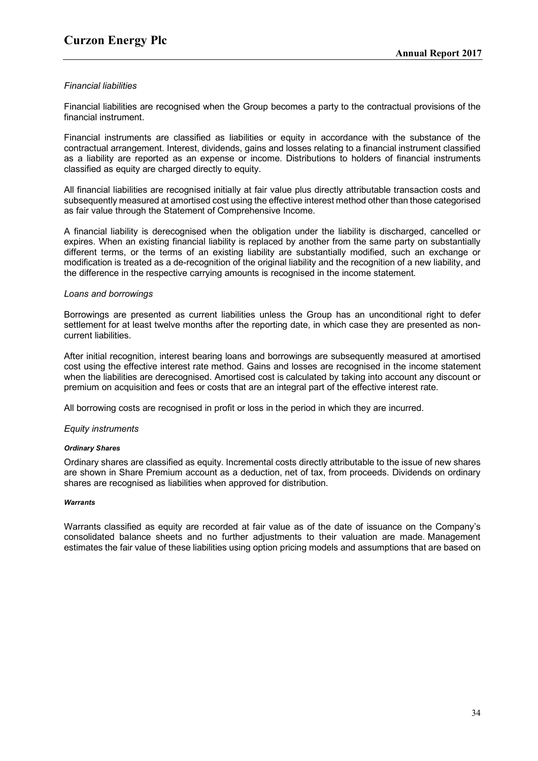*Financial liabilities*

Financial liabilities are recognised when the Group becomes a party to the contractual provisions of the financial instrument.

Financial instruments are classified as liabilities or equity in accordance with the substance of the contractual arrangement. Interest, dividends, gains and losses relating to a financial instrument classified as a liability are reported as an expense or income. Distributions to holders of financial instruments classified as equity are charged directly to equity.

All financial liabilities are recognised initially at fair value plus directly attributable transaction costs and subsequently measured at amortised cost using the effective interest method other than those categorised as fair value through the Statement of Comprehensive Income.

A financial liability is derecognised when the obligation under the liability is discharged, cancelled or expires. When an existing financial liability is replaced by another from the same party on substantially different terms, or the terms of an existing liability are substantially modified, such an exchange or modification is treated as a de-recognition of the original liability and the recognition of a new liability, and the difference in the respective carrying amounts is recognised in the income statement.

*Loans and borrowings*

Borrowings are presented as current liabilities unless the Group has an unconditional right to defer settlement for at least twelve months after the reporting date, in which case they are presented as non-current liabilities.

After initial recognition, interest bearing loans and borrowings are subsequently measured at amortised cost using the effective interest rate method. Gains and losses are recognised in the income statement when the liabilities are derecognised. Amortised cost is calculated by taking into account any discount or premium on acquisition and fees or costs that are an integral part of the effective interest rate.

All borrowing costs are recognised in profit or loss in the period in which they are incurred.

*Equity instruments*

***Ordinary Shares***

Ordinary shares are classified as equity. Incremental costs directly attributable to the issue of new shares are shown in Share Premium account as a deduction, net of tax, from proceeds. Dividends on ordinary shares are recognised as liabilities when approved for distribution.

***Warrants***

Warrants classified as equity are recorded at fair value as of the date of issuance on the Company's consolidated balance sheets and no further adjustments to their valuation are made. Management estimates the fair value of these liabilities using option pricing models and assumptions that are based on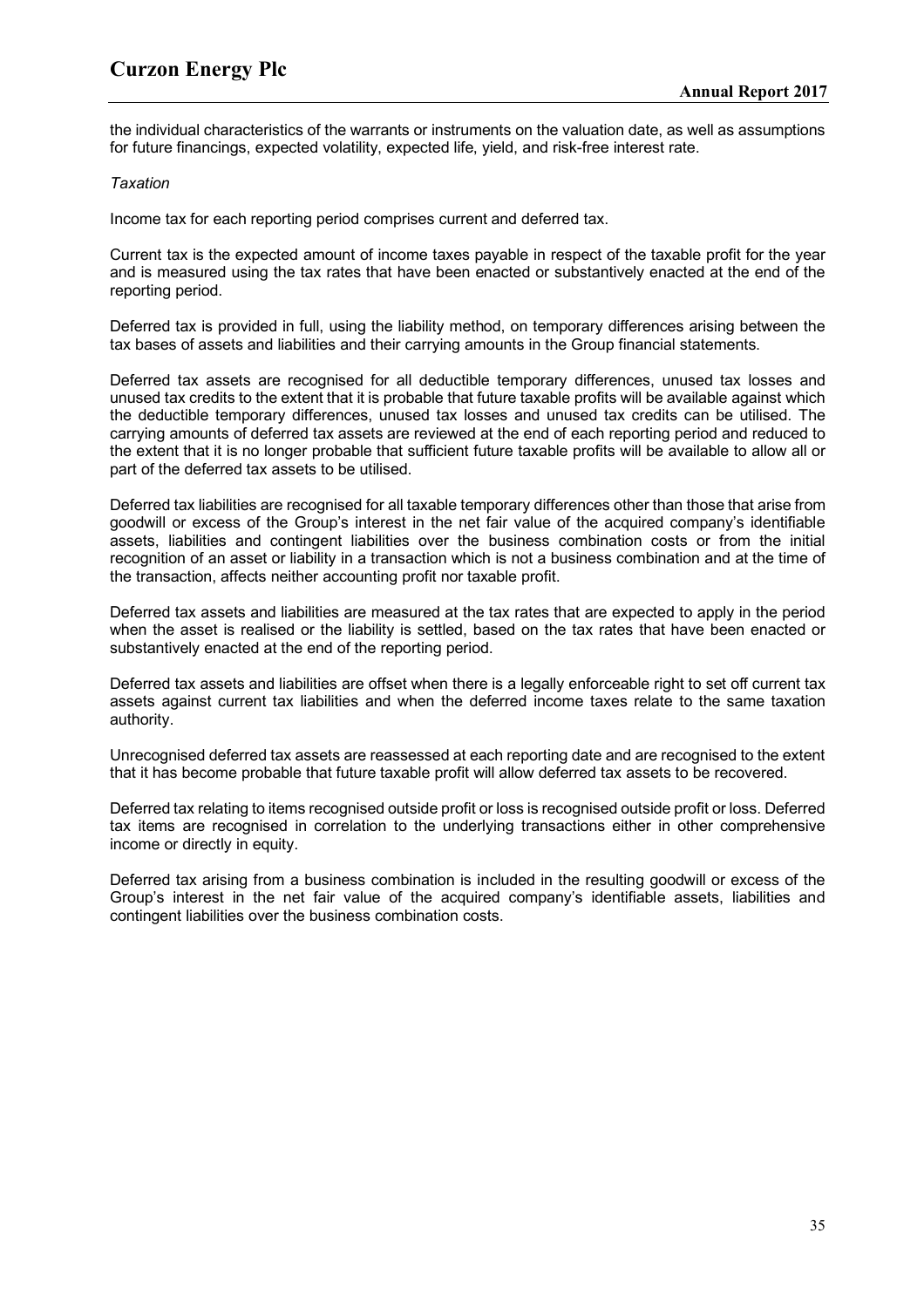the individual characteristics of the warrants or instruments on the valuation date, as well as assumptions for future financings, expected volatility, expected life, yield, and risk-free interest rate.

*Taxation*

Income tax for each reporting period comprises current and deferred tax.

Current tax is the expected amount of income taxes payable in respect of the taxable profit for the year and is measured using the tax rates that have been enacted or substantively enacted at the end of the reporting period.

Deferred tax is provided in full, using the liability method, on temporary differences arising between the tax bases of assets and liabilities and their carrying amounts in the Group financial statements.

Deferred tax assets are recognised for all deductible temporary differences, unused tax losses and unused tax credits to the extent that it is probable that future taxable profits will be available against which the deductible temporary differences, unused tax losses and unused tax credits can be utilised. The carrying amounts of deferred tax assets are reviewed at the end of each reporting period and reduced to the extent that it is no longer probable that sufficient future taxable profits will be available to allow all or part of the deferred tax assets to be utilised.

Deferred tax liabilities are recognised for all taxable temporary differences other than those that arise from goodwill or excess of the Group's interest in the net fair value of the acquired company's identifiable assets, liabilities and contingent liabilities over the business combination costs or from the initial recognition of an asset or liability in a transaction which is not a business combination and at the time of the transaction, affects neither accounting profit nor taxable profit.

Deferred tax assets and liabilities are measured at the tax rates that are expected to apply in the period when the asset is realised or the liability is settled, based on the tax rates that have been enacted or substantively enacted at the end of the reporting period.

Deferred tax assets and liabilities are offset when there is a legally enforceable right to set off current tax assets against current tax liabilities and when the deferred income taxes relate to the same taxation authority.

Unrecognised deferred tax assets are reassessed at each reporting date and are recognised to the extent that it has become probable that future taxable profit will allow deferred tax assets to be recovered.

Deferred tax relating to items recognised outside profit or loss is recognised outside profit or loss. Deferred tax items are recognised in correlation to the underlying transactions either in other comprehensive income or directly in equity.

Deferred tax arising from a business combination is included in the resulting goodwill or excess of the Group's interest in the net fair value of the acquired company's identifiable assets, liabilities and contingent liabilities over the business combination costs.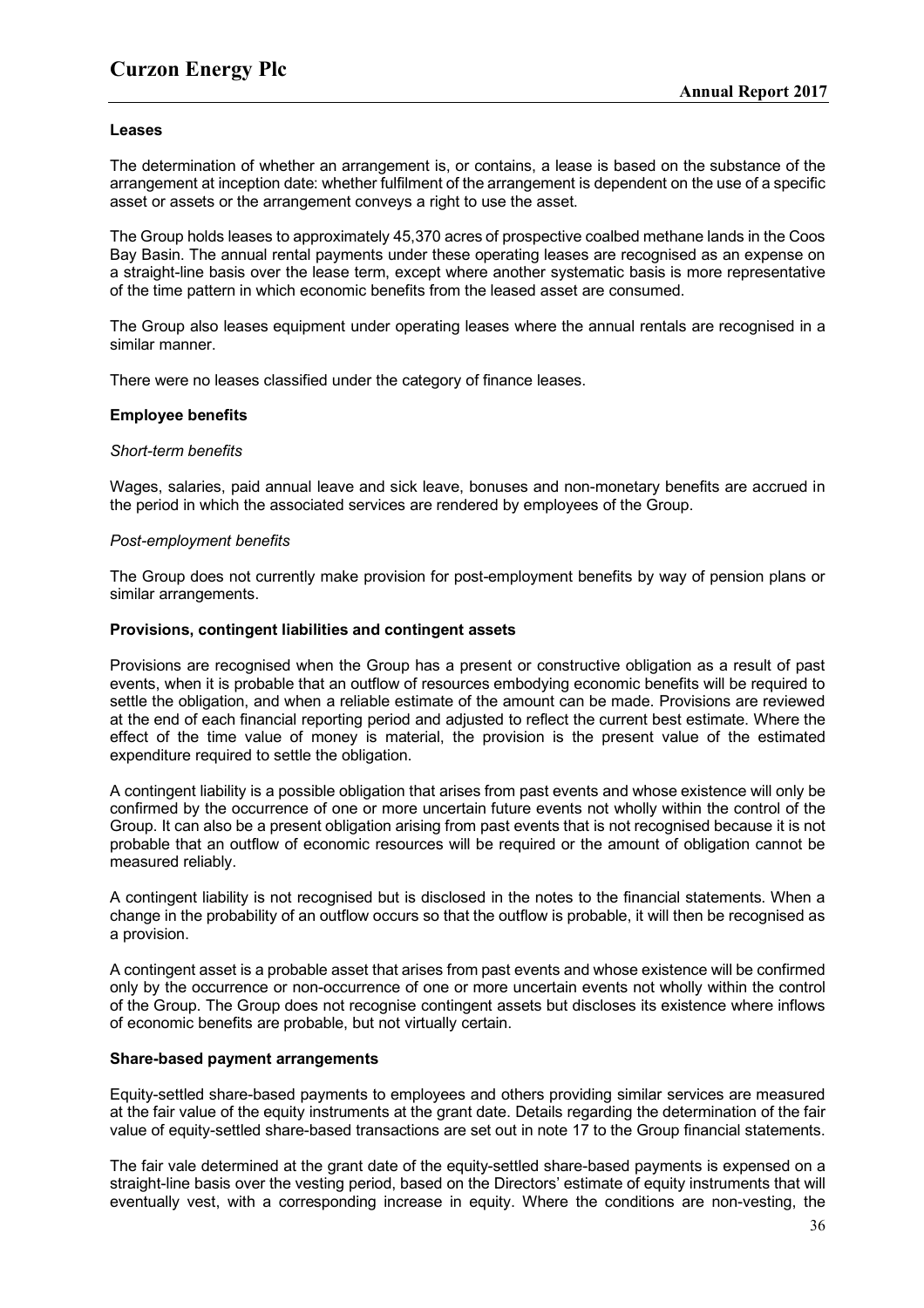**Leases**

The determination of whether an arrangement is, or contains, a lease is based on the substance of the arrangement at inception date: whether fulfilment of the arrangement is dependent on the use of a specific asset or assets or the arrangement conveys a right to use the asset.

The Group holds leases to approximately 45,370 acres of prospective coalbed methane lands in the Coos Bay Basin. The annual rental payments under these operating leases are recognised as an expense on a straight-line basis over the lease term, except where another systematic basis is more representative of the time pattern in which economic benefits from the leased asset are consumed.

The Group also leases equipment under operating leases where the annual rentals are recognised in a similar manner.

There were no leases classified under the category of finance leases.

**Employee benefits**

*Short-term benefits*

Wages, salaries, paid annual leave and sick leave, bonuses and non-monetary benefits are accrued in the period in which the associated services are rendered by employees of the Group.

*Post-employment benefits*

The Group does not currently make provision for post-employment benefits by way of pension plans or similar arrangements.

**Provisions, contingent liabilities and contingent assets**

Provisions are recognised when the Group has a present or constructive obligation as a result of past events, when it is probable that an outflow of resources embodying economic benefits will be required to settle the obligation, and when a reliable estimate of the amount can be made. Provisions are reviewed at the end of each financial reporting period and adjusted to reflect the current best estimate. Where the effect of the time value of money is material, the provision is the present value of the estimated expenditure required to settle the obligation.

A contingent liability is a possible obligation that arises from past events and whose existence will only be confirmed by the occurrence of one or more uncertain future events not wholly within the control of the Group. It can also be a present obligation arising from past events that is not recognised because it is not probable that an outflow of economic resources will be required or the amount of obligation cannot be measured reliably.

A contingent liability is not recognised but is disclosed in the notes to the financial statements. When a change in the probability of an outflow occurs so that the outflow is probable, it will then be recognised as a provision.

A contingent asset is a probable asset that arises from past events and whose existence will be confirmed only by the occurrence or non-occurrence of one or more uncertain events not wholly within the control of the Group. The Group does not recognise contingent assets but discloses its existence where inflows of economic benefits are probable, but not virtually certain.

**Share-based payment arrangements**

Equity-settled share-based payments to employees and others providing similar services are measured at the fair value of the equity instruments at the grant date. Details regarding the determination of the fair value of equity-settled share-based transactions are set out in note 17 to the Group financial statements.

The fair vale determined at the grant date of the equity-settled share-based payments is expensed on a straight-line basis over the vesting period, based on the Directors' estimate of equity instruments that will eventually vest, with a corresponding increase in equity. Where the conditions are non-vesting, the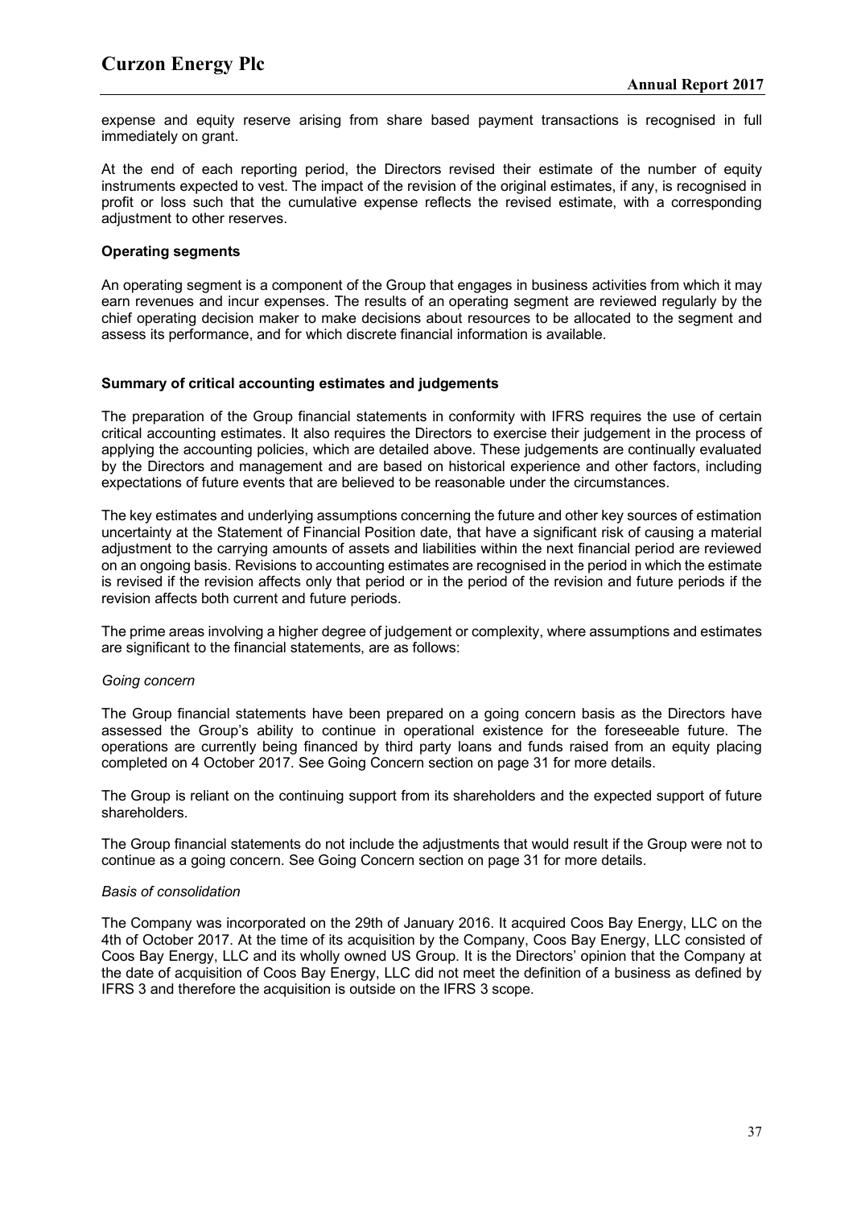expense and equity reserve arising from share based payment transactions is recognised in full immediately on grant.

At the end of each reporting period, the Directors revised their estimate of the number of equity instruments expected to vest. The impact of the revision of the original estimates, if any, is recognised in profit or loss such that the cumulative expense reflects the revised estimate, with a corresponding adjustment to other reserves.

**Operating segments**

An operating segment is a component of the Group that engages in business activities from which it may earn revenues and incur expenses. The results of an operating segment are reviewed regularly by the chief operating decision maker to make decisions about resources to be allocated to the segment and assess its performance, and for which discrete financial information is available.

**Summary of critical accounting estimates and judgements**

The preparation of the Group financial statements in conformity with IFRS requires the use of certain critical accounting estimates. It also requires the Directors to exercise their judgement in the process of applying the accounting policies, which are detailed above. These judgements are continually evaluated by the Directors and management and are based on historical experience and other factors, including expectations of future events that are believed to be reasonable under the circumstances.

The key estimates and underlying assumptions concerning the future and other key sources of estimation uncertainty at the Statement of Financial Position date, that have a significant risk of causing a material adjustment to the carrying amounts of assets and liabilities within the next financial period are reviewed on an ongoing basis. Revisions to accounting estimates are recognised in the period in which the estimate is revised if the revision affects only that period or in the period of the revision and future periods if the revision affects both current and future periods.

The prime areas involving a higher degree of judgement or complexity, where assumptions and estimates are significant to the financial statements, are as follows:

*Going concern*

The Group financial statements have been prepared on a going concern basis as the Directors have assessed the Group's ability to continue in operational existence for the foreseeable future. The operations are currently being financed by third party loans and funds raised from an equity placing completed on 4 October 2017. See Going Concern section on page 31 for more details.

The Group is reliant on the continuing support from its shareholders and the expected support of future shareholders.

The Group financial statements do not include the adjustments that would result if the Group were not to continue as a going concern. See Going Concern section on page 31 for more details.

*Basis of consolidation*

The Company was incorporated on the 29th of January 2016. It acquired Coos Bay Energy, LLC on the 4th of October 2017. At the time of its acquisition by the Company, Coos Bay Energy, LLC consisted of Coos Bay Energy, LLC and its wholly owned US Group. It is the Directors' opinion that the Company at the date of acquisition of Coos Bay Energy, LLC did not meet the definition of a business as defined by IFRS 3 and therefore the acquisition is outside on the IFRS 3 scope.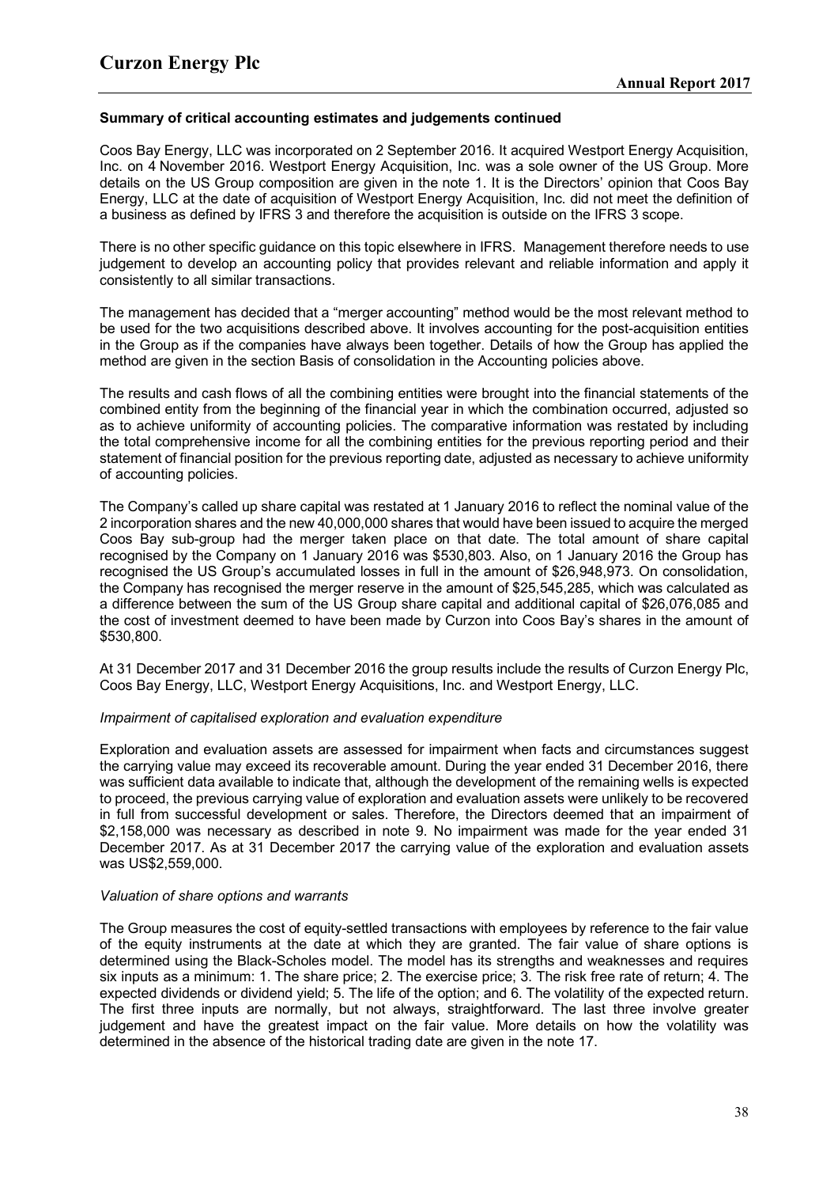**Summary of critical accounting estimates and judgements continued**

Coos Bay Energy, LLC was incorporated on 2 September 2016. It acquired Westport Energy Acquisition, Inc. on 4 November 2016. Westport Energy Acquisition, Inc. was a sole owner of the US Group. More details on the US Group composition are given in the note 1. It is the Directors' opinion that Coos Bay Energy, LLC at the date of acquisition of Westport Energy Acquisition, Inc. did not meet the definition of a business as defined by IFRS 3 and therefore the acquisition is outside on the IFRS 3 scope.

There is no other specific guidance on this topic elsewhere in IFRS. Management therefore needs to use judgement to develop an accounting policy that provides relevant and reliable information and apply it consistently to all similar transactions.

The management has decided that a "merger accounting" method would be the most relevant method to be used for the two acquisitions described above. It involves accounting for the post-acquisition entities in the Group as if the companies have always been together. Details of how the Group has applied the method are given in the section Basis of consolidation in the Accounting policies above.

The results and cash flows of all the combining entities were brought into the financial statements of the combined entity from the beginning of the financial year in which the combination occurred, adjusted so as to achieve uniformity of accounting policies. The comparative information was restated by including the total comprehensive income for all the combining entities for the previous reporting period and their statement of financial position for the previous reporting date, adjusted as necessary to achieve uniformity of accounting policies.

The Company's called up share capital was restated at 1 January 2016 to reflect the nominal value of the 2 incorporation shares and the new 40,000,000 shares that would have been issued to acquire the merged Coos Bay sub-group had the merger taken place on that date. The total amount of share capital recognised by the Company on 1 January 2016 was $530,803. Also, on 1 January 2016 the Group has recognised the US Group's accumulated losses in full in the amount of $26,948,973. On consolidation, the Company has recognised the merger reserve in the amount of $25,545,285, which was calculated as a difference between the sum of the US Group share capital and additional capital of $26,076,085 and the cost of investment deemed to have been made by Curzon into Coos Bay's shares in the amount of $530,800.

At 31 December 2017 and 31 December 2016 the group results include the results of Curzon Energy Plc, Coos Bay Energy, LLC, Westport Energy Acquisitions, Inc. and Westport Energy, LLC.

*Impairment of capitalised exploration and evaluation expenditure*

Exploration and evaluation assets are assessed for impairment when facts and circumstances suggest the carrying value may exceed its recoverable amount. During the year ended 31 December 2016, there was sufficient data available to indicate that, although the development of the remaining wells is expected to proceed, the previous carrying value of exploration and evaluation assets were unlikely to be recovered in full from successful development or sales. Therefore, the Directors deemed that an impairment of $2,158,000 was necessary as described in note 9. No impairment was made for the year ended 31 December 2017. As at 31 December 2017 the carrying value of the exploration and evaluation assets was US$2,559,000.

*Valuation of share options and warrants*

The Group measures the cost of equity-settled transactions with employees by reference to the fair value of the equity instruments at the date at which they are granted. The fair value of share options is determined using the Black-Scholes model. The model has its strengths and weaknesses and requires six inputs as a minimum: 1. The share price; 2. The exercise price; 3. The risk free rate of return; 4. The expected dividends or dividend yield; 5. The life of the option; and 6. The volatility of the expected return. The first three inputs are normally, but not always, straightforward. The last three involve greater judgement and have the greatest impact on the fair value. More details on how the volatility was determined in the absence of the historical trading date are given in the note 17.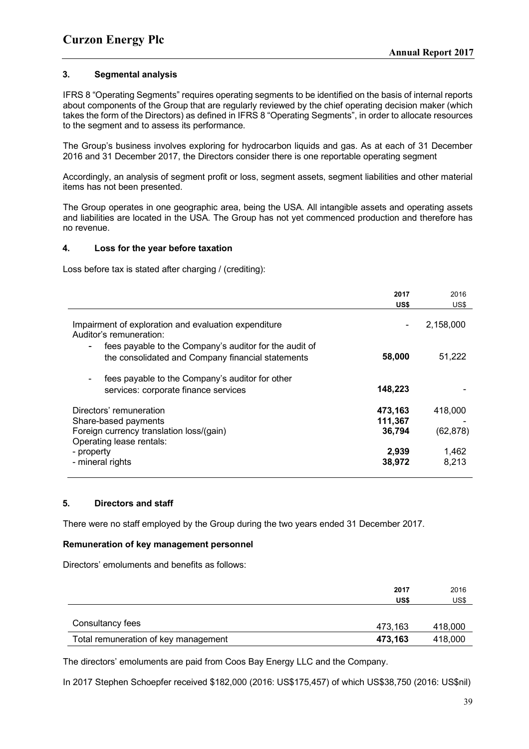### 3. Segmental analysis

IFRS 8 "Operating Segments" requires operating segments to be identified on the basis of internal reports about components of the Group that are regularly reviewed by the chief operating decision maker (which takes the form of the Directors) as defined in IFRS 8 "Operating Segments", in order to allocate resources to the segment and to assess its performance.

The Group's business involves exploring for hydrocarbon liquids and gas. As at each of 31 December 2016 and 31 December 2017, the Directors consider there is one reportable operating segment

Accordingly, an analysis of segment profit or loss, segment assets, segment liabilities and other material items has not been presented.

The Group operates in one geographic area, being the USA. All intangible assets and operating assets and liabilities are located in the USA. The Group has not yet commenced production and therefore has no revenue.

### 4. Loss for the year before taxation

Loss before tax is stated after charging / (crediting):

| | 2017 US$ | 2016 US$ |
|---|---|---|
| Impairment of exploration and evaluation expenditure | - | 2,158,000 |
| Auditor's remuneration: | | |
| - fees payable to the Company's auditor for the audit of the consolidated and Company financial statements | **58,000** | 51,222 |
| - fees payable to the Company's auditor for other services: corporate finance services | **148,223** | - |
| Directors' remuneration | **473,163** | 418,000 |
| Share-based payments | **111,367** | - |
| Foreign currency translation loss/(gain) | **36,794** | (62,878) |
| Operating lease rentals: | | |
| - property | **2,939** | 1,462 |
| - mineral rights | **38,972** | 8,213 |

### 5. Directors and staff

There were no staff employed by the Group during the two years ended 31 December 2017.

**Remuneration of key management personnel**

Directors' emoluments and benefits as follows:

| | 2017 US$ | 2016 US$ |
|---|---|---|
| Consultancy fees | 473,163 | 418,000 |
| Total remuneration of key management | **473,163** | 418,000 |

The directors' emoluments are paid from Coos Bay Energy LLC and the Company.

In 2017 Stephen Schoepfer received $182,000 (2016: US$175,457) of which US$38,750 (2016: US$nil)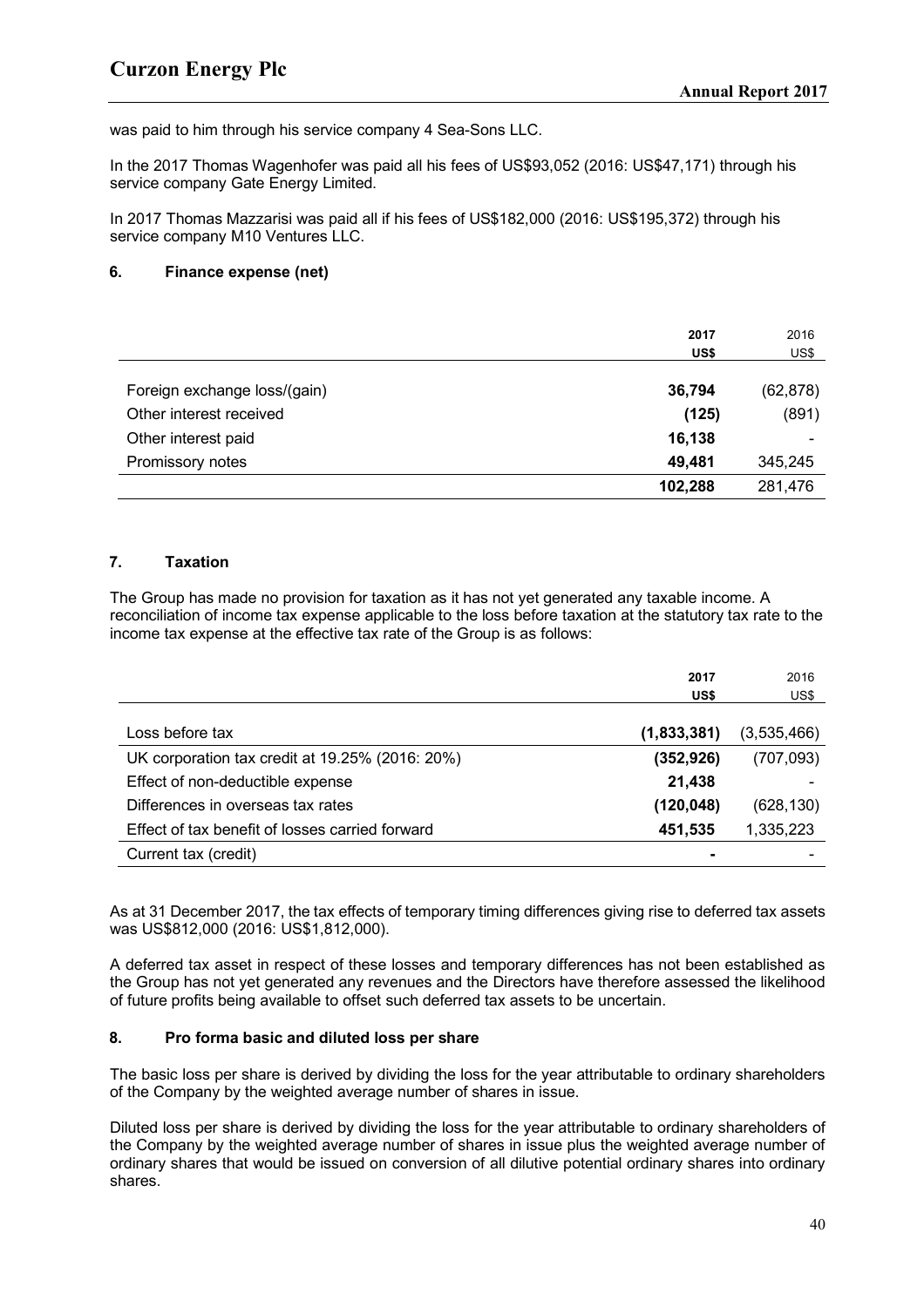was paid to him through his service company 4 Sea-Sons LLC.

In the 2017 Thomas Wagenhofer was paid all his fees of US$93,052 (2016: US$47,171) through his service company Gate Energy Limited.

In 2017 Thomas Mazzarisi was paid all if his fees of US$182,000 (2016: US$195,372) through his service company M10 Ventures LLC.

### 6. Finance expense (net)

| | **2017** | 2016 |
|---|---|---|
| | **US$** | US$ |
| Foreign exchange loss/(gain) | **36,794** | (62,878) |
| Other interest received | **(125)** | (891) |
| Other interest paid | **16,138** | - |
| Promissory notes | **49,481** | 345,245 |
| | **102,288** | 281,476 |

### 7. Taxation

The Group has made no provision for taxation as it has not yet generated any taxable income. A reconciliation of income tax expense applicable to the loss before taxation at the statutory tax rate to the income tax expense at the effective tax rate of the Group is as follows:

| | **2017** | 2016 |
|---|---|---|
| | **US$** | US$ |
| Loss before tax | **(1,833,381)** | (3,535,466) |
| UK corporation tax credit at 19.25% (2016: 20%) | **(352,926)** | (707,093) |
| Effect of non-deductible expense | **21,438** | - |
| Differences in overseas tax rates | **(120,048)** | (628,130) |
| Effect of tax benefit of losses carried forward | **451,535** | 1,335,223 |
| Current tax (credit) | **-** | - |

As at 31 December 2017, the tax effects of temporary timing differences giving rise to deferred tax assets was US$812,000 (2016: US$1,812,000).

A deferred tax asset in respect of these losses and temporary differences has not been established as the Group has not yet generated any revenues and the Directors have therefore assessed the likelihood of future profits being available to offset such deferred tax assets to be uncertain.

### 8. Pro forma basic and diluted loss per share

The basic loss per share is derived by dividing the loss for the year attributable to ordinary shareholders of the Company by the weighted average number of shares in issue.

Diluted loss per share is derived by dividing the loss for the year attributable to ordinary shareholders of the Company by the weighted average number of shares in issue plus the weighted average number of ordinary shares that would be issued on conversion of all dilutive potential ordinary shares into ordinary shares.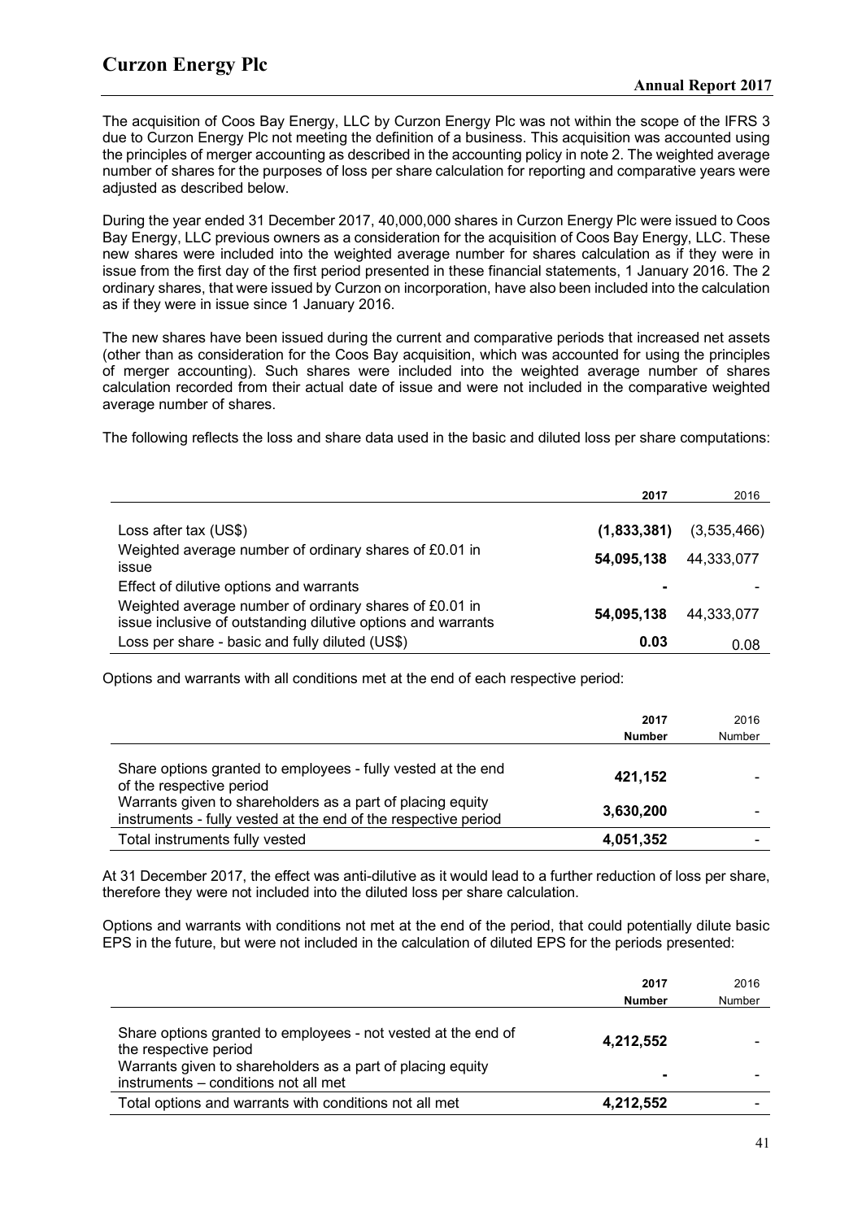The acquisition of Coos Bay Energy, LLC by Curzon Energy Plc was not within the scope of the IFRS 3 due to Curzon Energy Plc not meeting the definition of a business. This acquisition was accounted using the principles of merger accounting as described in the accounting policy in note 2. The weighted average number of shares for the purposes of loss per share calculation for reporting and comparative years were adjusted as described below.

During the year ended 31 December 2017, 40,000,000 shares in Curzon Energy Plc were issued to Coos Bay Energy, LLC previous owners as a consideration for the acquisition of Coos Bay Energy, LLC. These new shares were included into the weighted average number for shares calculation as if they were in issue from the first day of the first period presented in these financial statements, 1 January 2016. The 2 ordinary shares, that were issued by Curzon on incorporation, have also been included into the calculation as if they were in issue since 1 January 2016.

The new shares have been issued during the current and comparative periods that increased net assets (other than as consideration for the Coos Bay acquisition, which was accounted for using the principles of merger accounting). Such shares were included into the weighted average number of shares calculation recorded from their actual date of issue and were not included in the comparative weighted average number of shares.

The following reflects the loss and share data used in the basic and diluted loss per share computations:

| | **2017** | 2016 |
|---|---|---|
| Loss after tax (US$) | **(1,833,381)** | (3,535,466) |
| Weighted average number of ordinary shares of £0.01 in issue | **54,095,138** | 44,333,077 |
| Effect of dilutive options and warrants | **-** | - |
| Weighted average number of ordinary shares of £0.01 in issue inclusive of outstanding dilutive options and warrants | **54,095,138** | 44,333,077 |
| Loss per share - basic and fully diluted (US$) | **0.03** | 0.08 |

Options and warrants with all conditions met at the end of each respective period:

| | **2017** | 2016 |
|---|---|---|
| | **Number** | Number |
| Share options granted to employees - fully vested at the end of the respective period | **421,152** | - |
| Warrants given to shareholders as a part of placing equity instruments - fully vested at the end of the respective period | **3,630,200** | - |
| Total instruments fully vested | **4,051,352** | - |

At 31 December 2017, the effect was anti-dilutive as it would lead to a further reduction of loss per share, therefore they were not included into the diluted loss per share calculation.

Options and warrants with conditions not met at the end of the period, that could potentially dilute basic EPS in the future, but were not included in the calculation of diluted EPS for the periods presented:

| | **2017** | 2016 |
|---|---|---|
| | **Number** | Number |
| Share options granted to employees - not vested at the end of the respective period | **4,212,552** | - |
| Warrants given to shareholders as a part of placing equity instruments – conditions not all met | **-** | - |
| Total options and warrants with conditions not all met | **4,212,552** | - |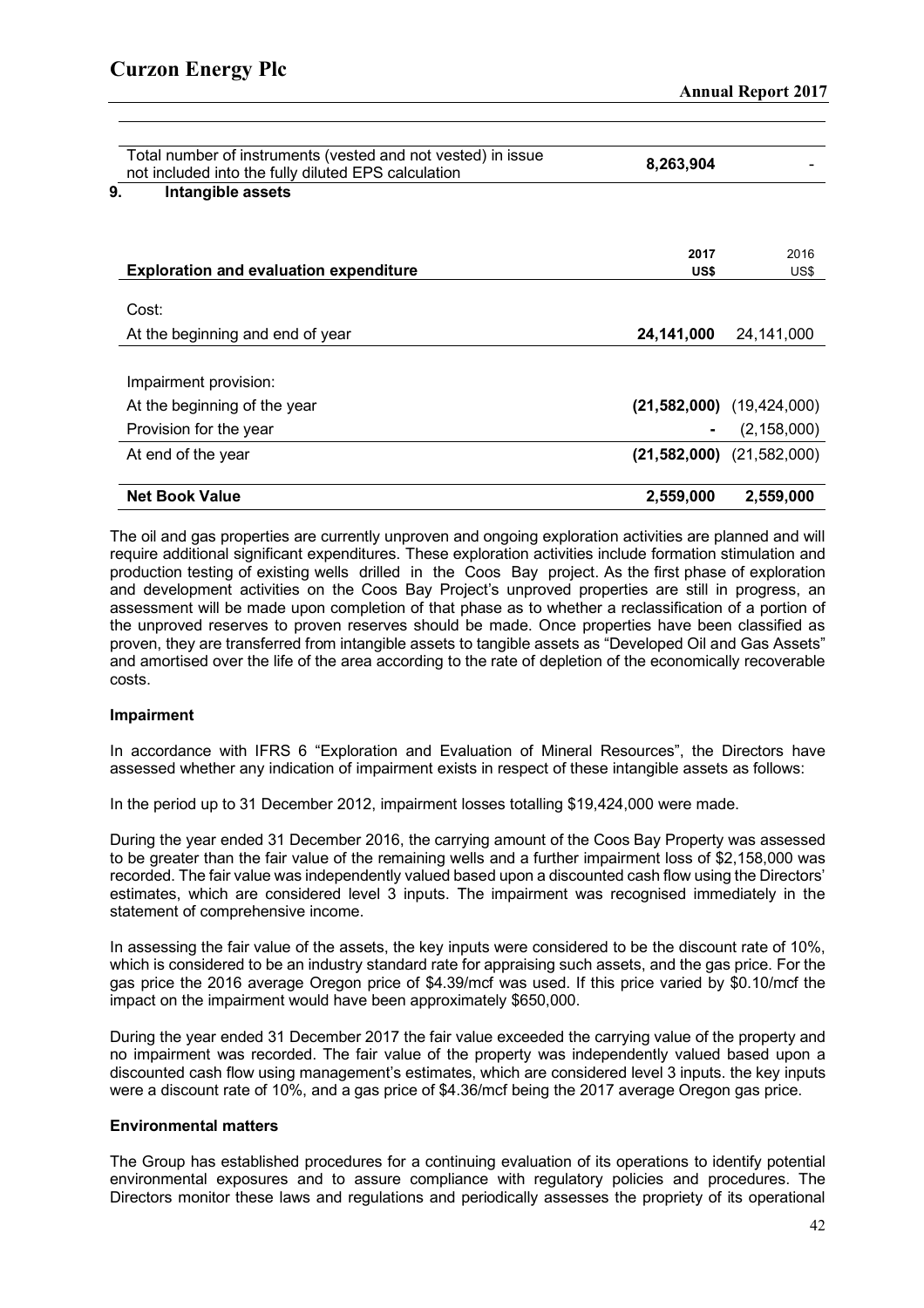| | | |
|---|---|---|
| Total number of instruments (vested and not vested) in issue not included into the fully diluted EPS calculation | **8,263,904** | - |

## 9. Intangible assets

| Exploration and evaluation expenditure | 2017 US$ | 2016 US$ |
|---|---|---|
| Cost: | | |
| At the beginning and end of year | **24,141,000** | 24,141,000 |
| Impairment provision: | | |
| At the beginning of the year | **(21,582,000)** | (19,424,000) |
| Provision for the year | **-** | (2,158,000) |
| At end of the year | **(21,582,000)** | (21,582,000) |
| **Net Book Value** | **2,559,000** | **2,559,000** |

The oil and gas properties are currently unproven and ongoing exploration activities are planned and will require additional significant expenditures. These exploration activities include formation stimulation and production testing of existing wells drilled in the Coos Bay project. As the first phase of exploration and development activities on the Coos Bay Project's unproved properties are still in progress, an assessment will be made upon completion of that phase as to whether a reclassification of a portion of the unproved reserves to proven reserves should be made. Once properties have been classified as proven, they are transferred from intangible assets to tangible assets as "Developed Oil and Gas Assets" and amortised over the life of the area according to the rate of depletion of the economically recoverable costs.

**Impairment**

In accordance with IFRS 6 "Exploration and Evaluation of Mineral Resources", the Directors have assessed whether any indication of impairment exists in respect of these intangible assets as follows:

In the period up to 31 December 2012, impairment losses totalling $19,424,000 were made.

During the year ended 31 December 2016, the carrying amount of the Coos Bay Property was assessed to be greater than the fair value of the remaining wells and a further impairment loss of $2,158,000 was recorded. The fair value was independently valued based upon a discounted cash flow using the Directors' estimates, which are considered level 3 inputs. The impairment was recognised immediately in the statement of comprehensive income.

In assessing the fair value of the assets, the key inputs were considered to be the discount rate of 10%, which is considered to be an industry standard rate for appraising such assets, and the gas price. For the gas price the 2016 average Oregon price of $4.39/mcf was used. If this price varied by $0.10/mcf the impact on the impairment would have been approximately $650,000.

During the year ended 31 December 2017 the fair value exceeded the carrying value of the property and no impairment was recorded. The fair value of the property was independently valued based upon a discounted cash flow using management's estimates, which are considered level 3 inputs. the key inputs were a discount rate of 10%, and a gas price of $4.36/mcf being the 2017 average Oregon gas price.

**Environmental matters**

The Group has established procedures for a continuing evaluation of its operations to identify potential environmental exposures and to assure compliance with regulatory policies and procedures. The Directors monitor these laws and regulations and periodically assesses the propriety of its operational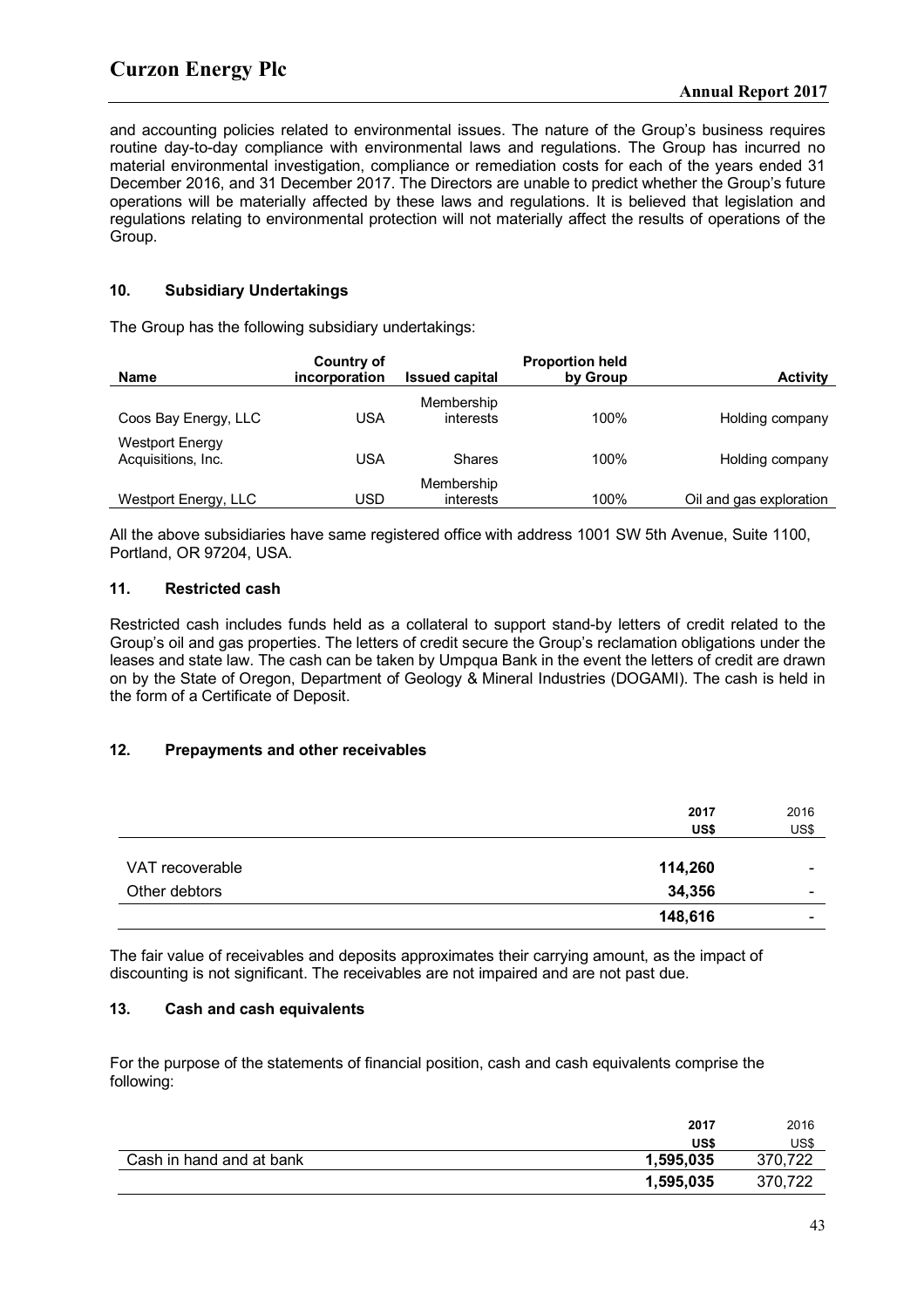and accounting policies related to environmental issues. The nature of the Group's business requires routine day-to-day compliance with environmental laws and regulations. The Group has incurred no material environmental investigation, compliance or remediation costs for each of the years ended 31 December 2016, and 31 December 2017. The Directors are unable to predict whether the Group's future operations will be materially affected by these laws and regulations. It is believed that legislation and regulations relating to environmental protection will not materially affect the results of operations of the Group.

## 10. Subsidiary Undertakings

The Group has the following subsidiary undertakings:

| Name | Country of incorporation | Issued capital | Proportion held by Group | Activity |
|---|---|---|---|---|
| Coos Bay Energy, LLC | USA | Membership interests | 100% | Holding company |
| Westport Energy Acquisitions, Inc. | USA | Shares | 100% | Holding company |
| Westport Energy, LLC | USD | Membership interests | 100% | Oil and gas exploration |

All the above subsidiaries have same registered office with address 1001 SW 5th Avenue, Suite 1100, Portland, OR 97204, USA.

## 11. Restricted cash

Restricted cash includes funds held as a collateral to support stand-by letters of credit related to the Group's oil and gas properties. The letters of credit secure the Group's reclamation obligations under the leases and state law. The cash can be taken by Umpqua Bank in the event the letters of credit are drawn on by the State of Oregon, Department of Geology & Mineral Industries (DOGAMI). The cash is held in the form of a Certificate of Deposit.

## 12. Prepayments and other receivables

| | **2017** | 2016 |
|---|---|---|
| | **US$** | US$ |
| VAT recoverable | **114,260** | - |
| Other debtors | **34,356** | - |
| | **148,616** | - |

The fair value of receivables and deposits approximates their carrying amount, as the impact of discounting is not significant. The receivables are not impaired and are not past due.

## 13. Cash and cash equivalents

For the purpose of the statements of financial position, cash and cash equivalents comprise the following:

| | **2017** | 2016 |
|---|---|---|
| | **US$** | US$ |
| Cash in hand and at bank | **1,595,035** | 370,722 |
| | **1,595,035** | 370,722 |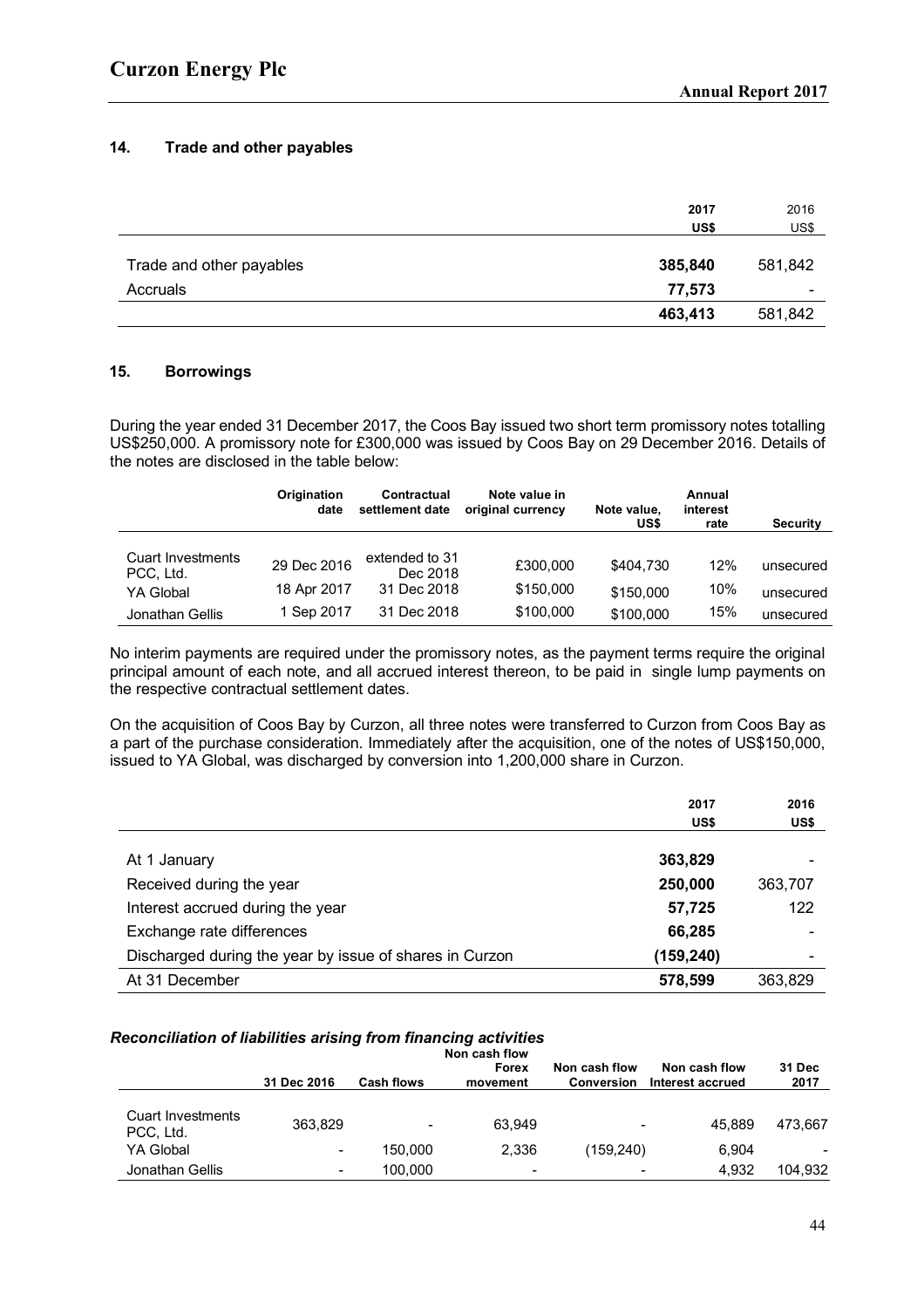## 14. Trade and other payables

| | 2017 US$ | 2016 US$ |
|---|---|---|
| Trade and other payables | **385,840** | 581,842 |
| Accruals | **77,573** | - |
| | **463,413** | 581,842 |

## 15. Borrowings

During the year ended 31 December 2017, the Coos Bay issued two short term promissory notes totalling US$250,000. A promissory note for £300,000 was issued by Coos Bay on 29 December 2016. Details of the notes are disclosed in the table below:

| | Origination date | Contractual settlement date | Note value in original currency | Note value, US$ | Annual interest rate | Security |
|---|---|---|---|---|---|---|
| Cuart Investments PCC, Ltd. | 29 Dec 2016 | extended to 31 Dec 2018 | £300,000 | $404,730 | 12% | unsecured |
| YA Global | 18 Apr 2017 | 31 Dec 2018 | $150,000 | $150,000 | 10% | unsecured |
| Jonathan Gellis | 1 Sep 2017 | 31 Dec 2018 | $100,000 | $100,000 | 15% | unsecured |

No interim payments are required under the promissory notes, as the payment terms require the original principal amount of each note, and all accrued interest thereon, to be paid in single lump payments on the respective contractual settlement dates.

On the acquisition of Coos Bay by Curzon, all three notes were transferred to Curzon from Coos Bay as a part of the purchase consideration. Immediately after the acquisition, one of the notes of US$150,000, issued to YA Global, was discharged by conversion into 1,200,000 share in Curzon.

| | 2017 US$ | 2016 US$ |
|---|---|---|
| At 1 January | **363,829** | - |
| Received during the year | **250,000** | 363,707 |
| Interest accrued during the year | **57,725** | 122 |
| Exchange rate differences | **66,285** | - |
| Discharged during the year by issue of shares in Curzon | **(159,240)** | - |
| At 31 December | **578,599** | 363,829 |

### *Reconciliation of liabilities arising from financing activities*

| | 31 Dec 2016 | Cash flows | Non cash flow Forex movement | Non cash flow Conversion | Non cash flow Interest accrued | 31 Dec 2017 |
|---|---|---|---|---|---|---|
| Cuart Investments PCC, Ltd. | 363,829 | - | 63,949 | - | 45,889 | 473,667 |
| YA Global | - | 150,000 | 2,336 | (159,240) | 6,904 | - |
| Jonathan Gellis | - | 100,000 | - | - | 4,932 | 104,932 |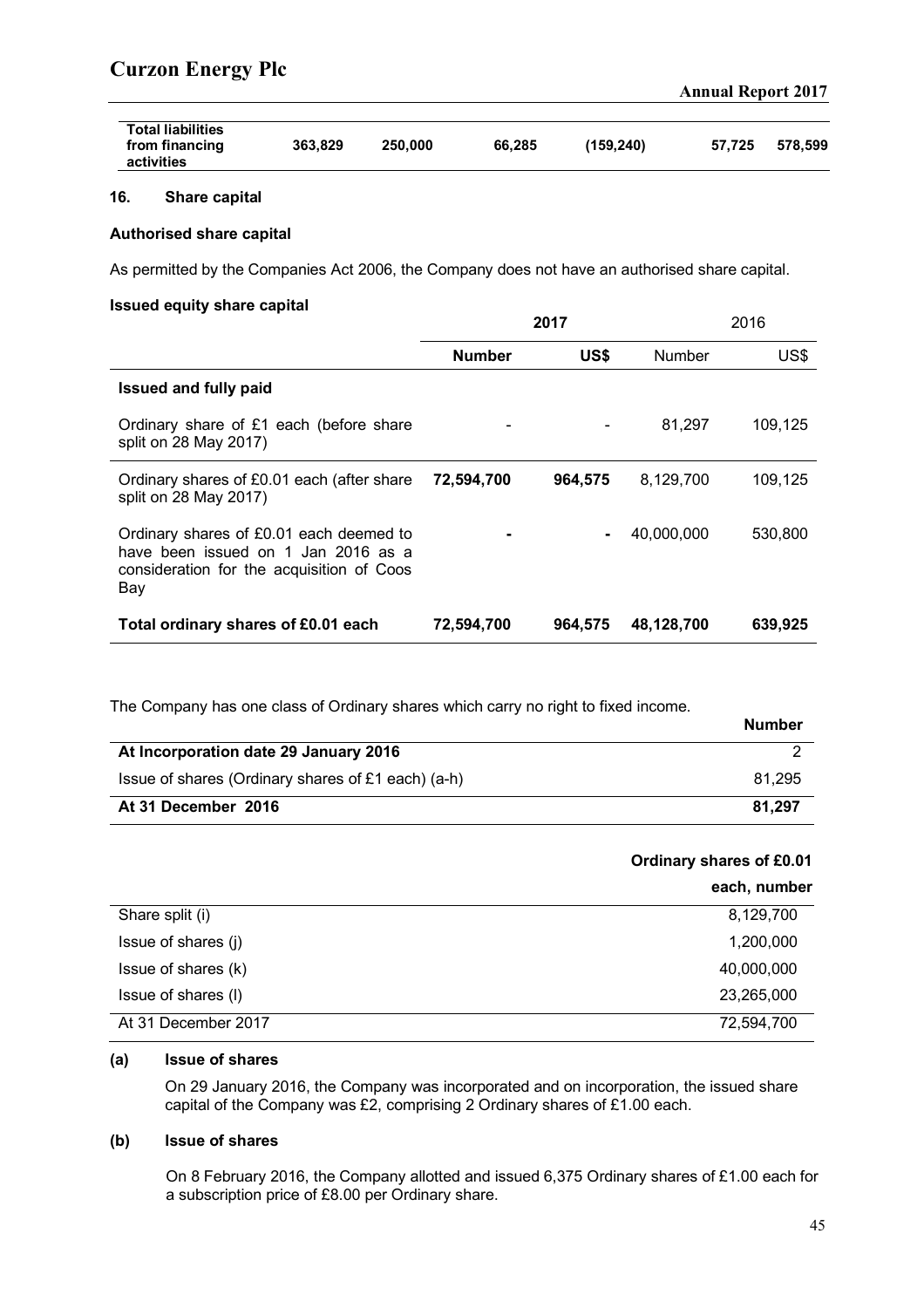| Total liabilities from financing activities | 363,829 | 250,000 | 66,285 | (159,240) | 57,725 | 578,599 |
|---|---|---|---|---|---|---|

## 16. Share capital

**Authorised share capital**

As permitted by the Companies Act 2006, the Company does not have an authorised share capital.

**Issued equity share capital**

| | **2017** | | 2016 | |
|---|---|---|---|---|
| | **Number** | **US$** | Number | US$ |
| **Issued and fully paid** | | | | |
| Ordinary share of £1 each (before share split on 28 May 2017) | - | - | 81,297 | 109,125 |
| Ordinary shares of £0.01 each (after share split on 28 May 2017) | **72,594,700** | **964,575** | 8,129,700 | 109,125 |
| Ordinary shares of £0.01 each deemed to have been issued on 1 Jan 2016 as a consideration for the acquisition of Coos Bay | **-** | **-** | 40,000,000 | 530,800 |
| **Total ordinary shares of £0.01 each** | **72,594,700** | **964,575** | **48,128,700** | **639,925** |

The Company has one class of Ordinary shares which carry no right to fixed income.

| | **Number** |
|---|---|
| **At Incorporation date 29 January 2016** | 2 |
| Issue of shares (Ordinary shares of £1 each) (a-h) | 81,295 |
| **At 31 December 2016** | **81,297** |

| | **Ordinary shares of £0.01 each, number** |
|---|---|
| Share split (i) | 8,129,700 |
| Issue of shares (j) | 1,200,000 |
| Issue of shares (k) | 40,000,000 |
| Issue of shares (l) | 23,265,000 |
| At 31 December 2017 | 72,594,700 |

### (a) Issue of shares

On 29 January 2016, the Company was incorporated and on incorporation, the issued share capital of the Company was £2, comprising 2 Ordinary shares of £1.00 each.

### (b) Issue of shares

On 8 February 2016, the Company allotted and issued 6,375 Ordinary shares of £1.00 each for a subscription price of £8.00 per Ordinary share.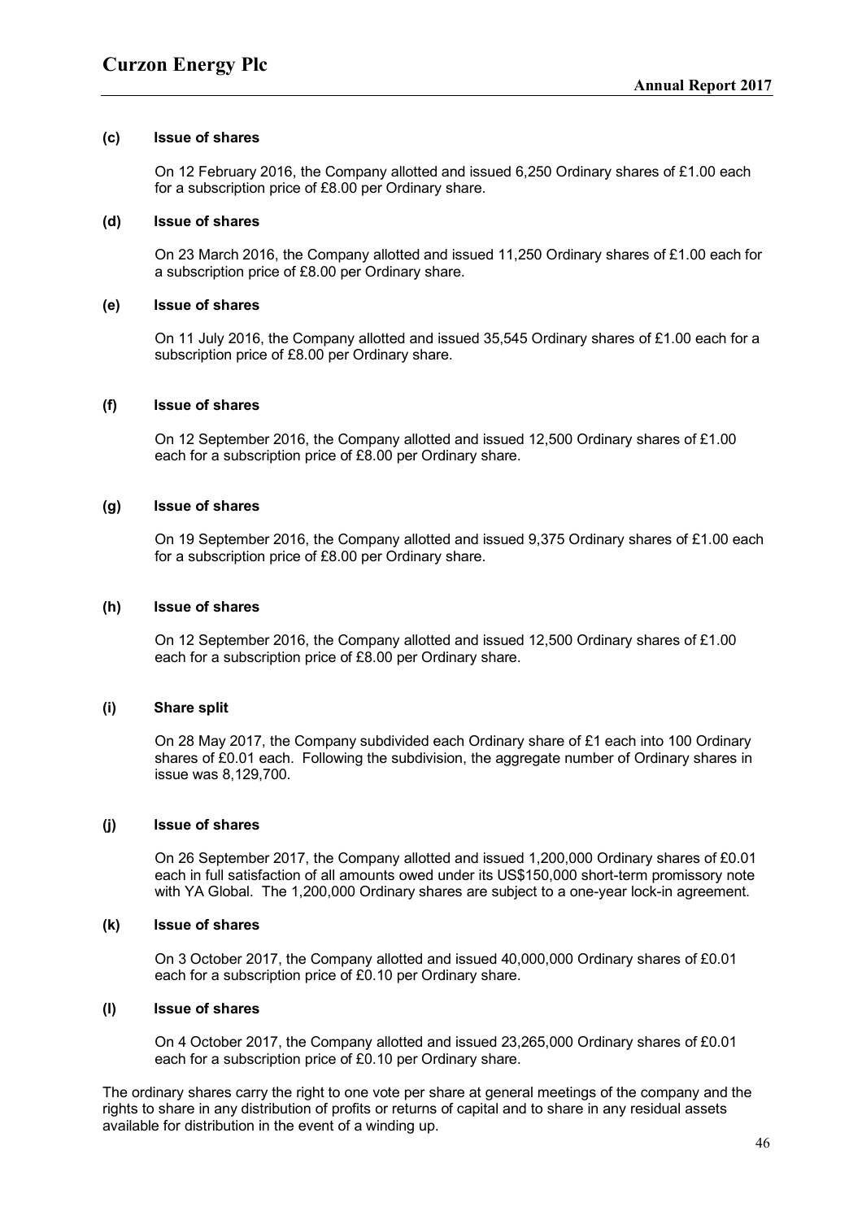**(c) Issue of shares**

On 12 February 2016, the Company allotted and issued 6,250 Ordinary shares of £1.00 each for a subscription price of £8.00 per Ordinary share.

**(d) Issue of shares**

On 23 March 2016, the Company allotted and issued 11,250 Ordinary shares of £1.00 each for a subscription price of £8.00 per Ordinary share.

**(e) Issue of shares**

On 11 July 2016, the Company allotted and issued 35,545 Ordinary shares of £1.00 each for a subscription price of £8.00 per Ordinary share.

**(f) Issue of shares**

On 12 September 2016, the Company allotted and issued 12,500 Ordinary shares of £1.00 each for a subscription price of £8.00 per Ordinary share.

**(g) Issue of shares**

On 19 September 2016, the Company allotted and issued 9,375 Ordinary shares of £1.00 each for a subscription price of £8.00 per Ordinary share.

**(h) Issue of shares**

On 12 September 2016, the Company allotted and issued 12,500 Ordinary shares of £1.00 each for a subscription price of £8.00 per Ordinary share.

**(i) Share split**

On 28 May 2017, the Company subdivided each Ordinary share of £1 each into 100 Ordinary shares of £0.01 each. Following the subdivision, the aggregate number of Ordinary shares in issue was 8,129,700.

**(j) Issue of shares**

On 26 September 2017, the Company allotted and issued 1,200,000 Ordinary shares of £0.01 each in full satisfaction of all amounts owed under its US$150,000 short-term promissory note with YA Global. The 1,200,000 Ordinary shares are subject to a one-year lock-in agreement.

**(k) Issue of shares**

On 3 October 2017, the Company allotted and issued 40,000,000 Ordinary shares of £0.01 each for a subscription price of £0.10 per Ordinary share.

**(l) Issue of shares**

On 4 October 2017, the Company allotted and issued 23,265,000 Ordinary shares of £0.01 each for a subscription price of £0.10 per Ordinary share.

The ordinary shares carry the right to one vote per share at general meetings of the company and the rights to share in any distribution of profits or returns of capital and to share in any residual assets available for distribution in the event of a winding up.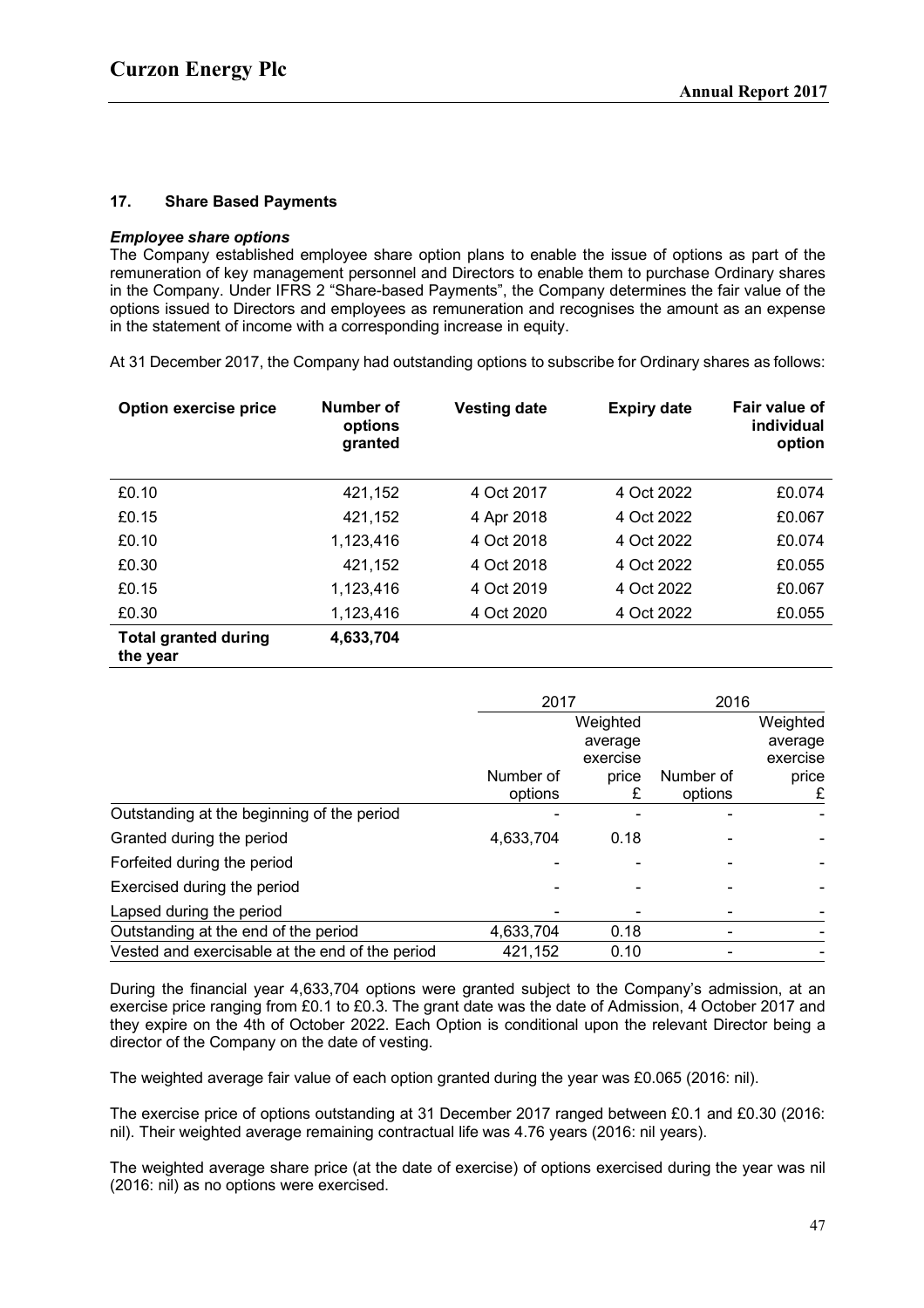### 17. Share Based Payments

***Employee share options***

The Company established employee share option plans to enable the issue of options as part of the remuneration of key management personnel and Directors to enable them to purchase Ordinary shares in the Company. Under IFRS 2 "Share-based Payments", the Company determines the fair value of the options issued to Directors and employees as remuneration and recognises the amount as an expense in the statement of income with a corresponding increase in equity.

At 31 December 2017, the Company had outstanding options to subscribe for Ordinary shares as follows:

| Option exercise price | Number of options granted | Vesting date | Expiry date | Fair value of individual option |
|---|---|---|---|---|
| £0.10 | 421,152 | 4 Oct 2017 | 4 Oct 2022 | £0.074 |
| £0.15 | 421,152 | 4 Apr 2018 | 4 Oct 2022 | £0.067 |
| £0.10 | 1,123,416 | 4 Oct 2018 | 4 Oct 2022 | £0.074 |
| £0.30 | 421,152 | 4 Oct 2018 | 4 Oct 2022 | £0.055 |
| £0.15 | 1,123,416 | 4 Oct 2019 | 4 Oct 2022 | £0.067 |
| £0.30 | 1,123,416 | 4 Oct 2020 | 4 Oct 2022 | £0.055 |
| **Total granted during the year** | **4,633,704** | | | |

| | 2017 | | 2016 | |
|---|---|---|---|---|
| | Number of options | Weighted average exercise price £ | Number of options | Weighted average exercise price £ |
| Outstanding at the beginning of the period | - | - | - | - |
| Granted during the period | 4,633,704 | 0.18 | - | - |
| Forfeited during the period | - | - | - | - |
| Exercised during the period | - | - | - | - |
| Lapsed during the period | - | - | - | - |
| Outstanding at the end of the period | 4,633,704 | 0.18 | - | - |
| Vested and exercisable at the end of the period | 421,152 | 0.10 | - | - |

During the financial year 4,633,704 options were granted subject to the Company's admission, at an exercise price ranging from £0.1 to £0.3. The grant date was the date of Admission, 4 October 2017 and they expire on the 4th of October 2022. Each Option is conditional upon the relevant Director being a director of the Company on the date of vesting.

The weighted average fair value of each option granted during the year was £0.065 (2016: nil).

The exercise price of options outstanding at 31 December 2017 ranged between £0.1 and £0.30 (2016: nil). Their weighted average remaining contractual life was 4.76 years (2016: nil years).

The weighted average share price (at the date of exercise) of options exercised during the year was nil (2016: nil) as no options were exercised.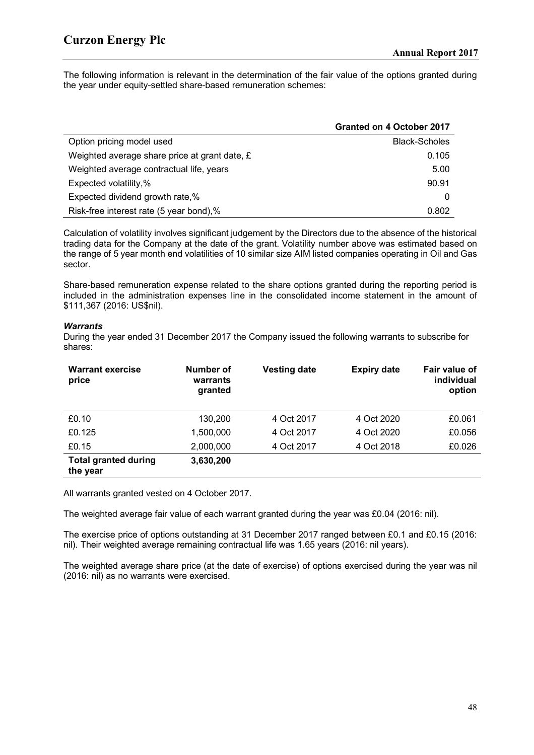The following information is relevant in the determination of the fair value of the options granted during the year under equity-settled share-based remuneration schemes:

| | Granted on 4 October 2017 |
|---|---|
| Option pricing model used | Black-Scholes |
| Weighted average share price at grant date, £ | 0.105 |
| Weighted average contractual life, years | 5.00 |
| Expected volatility,% | 90.91 |
| Expected dividend growth rate,% | 0 |
| Risk-free interest rate (5 year bond),% | 0.802 |

Calculation of volatility involves significant judgement by the Directors due to the absence of the historical trading data for the Company at the date of the grant. Volatility number above was estimated based on the range of 5 year month end volatilities of 10 similar size AIM listed companies operating in Oil and Gas sector.

Share-based remuneration expense related to the share options granted during the reporting period is included in the administration expenses line in the consolidated income statement in the amount of $111,367 (2016: US$nil).

***Warrants***

During the year ended 31 December 2017 the Company issued the following warrants to subscribe for shares:

| Warrant exercise price | Number of warrants granted | Vesting date | Expiry date | Fair value of individual option |
|---|---|---|---|---|
| £0.10 | 130,200 | 4 Oct 2017 | 4 Oct 2020 | £0.061 |
| £0.125 | 1,500,000 | 4 Oct 2017 | 4 Oct 2020 | £0.056 |
| £0.15 | 2,000,000 | 4 Oct 2017 | 4 Oct 2018 | £0.026 |
| **Total granted during the year** | **3,630,200** | | | |

All warrants granted vested on 4 October 2017.

The weighted average fair value of each warrant granted during the year was £0.04 (2016: nil).

The exercise price of options outstanding at 31 December 2017 ranged between £0.1 and £0.15 (2016: nil). Their weighted average remaining contractual life was 1.65 years (2016: nil years).

The weighted average share price (at the date of exercise) of options exercised during the year was nil (2016: nil) as no warrants were exercised.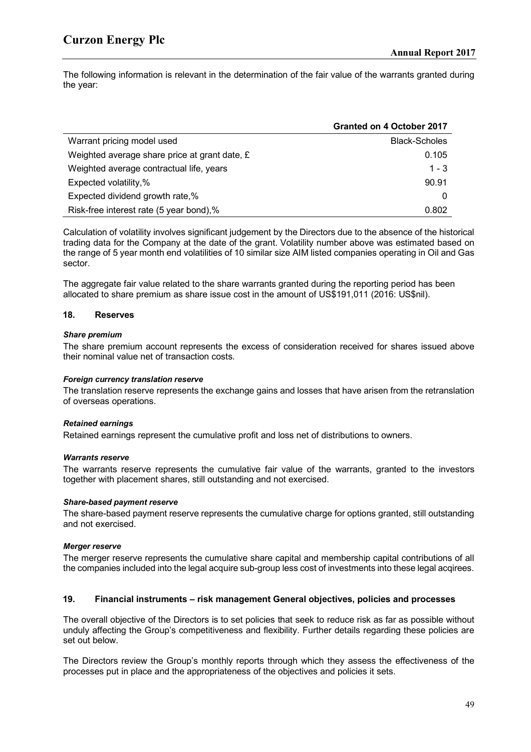The following information is relevant in the determination of the fair value of the warrants granted during the year:

| | Granted on 4 October 2017 |
|---|---|
| Warrant pricing model used | Black-Scholes |
| Weighted average share price at grant date, £ | 0.105 |
| Weighted average contractual life, years | 1 - 3 |
| Expected volatility,% | 90.91 |
| Expected dividend growth rate,% | 0 |
| Risk-free interest rate (5 year bond),% | 0.802 |

Calculation of volatility involves significant judgement by the Directors due to the absence of the historical trading data for the Company at the date of the grant. Volatility number above was estimated based on the range of 5 year month end volatilities of 10 similar size AIM listed companies operating in Oil and Gas sector.

The aggregate fair value related to the share warrants granted during the reporting period has been allocated to share premium as share issue cost in the amount of US$191,011 (2016: US$nil).

## 18. Reserves

***Share premium***

The share premium account represents the excess of consideration received for shares issued above their nominal value net of transaction costs.

***Foreign currency translation reserve***

The translation reserve represents the exchange gains and losses that have arisen from the retranslation of overseas operations.

***Retained earnings***

Retained earnings represent the cumulative profit and loss net of distributions to owners.

***Warrants reserve***

The warrants reserve represents the cumulative fair value of the warrants, granted to the investors together with placement shares, still outstanding and not exercised.

***Share-based payment reserve***

The share-based payment reserve represents the cumulative charge for options granted, still outstanding and not exercised.

***Merger reserve***

The merger reserve represents the cumulative share capital and membership capital contributions of all the companies included into the legal acquire sub-group less cost of investments into these legal acqirees.

## 19. Financial instruments – risk management General objectives, policies and processes

The overall objective of the Directors is to set policies that seek to reduce risk as far as possible without unduly affecting the Group's competitiveness and flexibility. Further details regarding these policies are set out below.

The Directors review the Group's monthly reports through which they assess the effectiveness of the processes put in place and the appropriateness of the objectives and policies it sets.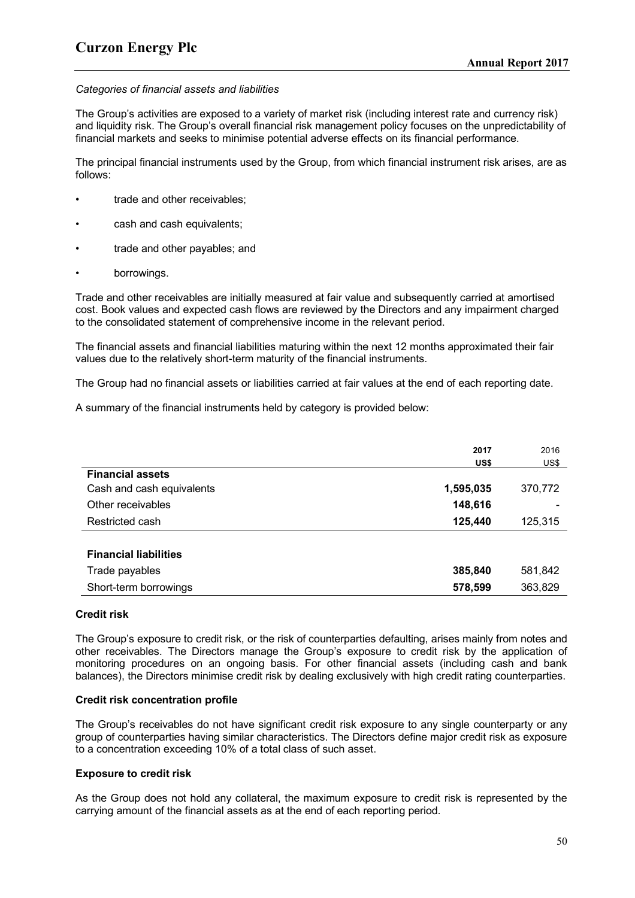*Categories of financial assets and liabilities*

The Group's activities are exposed to a variety of market risk (including interest rate and currency risk) and liquidity risk. The Group's overall financial risk management policy focuses on the unpredictability of financial markets and seeks to minimise potential adverse effects on its financial performance.

The principal financial instruments used by the Group, from which financial instrument risk arises, are as follows:

- trade and other receivables;
- cash and cash equivalents;
- trade and other payables; and
- borrowings.

Trade and other receivables are initially measured at fair value and subsequently carried at amortised cost. Book values and expected cash flows are reviewed by the Directors and any impairment charged to the consolidated statement of comprehensive income in the relevant period.

The financial assets and financial liabilities maturing within the next 12 months approximated their fair values due to the relatively short-term maturity of the financial instruments.

The Group had no financial assets or liabilities carried at fair values at the end of each reporting date.

A summary of the financial instruments held by category is provided below:

| | **2017** | 2016 |
|---|---|---|
| | **US$** | US$ |
| **Financial assets** | | |
| Cash and cash equivalents | **1,595,035** | 370,772 |
| Other receivables | **148,616** | - |
| Restricted cash | **125,440** | 125,315 |
| | | |
| **Financial liabilities** | | |
| Trade payables | **385,840** | 581,842 |
| Short-term borrowings | **578,599** | 363,829 |

**Credit risk**

The Group's exposure to credit risk, or the risk of counterparties defaulting, arises mainly from notes and other receivables. The Directors manage the Group's exposure to credit risk by the application of monitoring procedures on an ongoing basis. For other financial assets (including cash and bank balances), the Directors minimise credit risk by dealing exclusively with high credit rating counterparties.

**Credit risk concentration profile**

The Group's receivables do not have significant credit risk exposure to any single counterparty or any group of counterparties having similar characteristics. The Directors define major credit risk as exposure to a concentration exceeding 10% of a total class of such asset.

**Exposure to credit risk**

As the Group does not hold any collateral, the maximum exposure to credit risk is represented by the carrying amount of the financial assets as at the end of each reporting period.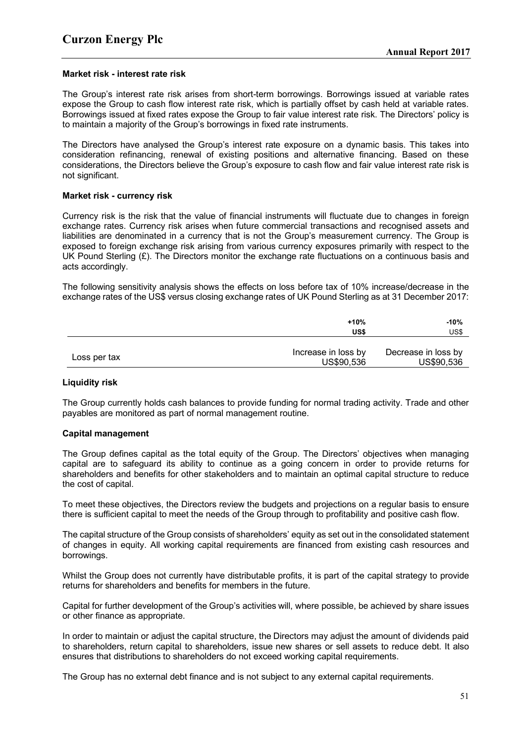#### Market risk - interest rate risk

The Group's interest rate risk arises from short-term borrowings. Borrowings issued at variable rates expose the Group to cash flow interest rate risk, which is partially offset by cash held at variable rates. Borrowings issued at fixed rates expose the Group to fair value interest rate risk. The Directors' policy is to maintain a majority of the Group's borrowings in fixed rate instruments.

The Directors have analysed the Group's interest rate exposure on a dynamic basis. This takes into consideration refinancing, renewal of existing positions and alternative financing. Based on these considerations, the Directors believe the Group's exposure to cash flow and fair value interest rate risk is not significant.

#### Market risk - currency risk

Currency risk is the risk that the value of financial instruments will fluctuate due to changes in foreign exchange rates. Currency risk arises when future commercial transactions and recognised assets and liabilities are denominated in a currency that is not the Group's measurement currency. The Group is exposed to foreign exchange risk arising from various currency exposures primarily with respect to the UK Pound Sterling (£). The Directors monitor the exchange rate fluctuations on a continuous basis and acts accordingly.

The following sensitivity analysis shows the effects on loss before tax of 10% increase/decrease in the exchange rates of the US$ versus closing exchange rates of UK Pound Sterling as at 31 December 2017:

| | **+10%** | **-10%** |
|---|---|---|
| | **US$** | US$ |
| Loss per tax | Increase in loss by US$90,536 | Decrease in loss by US$90,536 |

#### Liquidity risk

The Group currently holds cash balances to provide funding for normal trading activity. Trade and other payables are monitored as part of normal management routine.

#### Capital management

The Group defines capital as the total equity of the Group. The Directors' objectives when managing capital are to safeguard its ability to continue as a going concern in order to provide returns for shareholders and benefits for other stakeholders and to maintain an optimal capital structure to reduce the cost of capital.

To meet these objectives, the Directors review the budgets and projections on a regular basis to ensure there is sufficient capital to meet the needs of the Group through to profitability and positive cash flow.

The capital structure of the Group consists of shareholders' equity as set out in the consolidated statement of changes in equity. All working capital requirements are financed from existing cash resources and borrowings.

Whilst the Group does not currently have distributable profits, it is part of the capital strategy to provide returns for shareholders and benefits for members in the future.

Capital for further development of the Group's activities will, where possible, be achieved by share issues or other finance as appropriate.

In order to maintain or adjust the capital structure, the Directors may adjust the amount of dividends paid to shareholders, return capital to shareholders, issue new shares or sell assets to reduce debt. It also ensures that distributions to shareholders do not exceed working capital requirements.

The Group has no external debt finance and is not subject to any external capital requirements.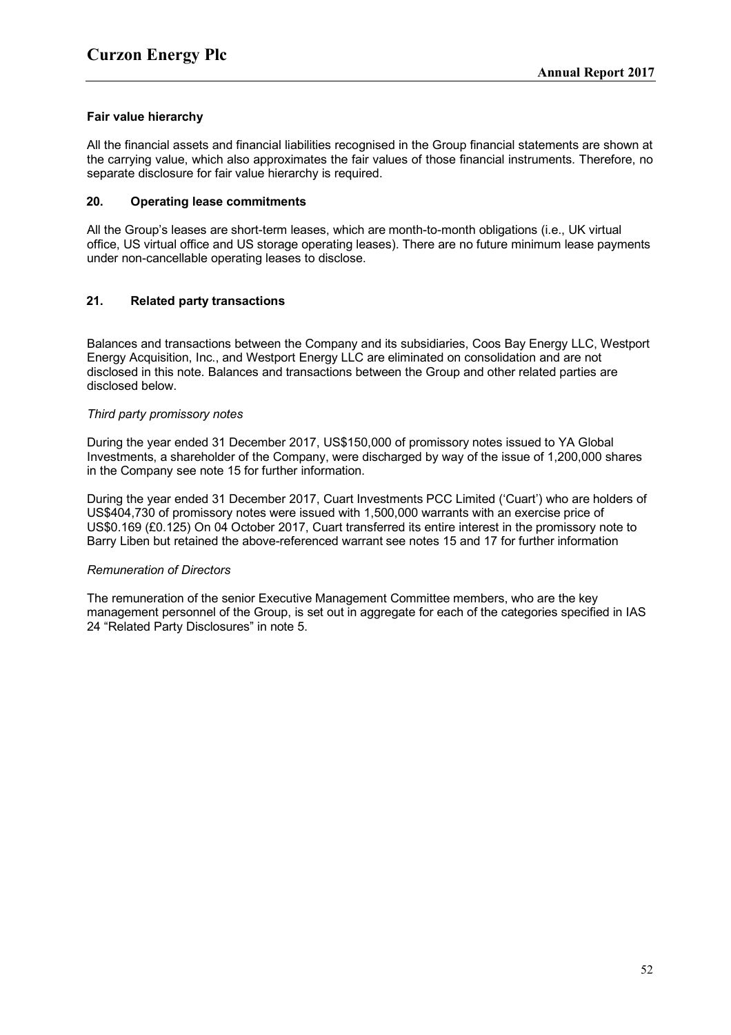**Fair value hierarchy**

All the financial assets and financial liabilities recognised in the Group financial statements are shown at the carrying value, which also approximates the fair values of those financial instruments. Therefore, no separate disclosure for fair value hierarchy is required.

## 20. Operating lease commitments

All the Group's leases are short-term leases, which are month-to-month obligations (i.e., UK virtual office, US virtual office and US storage operating leases). There are no future minimum lease payments under non-cancellable operating leases to disclose.

## 21. Related party transactions

Balances and transactions between the Company and its subsidiaries, Coos Bay Energy LLC, Westport Energy Acquisition, Inc., and Westport Energy LLC are eliminated on consolidation and are not disclosed in this note. Balances and transactions between the Group and other related parties are disclosed below.

*Third party promissory notes*

During the year ended 31 December 2017, US$150,000 of promissory notes issued to YA Global Investments, a shareholder of the Company, were discharged by way of the issue of 1,200,000 shares in the Company see note 15 for further information.

During the year ended 31 December 2017, Cuart Investments PCC Limited ('Cuart') who are holders of US$404,730 of promissory notes were issued with 1,500,000 warrants with an exercise price of US$0.169 (£0.125) On 04 October 2017, Cuart transferred its entire interest in the promissory note to Barry Liben but retained the above-referenced warrant see notes 15 and 17 for further information

*Remuneration of Directors*

The remuneration of the senior Executive Management Committee members, who are the key management personnel of the Group, is set out in aggregate for each of the categories specified in IAS 24 "Related Party Disclosures" in note 5.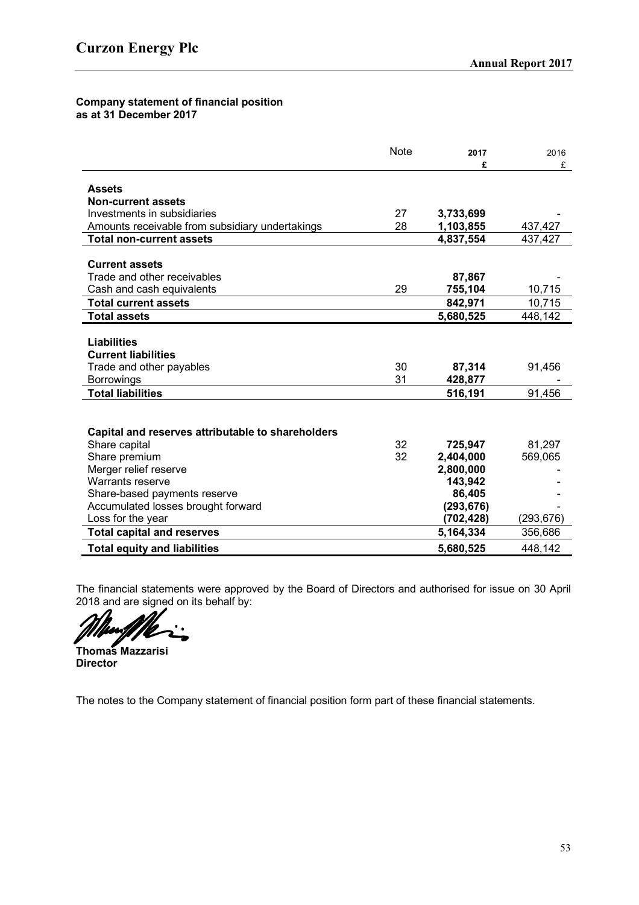**Company statement of financial position**
**as at 31 December 2017**

| | Note | 2017<br>£ | 2016<br>£ |
|---|---|---|---|
| **Assets** | | | |
| **Non-current assets** | | | |
| Investments in subsidiaries | 27 | **3,733,699** | - |
| Amounts receivable from subsidiary undertakings | 28 | **1,103,855** | 437,427 |
| **Total non-current assets** | | **4,837,554** | 437,427 |
| **Current assets** | | | |
| Trade and other receivables | | **87,867** | - |
| Cash and cash equivalents | 29 | **755,104** | 10,715 |
| **Total current assets** | | **842,971** | 10,715 |
| **Total assets** | | **5,680,525** | 448,142 |
| **Liabilities** | | | |
| **Current liabilities** | | | |
| Trade and other payables | 30 | **87,314** | 91,456 |
| Borrowings | 31 | **428,877** | - |
| **Total liabilities** | | **516,191** | 91,456 |
| **Capital and reserves attributable to shareholders** | | | |
| Share capital | 32 | **725,947** | 81,297 |
| Share premium | 32 | **2,404,000** | 569,065 |
| Merger relief reserve | | **2,800,000** | - |
| Warrants reserve | | **143,942** | - |
| Share-based payments reserve | | **86,405** | - |
| Accumulated losses brought forward | | **(293,676)** | - |
| Loss for the year | | **(702,428)** | (293,676) |
| **Total capital and reserves** | | **5,164,334** | 356,686 |
| **Total equity and liabilities** | | **5,680,525** | 448,142 |

The financial statements were approved by the Board of Directors and authorised for issue on 30 April 2018 and are signed on its behalf by:

**Thomas Mazzarisi**
**Director**

The notes to the Company statement of financial position form part of these financial statements.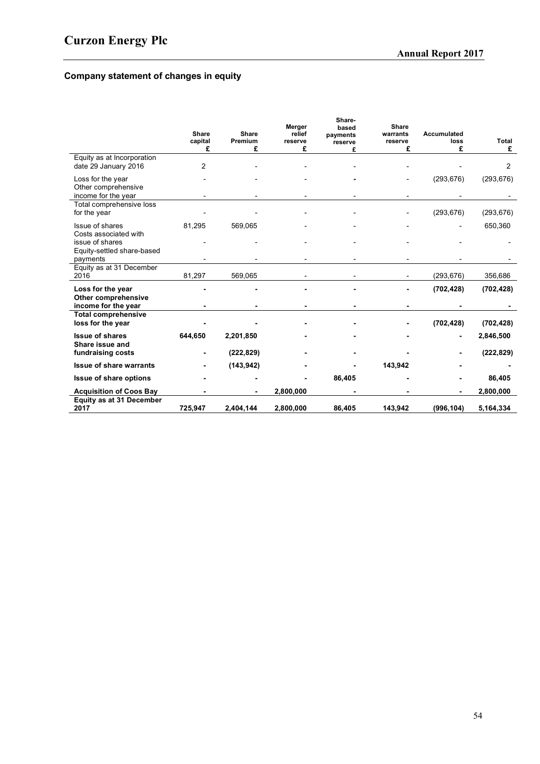## Company statement of changes in equity

| | Share capital £ | Share Premium £ | Merger relief reserve £ | Share-based payments reserve £ | Share warrants reserve £ | Accumulated loss £ | Total £ |
|---|---|---|---|---|---|---|---|
| Equity as at Incorporation date 29 January 2016 | 2 | - | - | - | - | - | 2 |
| Loss for the year | - | - | - | - | - | (293,676) | (293,676) |
| Other comprehensive income for the year | - | - | - | - | - | - | - |
| Total comprehensive loss for the year | - | - | - | - | - | (293,676) | (293,676) |
| Issue of shares | 81,295 | 569,065 | - | - | - | - | 650,360 |
| Costs associated with issue of shares | - | - | - | - | - | - | - |
| Equity-settled share-based payments | - | - | - | - | - | - | - |
| Equity as at 31 December 2016 | 81,297 | 569,065 | - | - | - | (293,676) | 356,686 |
| **Loss for the year** | **-** | **-** | **-** | **-** | **-** | **(702,428)** | **(702,428)** |
| **Other comprehensive income for the year** | **-** | **-** | **-** | **-** | **-** | **-** | **-** |
| **Total comprehensive loss for the year** | **-** | **-** | **-** | **-** | **-** | **(702,428)** | **(702,428)** |
| **Issue of shares** | **644,650** | **2,201,850** | **-** | **-** | **-** | **-** | **2,846,500** |
| **Share issue and fundraising costs** | **-** | **(222,829)** | **-** | **-** | **-** | **-** | **(222,829)** |
| **Issue of share warrants** | **-** | **(143,942)** | **-** | **-** | **143,942** | **-** | **-** |
| **Issue of share options** | **-** | **-** | **-** | **86,405** | **-** | **-** | **86,405** |
| **Acquisition of Coos Bay** | **-** | **-** | **2,800,000** | **-** | **-** | **-** | **2,800,000** |
| **Equity as at 31 December 2017** | **725,947** | **2,404,144** | **2,800,000** | **86,405** | **143,942** | **(996,104)** | **5,164,334** |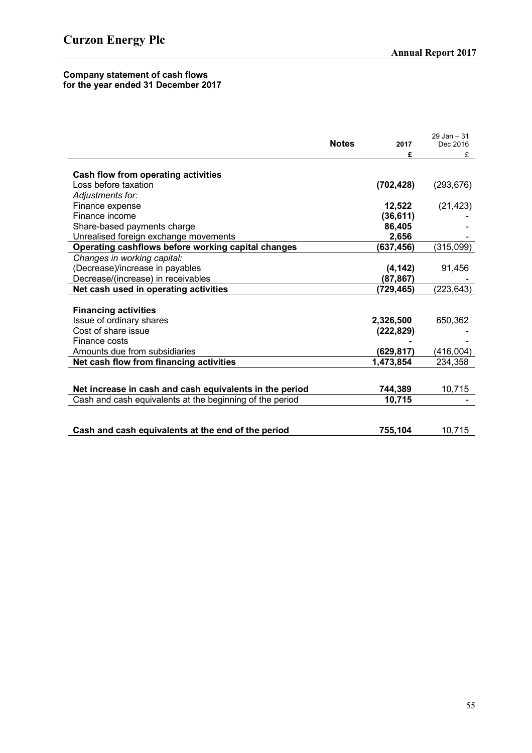**Company statement of cash flows**
**for the year ended 31 December 2017**

| | Notes | 2017 | 29 Jan – 31 Dec 2016 |
|---|---|---|---|
| | | £ | £ |
| **Cash flow from operating activities** | | | |
| Loss before taxation | | **(702,428)** | (293,676) |
| *Adjustments for:* | | | |
| Finance expense | | **12,522** | (21,423) |
| Finance income | | **(36,611)** | - |
| Share-based payments charge | | **86,405** | - |
| Unrealised foreign exchange movements | | **2,656** | - |
| **Operating cashflows before working capital changes** | | **(637,456)** | (315,099) |
| *Changes in working capital:* | | | |
| (Decrease)/increase in payables | | **(4,142)** | 91,456 |
| Decrease/(increase) in receivables | | **(87,867)** | - |
| **Net cash used in operating activities** | | **(729,465)** | (223,643) |
| **Financing activities** | | | |
| Issue of ordinary shares | | **2,326,500** | 650,362 |
| Cost of share issue | | **(222,829)** | - |
| Finance costs | | **-** | - |
| Amounts due from subsidiaries | | **(629,817)** | (416,004) |
| **Net cash flow from financing activities** | | **1,473,854** | 234,358 |
| **Net increase in cash and cash equivalents in the period** | | **744,389** | 10,715 |
| Cash and cash equivalents at the beginning of the period | | **10,715** | - |
| **Cash and cash equivalents at the end of the period** | | **755,104** | 10,715 |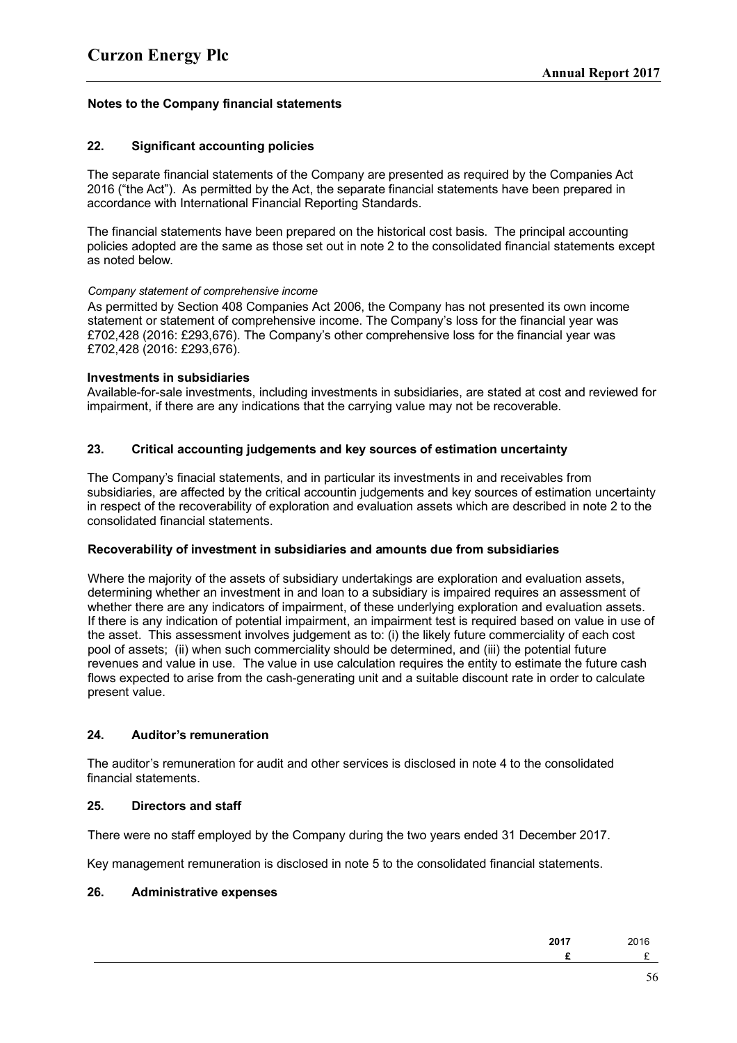## Notes to the Company financial statements

### 22. Significant accounting policies

The separate financial statements of the Company are presented as required by the Companies Act 2016 ("the Act"). As permitted by the Act, the separate financial statements have been prepared in accordance with International Financial Reporting Standards.

The financial statements have been prepared on the historical cost basis. The principal accounting policies adopted are the same as those set out in note 2 to the consolidated financial statements except as noted below.

*Company statement of comprehensive income*

As permitted by Section 408 Companies Act 2006, the Company has not presented its own income statement or statement of comprehensive income. The Company's loss for the financial year was £702,428 (2016: £293,676). The Company's other comprehensive loss for the financial year was £702,428 (2016: £293,676).

**Investments in subsidiaries**

Available-for-sale investments, including investments in subsidiaries, are stated at cost and reviewed for impairment, if there are any indications that the carrying value may not be recoverable.

### 23. Critical accounting judgements and key sources of estimation uncertainty

The Company's finacial statements, and in particular its investments in and receivables from subsidiaries, are affected by the critical accountin judgements and key sources of estimation uncertainty in respect of the recoverability of exploration and evaluation assets which are described in note 2 to the consolidated financial statements.

**Recoverability of investment in subsidiaries and amounts due from subsidiaries**

Where the majority of the assets of subsidiary undertakings are exploration and evaluation assets, determining whether an investment in and loan to a subsidiary is impaired requires an assessment of whether there are any indicators of impairment, of these underlying exploration and evaluation assets. If there is any indication of potential impairment, an impairment test is required based on value in use of the asset. This assessment involves judgement as to: (i) the likely future commerciality of each cost pool of assets; (ii) when such commerciality should be determined, and (iii) the potential future revenues and value in use. The value in use calculation requires the entity to estimate the future cash flows expected to arise from the cash-generating unit and a suitable discount rate in order to calculate present value.

### 24. Auditor's remuneration

The auditor's remuneration for audit and other services is disclosed in note 4 to the consolidated financial statements.

### 25. Directors and staff

There were no staff employed by the Company during the two years ended 31 December 2017.

Key management remuneration is disclosed in note 5 to the consolidated financial statements.

### 26. Administrative expenses

| | **2017** | 2016 |
|---|---|---|
| | **£** | £ |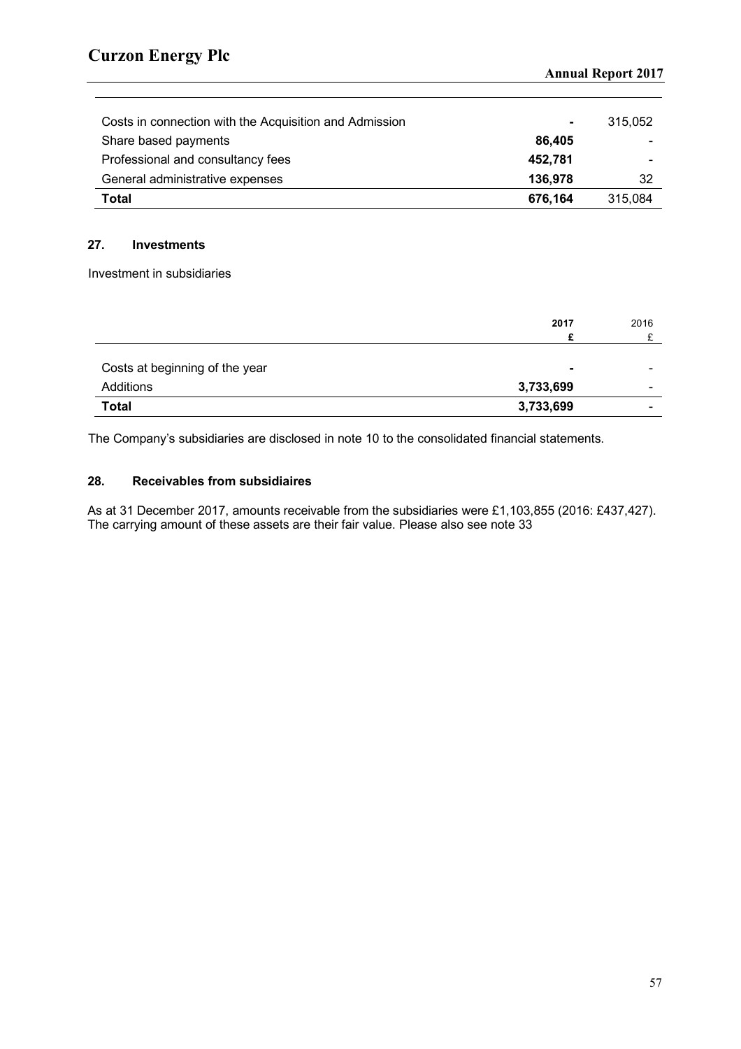| | | |
|---|---|---|
| Costs in connection with the Acquisition and Admission | **-** | 315,052 |
| Share based payments | **86,405** | - |
| Professional and consultancy fees | **452,781** | - |
| General administrative expenses | **136,978** | 32 |
| **Total** | **676,164** | 315,084 |

### 27. Investments

Investment in subsidiaries

| | 2017 £ | 2016 £ |
|---|---|---|
| Costs at beginning of the year | **-** | - |
| Additions | **3,733,699** | - |
| **Total** | **3,733,699** | - |

The Company's subsidiaries are disclosed in note 10 to the consolidated financial statements.

### 28. Receivables from subsidiaires

As at 31 December 2017, amounts receivable from the subsidiaries were £1,103,855 (2016: £437,427). The carrying amount of these assets are their fair value. Please also see note 33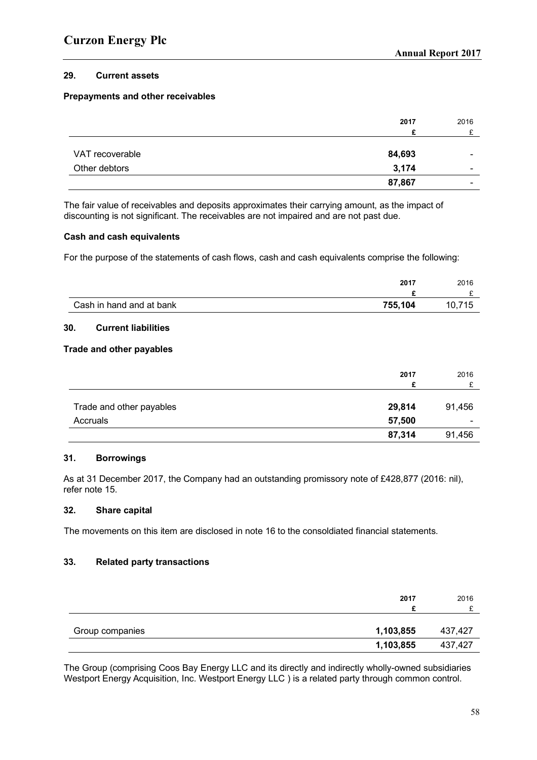## 29. Current assets

### Prepayments and other receivables

| | 2017 £ | 2016 £ |
|---|---|---|
| VAT recoverable | **84,693** | - |
| Other debtors | **3,174** | - |
| | **87,867** | - |

The fair value of receivables and deposits approximates their carrying amount, as the impact of discounting is not significant. The receivables are not impaired and are not past due.

### Cash and cash equivalents

For the purpose of the statements of cash flows, cash and cash equivalents comprise the following:

| | 2017 £ | 2016 £ |
|---|---|---|
| Cash in hand and at bank | **755,104** | 10,715 |

## 30. Current liabilities

### Trade and other payables

| | 2017 £ | 2016 £ |
|---|---|---|
| Trade and other payables | **29,814** | 91,456 |
| Accruals | **57,500** | - |
| | **87,314** | 91,456 |

## 31. Borrowings

As at 31 December 2017, the Company had an outstanding promissory note of £428,877 (2016: nil), refer note 15.

## 32. Share capital

The movements on this item are disclosed in note 16 to the consoldiated financial statements.

## 33. Related party transactions

| | 2017 £ | 2016 £ |
|---|---|---|
| Group companies | **1,103,855** | 437,427 |
| | **1,103,855** | 437,427 |

The Group (comprising Coos Bay Energy LLC and its directly and indirectly wholly-owned subsidiaries Westport Energy Acquisition, Inc. Westport Energy LLC ) is a related party through common control.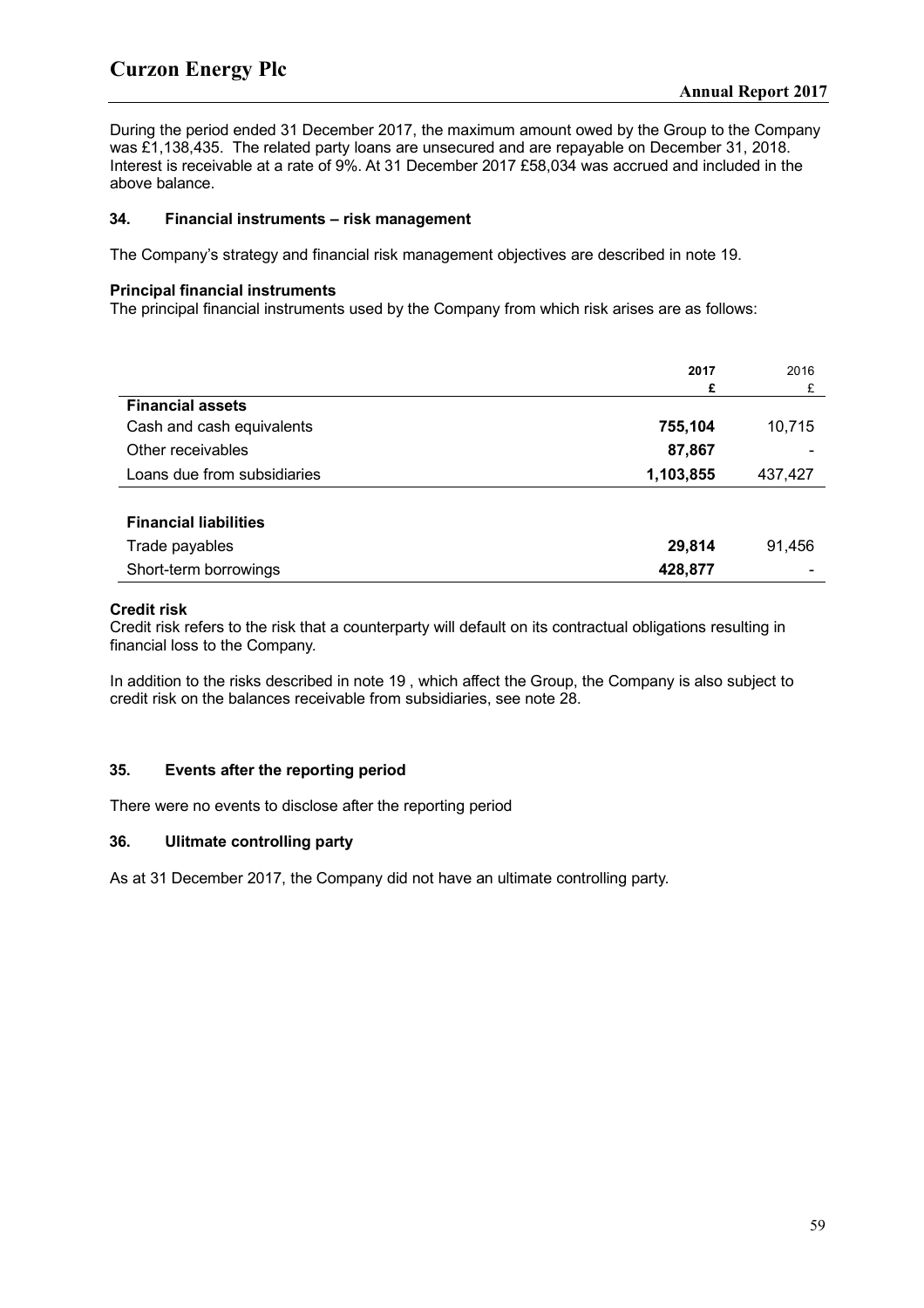During the period ended 31 December 2017, the maximum amount owed by the Group to the Company was £1,138,435. The related party loans are unsecured and are repayable on December 31, 2018. Interest is receivable at a rate of 9%. At 31 December 2017 £58,034 was accrued and included in the above balance.

### 34. Financial instruments – risk management

The Company's strategy and financial risk management objectives are described in note 19.

**Principal financial instruments**

The principal financial instruments used by the Company from which risk arises are as follows:

| | **2017** **£** | 2016 £ |
|---|---|---|
| **Financial assets** | | |
| Cash and cash equivalents | **755,104** | 10,715 |
| Other receivables | **87,867** | - |
| Loans due from subsidiaries | **1,103,855** | 437,427 |
| | | |
| **Financial liabilities** | | |
| Trade payables | **29,814** | 91,456 |
| Short-term borrowings | **428,877** | - |

**Credit risk**

Credit risk refers to the risk that a counterparty will default on its contractual obligations resulting in financial loss to the Company.

In addition to the risks described in note 19 , which affect the Group, the Company is also subject to credit risk on the balances receivable from subsidiaries, see note 28.

### 35. Events after the reporting period

There were no events to disclose after the reporting period

### 36. Ulitmate controlling party

As at 31 December 2017, the Company did not have an ultimate controlling party.